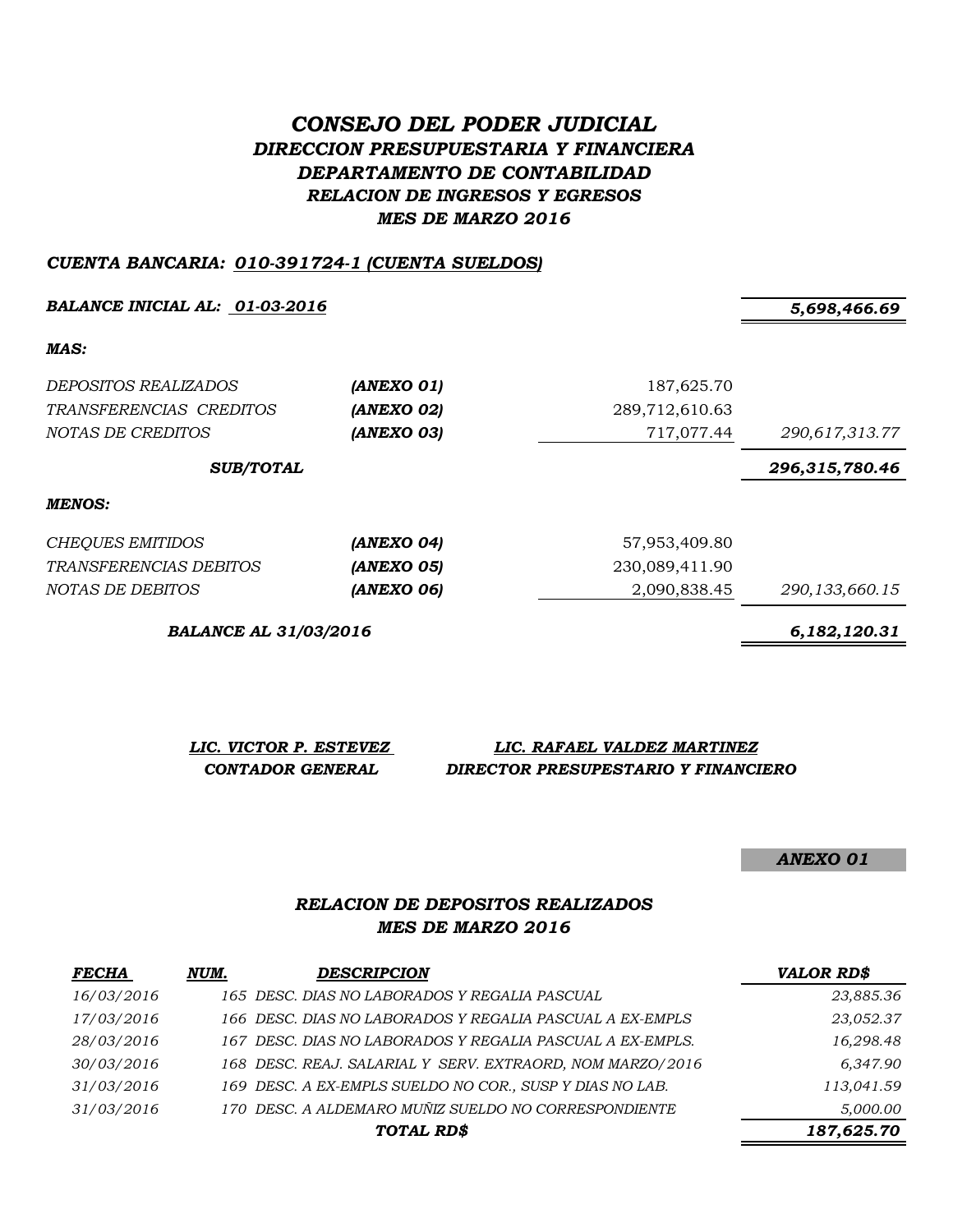# *CONSEJO DEL PODER JUDICIAL*

## *DIRECCION PRESUPUESTARIA Y FINANCIERA*

## *DEPARTAMENTO DE CONTABILIDAD*

### *RELACION DE INGRESOS Y EGRESOS*

### *MES DE MARZO 2016*

***CUENTA BANCARIA: 010-391724-1 (CUENTA SUELDOS)***

| | | | |
|---|---|---|---|
| ***BALANCE INICIAL AL: 01-03-2016*** | | | ***5,698,466.69*** |
| ***MAS:*** | | | |
| *DEPOSITOS REALIZADOS* | ***(ANEXO 01)*** | 187,625.70 | |
| *TRANSFERENCIAS CREDITOS* | ***(ANEXO 02)*** | 289,712,610.63 | |
| *NOTAS DE CREDITOS* | ***(ANEXO 03)*** | 717,077.44 | *290,617,313.77* |
| ***SUB/TOTAL*** | | | ***296,315,780.46*** |
| ***MENOS:*** | | | |
| *CHEQUES EMITIDOS* | ***(ANEXO 04)*** | 57,953,409.80 | |
| *TRANSFERENCIAS DEBITOS* | ***(ANEXO 05)*** | 230,089,411.90 | |
| *NOTAS DE DEBITOS* | ***(ANEXO 06)*** | 2,090,838.45 | *290,133,660.15* |
| ***BALANCE AL 31/03/2016*** | | | ***6,182,120.31*** |

| ***LIC. VICTOR P. ESTEVEZ*** | ***LIC. RAFAEL VALDEZ MARTINEZ*** |
|---|---|
| ***CONTADOR GENERAL*** | ***DIRECTOR PRESUPESTARIO Y FINANCIERO*** |

***ANEXO 01***

### *RELACION DE DEPOSITOS REALIZADOS*

### *MES DE MARZO 2016*

| ***FECHA*** | ***NUM.*** | ***DESCRIPCION*** | ***VALOR RD$*** |
|---|---|---|---|
| *16/03/2016* | *165* | *DESC. DIAS NO LABORADOS Y REGALIA PASCUAL* | *23,885.36* |
| *17/03/2016* | *166* | *DESC. DIAS NO LABORADOS Y REGALIA PASCUAL A EX-EMPLS* | *23,052.37* |
| *28/03/2016* | *167* | *DESC. DIAS NO LABORADOS Y REGALIA PASCUAL A EX-EMPLS.* | *16,298.48* |
| *30/03/2016* | *168* | *DESC. REAJ. SALARIAL Y SERV. EXTRAORD, NOM MARZO/2016* | *6,347.90* |
| *31/03/2016* | *169* | *DESC. A EX-EMPLS SUELDO NO COR., SUSP Y DIAS NO LAB.* | *113,041.59* |
| *31/03/2016* | *170* | *DESC. A ALDEMARO MUÑIZ SUELDO NO CORRESPONDIENTE* | *5,000.00* |
| | | ***TOTAL RD$*** | ***187,625.70*** |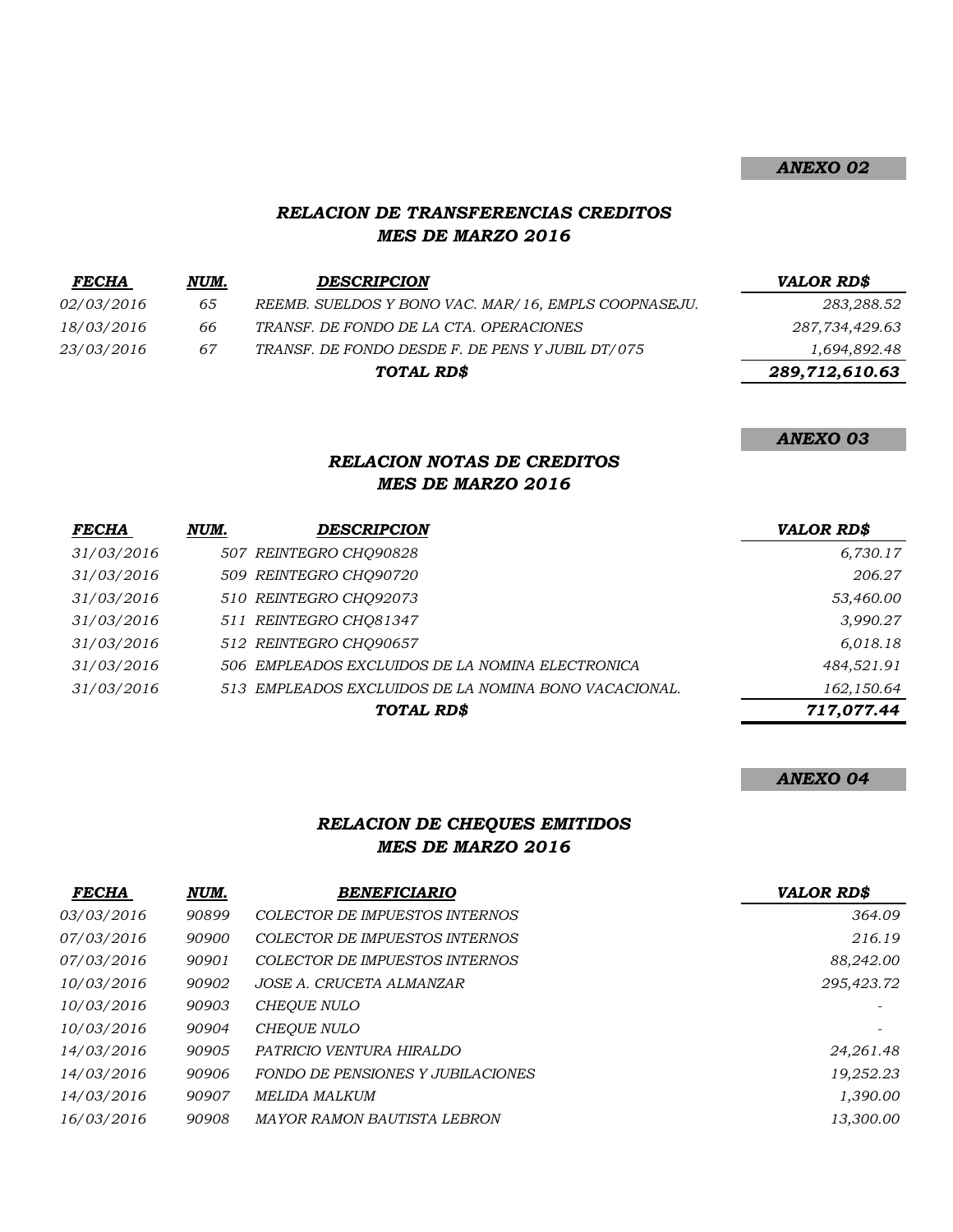***ANEXO 02***

## *RELACION DE TRANSFERENCIAS CREDITOS*
## *MES DE MARZO 2016*

| *FECHA* | *NUM.* | *DESCRIPCION* | *VALOR RD$* |
|---|---|---|---|
| 02/03/2016 | 65 | REEMB. SUELDOS Y BONO VAC. MAR/16, EMPLS COOPNASEJU. | 283,288.52 |
| 18/03/2016 | 66 | TRANSF. DE FONDO DE LA CTA. OPERACIONES | 287,734,429.63 |
| 23/03/2016 | 67 | TRANSF. DE FONDO DESDE F. DE PENS Y JUBIL DT/075 | 1,694,892.48 |
| | | ***TOTAL RD$*** | ***289,712,610.63*** |

***ANEXO 03***

## *RELACION NOTAS DE CREDITOS*
## *MES DE MARZO 2016*

| *FECHA* | *NUM.* | *DESCRIPCION* | *VALOR RD$* |
|---|---|---|---|
| 31/03/2016 | 507 | REINTEGRO CHQ90828 | 6,730.17 |
| 31/03/2016 | 509 | REINTEGRO CHQ90720 | 206.27 |
| 31/03/2016 | 510 | REINTEGRO CHQ92073 | 53,460.00 |
| 31/03/2016 | 511 | REINTEGRO CHQ81347 | 3,990.27 |
| 31/03/2016 | 512 | REINTEGRO CHQ90657 | 6,018.18 |
| 31/03/2016 | 506 | EMPLEADOS EXCLUIDOS DE LA NOMINA ELECTRONICA | 484,521.91 |
| 31/03/2016 | 513 | EMPLEADOS EXCLUIDOS DE LA NOMINA BONO VACACIONAL. | 162,150.64 |
| | | ***TOTAL RD$*** | ***717,077.44*** |

***ANEXO 04***

## *RELACION DE CHEQUES EMITIDOS*
## *MES DE MARZO 2016*

| *FECHA* | *NUM.* | *BENEFICIARIO* | *VALOR RD$* |
|---|---|---|---|
| 03/03/2016 | 90899 | COLECTOR DE IMPUESTOS INTERNOS | 364.09 |
| 07/03/2016 | 90900 | COLECTOR DE IMPUESTOS INTERNOS | 216.19 |
| 07/03/2016 | 90901 | COLECTOR DE IMPUESTOS INTERNOS | 88,242.00 |
| 10/03/2016 | 90902 | JOSE A. CRUCETA ALMANZAR | 295,423.72 |
| 10/03/2016 | 90903 | CHEQUE NULO | - |
| 10/03/2016 | 90904 | CHEQUE NULO | - |
| 14/03/2016 | 90905 | PATRICIO VENTURA HIRALDO | 24,261.48 |
| 14/03/2016 | 90906 | FONDO DE PENSIONES Y JUBILACIONES | 19,252.23 |
| 14/03/2016 | 90907 | MELIDA MALKUM | 1,390.00 |
| 16/03/2016 | 90908 | MAYOR RAMON BAUTISTA LEBRON | 13,300.00 |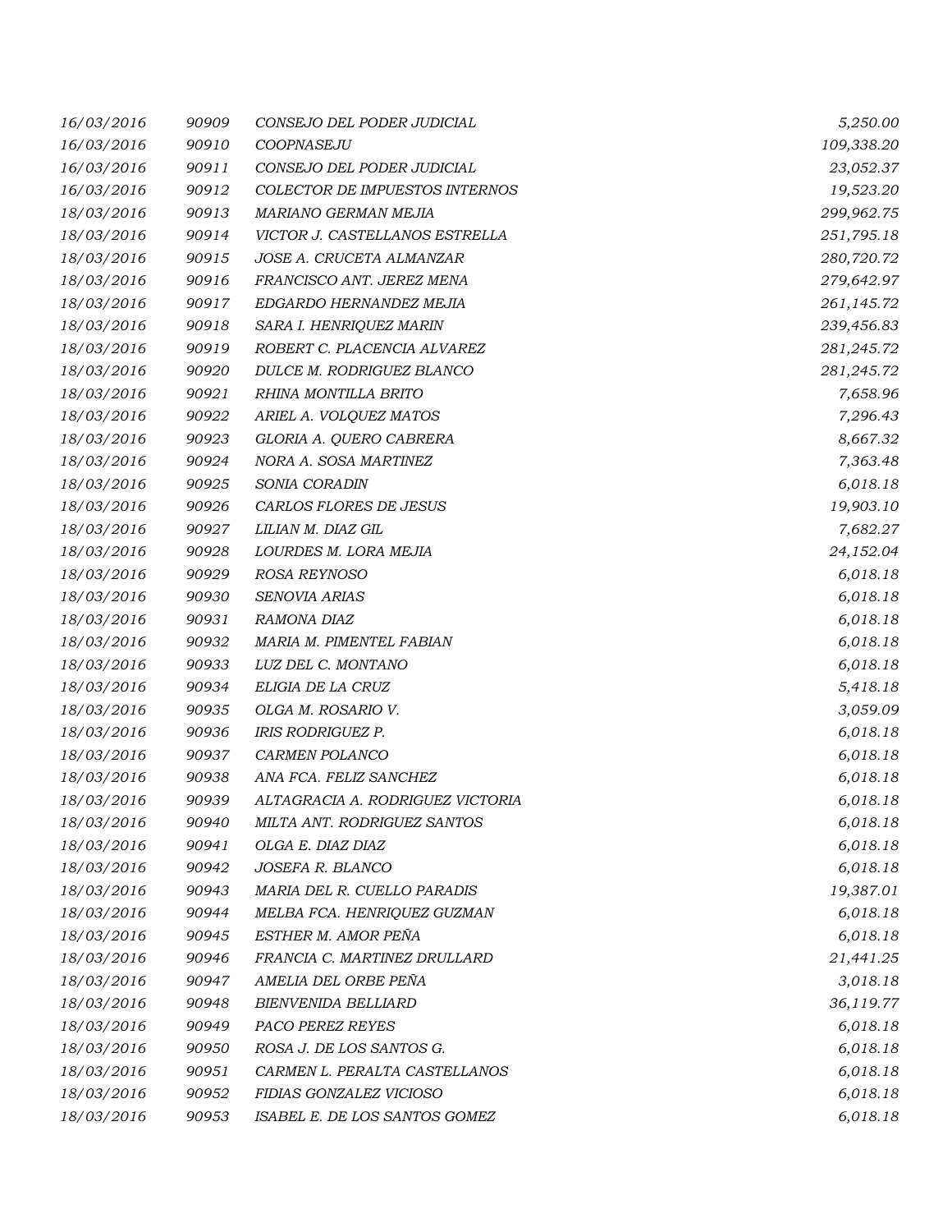| | | | |
|---|---|---|---|
| 16/03/2016 | 90909 | CONSEJO DEL PODER JUDICIAL | 5,250.00 |
| 16/03/2016 | 90910 | COOPNASEJU | 109,338.20 |
| 16/03/2016 | 90911 | CONSEJO DEL PODER JUDICIAL | 23,052.37 |
| 16/03/2016 | 90912 | COLECTOR DE IMPUESTOS INTERNOS | 19,523.20 |
| 18/03/2016 | 90913 | MARIANO GERMAN MEJIA | 299,962.75 |
| 18/03/2016 | 90914 | VICTOR J. CASTELLANOS ESTRELLA | 251,795.18 |
| 18/03/2016 | 90915 | JOSE A. CRUCETA ALMANZAR | 280,720.72 |
| 18/03/2016 | 90916 | FRANCISCO ANT. JEREZ MENA | 279,642.97 |
| 18/03/2016 | 90917 | EDGARDO HERNANDEZ MEJIA | 261,145.72 |
| 18/03/2016 | 90918 | SARA I. HENRIQUEZ MARIN | 239,456.83 |
| 18/03/2016 | 90919 | ROBERT C. PLACENCIA ALVAREZ | 281,245.72 |
| 18/03/2016 | 90920 | DULCE M. RODRIGUEZ BLANCO | 281,245.72 |
| 18/03/2016 | 90921 | RHINA MONTILLA BRITO | 7,658.96 |
| 18/03/2016 | 90922 | ARIEL A. VOLQUEZ MATOS | 7,296.43 |
| 18/03/2016 | 90923 | GLORIA A. QUERO CABRERA | 8,667.32 |
| 18/03/2016 | 90924 | NORA A. SOSA MARTINEZ | 7,363.48 |
| 18/03/2016 | 90925 | SONIA CORADIN | 6,018.18 |
| 18/03/2016 | 90926 | CARLOS FLORES DE JESUS | 19,903.10 |
| 18/03/2016 | 90927 | LILIAN M. DIAZ GIL | 7,682.27 |
| 18/03/2016 | 90928 | LOURDES M. LORA MEJIA | 24,152.04 |
| 18/03/2016 | 90929 | ROSA REYNOSO | 6,018.18 |
| 18/03/2016 | 90930 | SENOVIA ARIAS | 6,018.18 |
| 18/03/2016 | 90931 | RAMONA DIAZ | 6,018.18 |
| 18/03/2016 | 90932 | MARIA M. PIMENTEL FABIAN | 6,018.18 |
| 18/03/2016 | 90933 | LUZ DEL C. MONTANO | 6,018.18 |
| 18/03/2016 | 90934 | ELIGIA DE LA CRUZ | 5,418.18 |
| 18/03/2016 | 90935 | OLGA M. ROSARIO V. | 3,059.09 |
| 18/03/2016 | 90936 | IRIS RODRIGUEZ P. | 6,018.18 |
| 18/03/2016 | 90937 | CARMEN POLANCO | 6,018.18 |
| 18/03/2016 | 90938 | ANA FCA. FELIZ SANCHEZ | 6,018.18 |
| 18/03/2016 | 90939 | ALTAGRACIA A. RODRIGUEZ VICTORIA | 6,018.18 |
| 18/03/2016 | 90940 | MILTA ANT. RODRIGUEZ SANTOS | 6,018.18 |
| 18/03/2016 | 90941 | OLGA E. DIAZ DIAZ | 6,018.18 |
| 18/03/2016 | 90942 | JOSEFA R. BLANCO | 6,018.18 |
| 18/03/2016 | 90943 | MARIA DEL R. CUELLO PARADIS | 19,387.01 |
| 18/03/2016 | 90944 | MELBA FCA. HENRIQUEZ GUZMAN | 6,018.18 |
| 18/03/2016 | 90945 | ESTHER M. AMOR PEÑA | 6,018.18 |
| 18/03/2016 | 90946 | FRANCIA C. MARTINEZ DRULLARD | 21,441.25 |
| 18/03/2016 | 90947 | AMELIA DEL ORBE PEÑA | 3,018.18 |
| 18/03/2016 | 90948 | BIENVENIDA BELLIARD | 36,119.77 |
| 18/03/2016 | 90949 | PACO PEREZ REYES | 6,018.18 |
| 18/03/2016 | 90950 | ROSA J. DE LOS SANTOS G. | 6,018.18 |
| 18/03/2016 | 90951 | CARMEN L. PERALTA CASTELLANOS | 6,018.18 |
| 18/03/2016 | 90952 | FIDIAS GONZALEZ VICIOSO | 6,018.18 |
| 18/03/2016 | 90953 | ISABEL E. DE LOS SANTOS GOMEZ | 6,018.18 |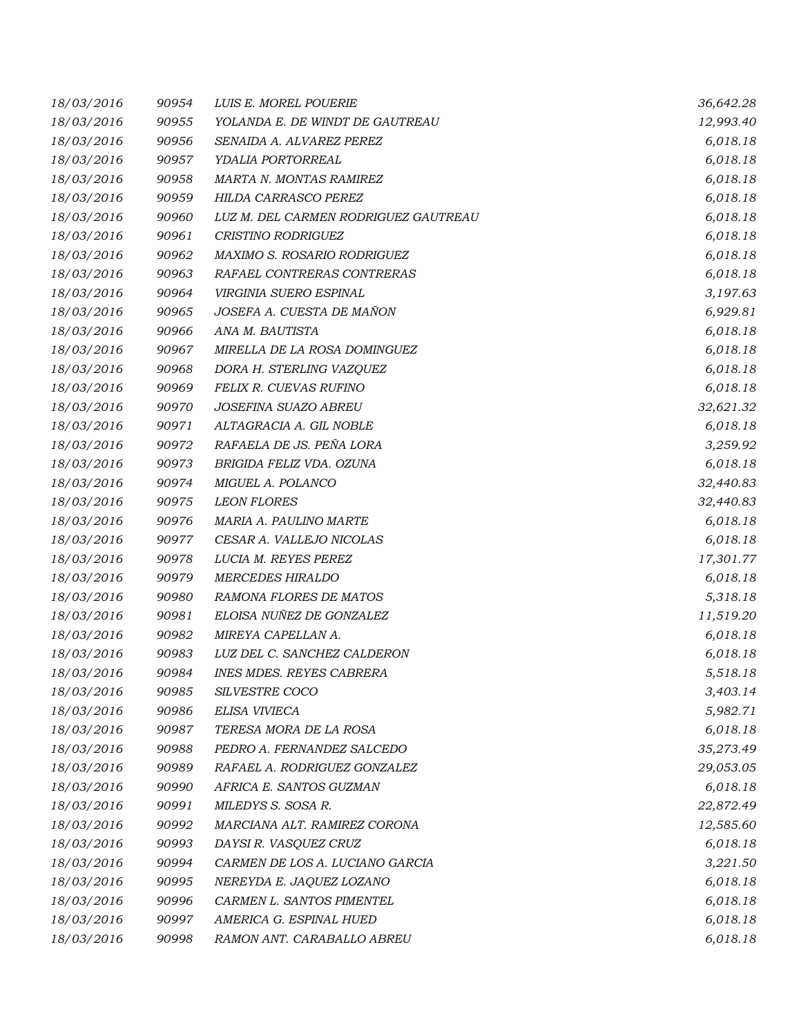| | | | |
|---|---|---|---|
| 18/03/2016 | 90954 | LUIS E. MOREL POUERIE | 36,642.28 |
| 18/03/2016 | 90955 | YOLANDA E. DE WINDT DE GAUTREAU | 12,993.40 |
| 18/03/2016 | 90956 | SENAIDA A. ALVAREZ PEREZ | 6,018.18 |
| 18/03/2016 | 90957 | YDALIA PORTORREAL | 6,018.18 |
| 18/03/2016 | 90958 | MARTA N. MONTAS RAMIREZ | 6,018.18 |
| 18/03/2016 | 90959 | HILDA CARRASCO PEREZ | 6,018.18 |
| 18/03/2016 | 90960 | LUZ M. DEL CARMEN RODRIGUEZ GAUTREAU | 6,018.18 |
| 18/03/2016 | 90961 | CRISTINO RODRIGUEZ | 6,018.18 |
| 18/03/2016 | 90962 | MAXIMO S. ROSARIO RODRIGUEZ | 6,018.18 |
| 18/03/2016 | 90963 | RAFAEL CONTRERAS CONTRERAS | 6,018.18 |
| 18/03/2016 | 90964 | VIRGINIA SUERO ESPINAL | 3,197.63 |
| 18/03/2016 | 90965 | JOSEFA A. CUESTA DE MAÑON | 6,929.81 |
| 18/03/2016 | 90966 | ANA M. BAUTISTA | 6,018.18 |
| 18/03/2016 | 90967 | MIRELLA DE LA ROSA DOMINGUEZ | 6,018.18 |
| 18/03/2016 | 90968 | DORA H. STERLING VAZQUEZ | 6,018.18 |
| 18/03/2016 | 90969 | FELIX R. CUEVAS RUFINO | 6,018.18 |
| 18/03/2016 | 90970 | JOSEFINA SUAZO ABREU | 32,621.32 |
| 18/03/2016 | 90971 | ALTAGRACIA A. GIL NOBLE | 6,018.18 |
| 18/03/2016 | 90972 | RAFAELA DE JS. PEÑA LORA | 3,259.92 |
| 18/03/2016 | 90973 | BRIGIDA FELIZ VDA. OZUNA | 6,018.18 |
| 18/03/2016 | 90974 | MIGUEL A. POLANCO | 32,440.83 |
| 18/03/2016 | 90975 | LEON FLORES | 32,440.83 |
| 18/03/2016 | 90976 | MARIA A. PAULINO MARTE | 6,018.18 |
| 18/03/2016 | 90977 | CESAR A. VALLEJO NICOLAS | 6,018.18 |
| 18/03/2016 | 90978 | LUCIA M. REYES PEREZ | 17,301.77 |
| 18/03/2016 | 90979 | MERCEDES HIRALDO | 6,018.18 |
| 18/03/2016 | 90980 | RAMONA FLORES DE MATOS | 5,318.18 |
| 18/03/2016 | 90981 | ELOISA NUÑEZ DE GONZALEZ | 11,519.20 |
| 18/03/2016 | 90982 | MIREYA CAPELLAN A. | 6,018.18 |
| 18/03/2016 | 90983 | LUZ DEL C. SANCHEZ CALDERON | 6,018.18 |
| 18/03/2016 | 90984 | INES MDES. REYES CABRERA | 5,518.18 |
| 18/03/2016 | 90985 | SILVESTRE COCO | 3,403.14 |
| 18/03/2016 | 90986 | ELISA VIVIECA | 5,982.71 |
| 18/03/2016 | 90987 | TERESA MORA DE LA ROSA | 6,018.18 |
| 18/03/2016 | 90988 | PEDRO A. FERNANDEZ SALCEDO | 35,273.49 |
| 18/03/2016 | 90989 | RAFAEL A. RODRIGUEZ GONZALEZ | 29,053.05 |
| 18/03/2016 | 90990 | AFRICA E. SANTOS GUZMAN | 6,018.18 |
| 18/03/2016 | 90991 | MILEDYS S. SOSA R. | 22,872.49 |
| 18/03/2016 | 90992 | MARCIANA ALT. RAMIREZ CORONA | 12,585.60 |
| 18/03/2016 | 90993 | DAYSI R. VASQUEZ CRUZ | 6,018.18 |
| 18/03/2016 | 90994 | CARMEN DE LOS A. LUCIANO GARCIA | 3,221.50 |
| 18/03/2016 | 90995 | NEREYDA E. JAQUEZ LOZANO | 6,018.18 |
| 18/03/2016 | 90996 | CARMEN L. SANTOS PIMENTEL | 6,018.18 |
| 18/03/2016 | 90997 | AMERICA G. ESPINAL HUED | 6,018.18 |
| 18/03/2016 | 90998 | RAMON ANT. CARABALLO ABREU | 6,018.18 |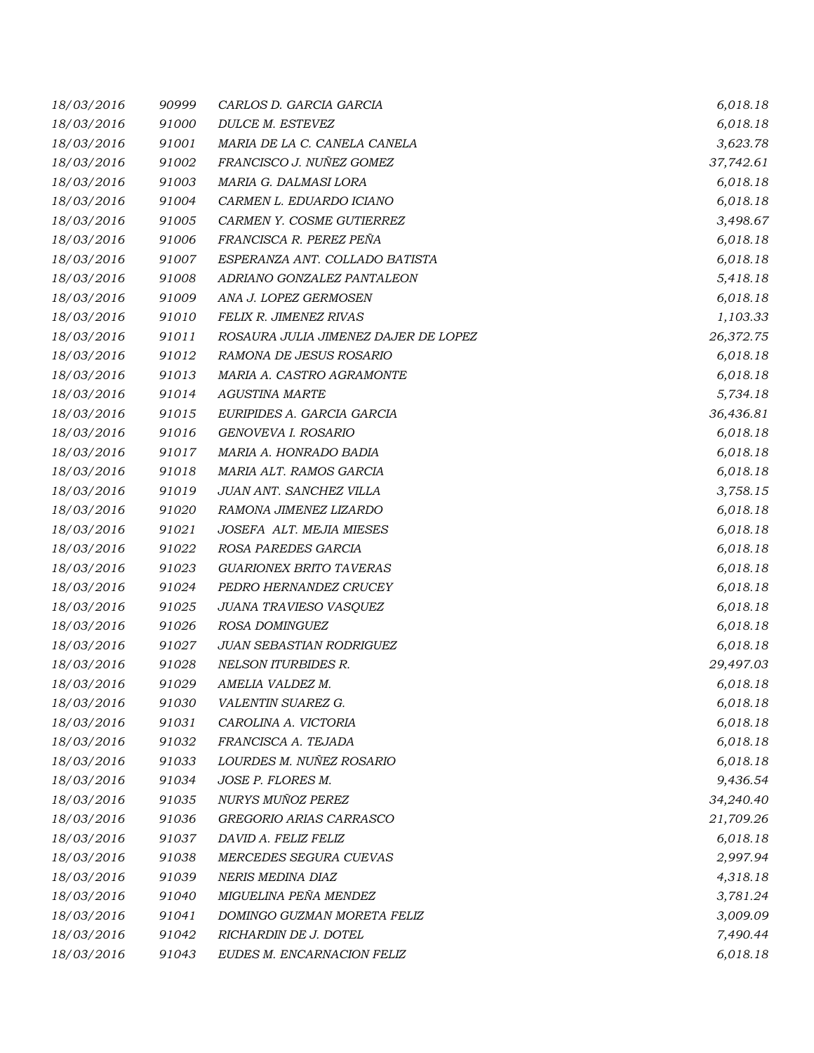| | | | |
|---|---|---|---|
| *18/03/2016* | *90999* | *CARLOS D. GARCIA GARCIA* | *6,018.18* |
| *18/03/2016* | *91000* | *DULCE M. ESTEVEZ* | *6,018.18* |
| *18/03/2016* | *91001* | *MARIA DE LA C. CANELA CANELA* | *3,623.78* |
| *18/03/2016* | *91002* | *FRANCISCO J. NUÑEZ GOMEZ* | *37,742.61* |
| *18/03/2016* | *91003* | *MARIA G. DALMASI LORA* | *6,018.18* |
| *18/03/2016* | *91004* | *CARMEN L. EDUARDO ICIANO* | *6,018.18* |
| *18/03/2016* | *91005* | *CARMEN Y. COSME GUTIERREZ* | *3,498.67* |
| *18/03/2016* | *91006* | *FRANCISCA R. PEREZ PEÑA* | *6,018.18* |
| *18/03/2016* | *91007* | *ESPERANZA ANT. COLLADO BATISTA* | *6,018.18* |
| *18/03/2016* | *91008* | *ADRIANO GONZALEZ PANTALEON* | *5,418.18* |
| *18/03/2016* | *91009* | *ANA J. LOPEZ GERMOSEN* | *6,018.18* |
| *18/03/2016* | *91010* | *FELIX R. JIMENEZ RIVAS* | *1,103.33* |
| *18/03/2016* | *91011* | *ROSAURA JULIA JIMENEZ DAJER DE LOPEZ* | *26,372.75* |
| *18/03/2016* | *91012* | *RAMONA DE JESUS ROSARIO* | *6,018.18* |
| *18/03/2016* | *91013* | *MARIA A. CASTRO AGRAMONTE* | *6,018.18* |
| *18/03/2016* | *91014* | *AGUSTINA MARTE* | *5,734.18* |
| *18/03/2016* | *91015* | *EURIPIDES A. GARCIA GARCIA* | *36,436.81* |
| *18/03/2016* | *91016* | *GENOVEVA I. ROSARIO* | *6,018.18* |
| *18/03/2016* | *91017* | *MARIA A. HONRADO BADIA* | *6,018.18* |
| *18/03/2016* | *91018* | *MARIA ALT. RAMOS GARCIA* | *6,018.18* |
| *18/03/2016* | *91019* | *JUAN ANT. SANCHEZ VILLA* | *3,758.15* |
| *18/03/2016* | *91020* | *RAMONA JIMENEZ LIZARDO* | *6,018.18* |
| *18/03/2016* | *91021* | *JOSEFA ALT. MEJIA MIESES* | *6,018.18* |
| *18/03/2016* | *91022* | *ROSA PAREDES GARCIA* | *6,018.18* |
| *18/03/2016* | *91023* | *GUARIONEX BRITO TAVERAS* | *6,018.18* |
| *18/03/2016* | *91024* | *PEDRO HERNANDEZ CRUCEY* | *6,018.18* |
| *18/03/2016* | *91025* | *JUANA TRAVIESO VASQUEZ* | *6,018.18* |
| *18/03/2016* | *91026* | *ROSA DOMINGUEZ* | *6,018.18* |
| *18/03/2016* | *91027* | *JUAN SEBASTIAN RODRIGUEZ* | *6,018.18* |
| *18/03/2016* | *91028* | *NELSON ITURBIDES R.* | *29,497.03* |
| *18/03/2016* | *91029* | *AMELIA VALDEZ M.* | *6,018.18* |
| *18/03/2016* | *91030* | *VALENTIN SUAREZ G.* | *6,018.18* |
| *18/03/2016* | *91031* | *CAROLINA A. VICTORIA* | *6,018.18* |
| *18/03/2016* | *91032* | *FRANCISCA A. TEJADA* | *6,018.18* |
| *18/03/2016* | *91033* | *LOURDES M. NUÑEZ ROSARIO* | *6,018.18* |
| *18/03/2016* | *91034* | *JOSE P. FLORES M.* | *9,436.54* |
| *18/03/2016* | *91035* | *NURYS MUÑOZ PEREZ* | *34,240.40* |
| *18/03/2016* | *91036* | *GREGORIO ARIAS CARRASCO* | *21,709.26* |
| *18/03/2016* | *91037* | *DAVID A. FELIZ FELIZ* | *6,018.18* |
| *18/03/2016* | *91038* | *MERCEDES SEGURA CUEVAS* | *2,997.94* |
| *18/03/2016* | *91039* | *NERIS MEDINA DIAZ* | *4,318.18* |
| *18/03/2016* | *91040* | *MIGUELINA PEÑA MENDEZ* | *3,781.24* |
| *18/03/2016* | *91041* | *DOMINGO GUZMAN MORETA FELIZ* | *3,009.09* |
| *18/03/2016* | *91042* | *RICHARDIN DE J. DOTEL* | *7,490.44* |
| *18/03/2016* | *91043* | *EUDES M. ENCARNACION FELIZ* | *6,018.18* |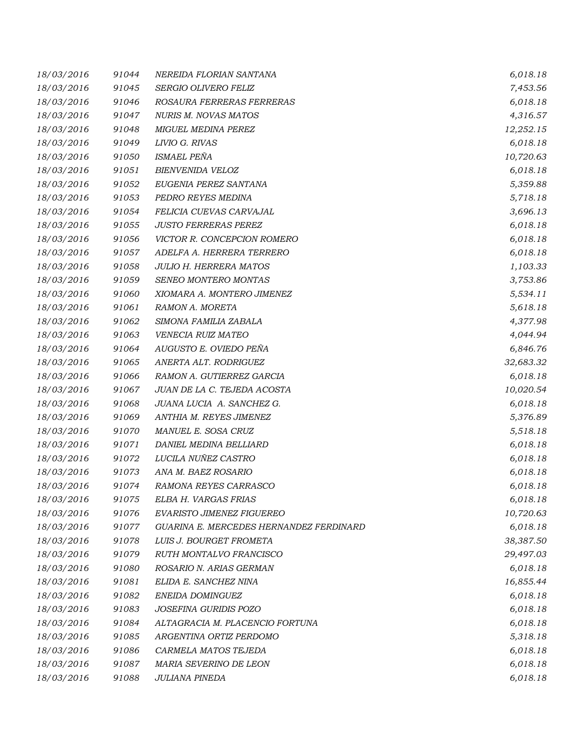| | | | |
|---|---|---|---|
| 18/03/2016 | 91044 | NEREIDA FLORIAN SANTANA | 6,018.18 |
| 18/03/2016 | 91045 | SERGIO OLIVERO FELIZ | 7,453.56 |
| 18/03/2016 | 91046 | ROSAURA FERRERAS FERRERAS | 6,018.18 |
| 18/03/2016 | 91047 | NURIS M. NOVAS MATOS | 4,316.57 |
| 18/03/2016 | 91048 | MIGUEL MEDINA PEREZ | 12,252.15 |
| 18/03/2016 | 91049 | LIVIO G. RIVAS | 6,018.18 |
| 18/03/2016 | 91050 | ISMAEL PEÑA | 10,720.63 |
| 18/03/2016 | 91051 | BIENVENIDA VELOZ | 6,018.18 |
| 18/03/2016 | 91052 | EUGENIA PEREZ SANTANA | 5,359.88 |
| 18/03/2016 | 91053 | PEDRO REYES MEDINA | 5,718.18 |
| 18/03/2016 | 91054 | FELICIA CUEVAS CARVAJAL | 3,696.13 |
| 18/03/2016 | 91055 | JUSTO FERRERAS PEREZ | 6,018.18 |
| 18/03/2016 | 91056 | VICTOR R. CONCEPCION ROMERO | 6,018.18 |
| 18/03/2016 | 91057 | ADELFA A. HERRERA TERRERO | 6,018.18 |
| 18/03/2016 | 91058 | JULIO H. HERRERA MATOS | 1,103.33 |
| 18/03/2016 | 91059 | SENEO MONTERO MONTAS | 3,753.86 |
| 18/03/2016 | 91060 | XIOMARA A. MONTERO JIMENEZ | 5,534.11 |
| 18/03/2016 | 91061 | RAMON A. MORETA | 5,618.18 |
| 18/03/2016 | 91062 | SIMONA FAMILIA ZABALA | 4,377.98 |
| 18/03/2016 | 91063 | VENECIA RUIZ MATEO | 4,044.94 |
| 18/03/2016 | 91064 | AUGUSTO E. OVIEDO PEÑA | 6,846.76 |
| 18/03/2016 | 91065 | ANERTA ALT. RODRIGUEZ | 32,683.32 |
| 18/03/2016 | 91066 | RAMON A. GUTIERREZ GARCIA | 6,018.18 |
| 18/03/2016 | 91067 | JUAN DE LA C. TEJEDA ACOSTA | 10,020.54 |
| 18/03/2016 | 91068 | JUANA LUCIA A. SANCHEZ G. | 6,018.18 |
| 18/03/2016 | 91069 | ANTHIA M. REYES JIMENEZ | 5,376.89 |
| 18/03/2016 | 91070 | MANUEL E. SOSA CRUZ | 5,518.18 |
| 18/03/2016 | 91071 | DANIEL MEDINA BELLIARD | 6,018.18 |
| 18/03/2016 | 91072 | LUCILA NUÑEZ CASTRO | 6,018.18 |
| 18/03/2016 | 91073 | ANA M. BAEZ ROSARIO | 6,018.18 |
| 18/03/2016 | 91074 | RAMONA REYES CARRASCO | 6,018.18 |
| 18/03/2016 | 91075 | ELBA H. VARGAS FRIAS | 6,018.18 |
| 18/03/2016 | 91076 | EVARISTO JIMENEZ FIGUEREO | 10,720.63 |
| 18/03/2016 | 91077 | GUARINA E. MERCEDES HERNANDEZ FERDINARD | 6,018.18 |
| 18/03/2016 | 91078 | LUIS J. BOURGET FROMETA | 38,387.50 |
| 18/03/2016 | 91079 | RUTH MONTALVO FRANCISCO | 29,497.03 |
| 18/03/2016 | 91080 | ROSARIO N. ARIAS GERMAN | 6,018.18 |
| 18/03/2016 | 91081 | ELIDA E. SANCHEZ NINA | 16,855.44 |
| 18/03/2016 | 91082 | ENEIDA DOMINGUEZ | 6,018.18 |
| 18/03/2016 | 91083 | JOSEFINA GURIDIS POZO | 6,018.18 |
| 18/03/2016 | 91084 | ALTAGRACIA M. PLACENCIO FORTUNA | 6,018.18 |
| 18/03/2016 | 91085 | ARGENTINA ORTIZ PERDOMO | 5,318.18 |
| 18/03/2016 | 91086 | CARMELA MATOS TEJEDA | 6,018.18 |
| 18/03/2016 | 91087 | MARIA SEVERINO DE LEON | 6,018.18 |
| 18/03/2016 | 91088 | JULIANA PINEDA | 6,018.18 |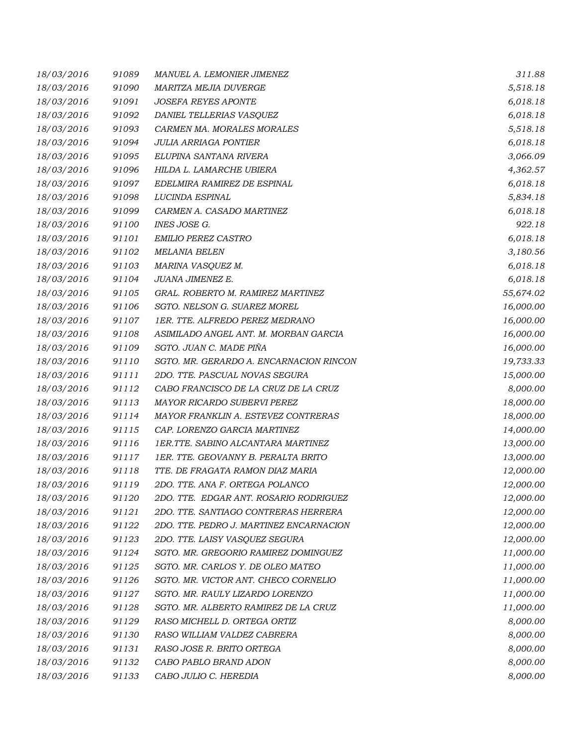| | | | |
|---|---|---|---|
| 18/03/2016 | 91089 | MANUEL A. LEMONIER JIMENEZ | 311.88 |
| 18/03/2016 | 91090 | MARITZA MEJIA DUVERGE | 5,518.18 |
| 18/03/2016 | 91091 | JOSEFA REYES APONTE | 6,018.18 |
| 18/03/2016 | 91092 | DANIEL TELLERIAS VASQUEZ | 6,018.18 |
| 18/03/2016 | 91093 | CARMEN MA. MORALES MORALES | 5,518.18 |
| 18/03/2016 | 91094 | JULIA ARRIAGA PONTIER | 6,018.18 |
| 18/03/2016 | 91095 | ELUPINA SANTANA RIVERA | 3,066.09 |
| 18/03/2016 | 91096 | HILDA L. LAMARCHE UBIERA | 4,362.57 |
| 18/03/2016 | 91097 | EDELMIRA RAMIREZ DE ESPINAL | 6,018.18 |
| 18/03/2016 | 91098 | LUCINDA ESPINAL | 5,834.18 |
| 18/03/2016 | 91099 | CARMEN A. CASADO MARTINEZ | 6,018.18 |
| 18/03/2016 | 91100 | INES JOSE G. | 922.18 |
| 18/03/2016 | 91101 | EMILIO PEREZ CASTRO | 6,018.18 |
| 18/03/2016 | 91102 | MELANIA BELEN | 3,180.56 |
| 18/03/2016 | 91103 | MARINA VASQUEZ M. | 6,018.18 |
| 18/03/2016 | 91104 | JUANA JIMENEZ E. | 6,018.18 |
| 18/03/2016 | 91105 | GRAL. ROBERTO M. RAMIREZ MARTINEZ | 55,674.02 |
| 18/03/2016 | 91106 | SGTO. NELSON G. SUAREZ MOREL | 16,000.00 |
| 18/03/2016 | 91107 | 1ER. TTE. ALFREDO PEREZ MEDRANO | 16,000.00 |
| 18/03/2016 | 91108 | ASIMILADO ANGEL ANT. M. MORBAN GARCIA | 16,000.00 |
| 18/03/2016 | 91109 | SGTO. JUAN C. MADE PIÑA | 16,000.00 |
| 18/03/2016 | 91110 | SGTO. MR. GERARDO A. ENCARNACION RINCON | 19,733.33 |
| 18/03/2016 | 91111 | 2DO. TTE. PASCUAL NOVAS SEGURA | 15,000.00 |
| 18/03/2016 | 91112 | CABO FRANCISCO DE LA CRUZ DE LA CRUZ | 8,000.00 |
| 18/03/2016 | 91113 | MAYOR RICARDO SUBERVI PEREZ | 18,000.00 |
| 18/03/2016 | 91114 | MAYOR FRANKLIN A. ESTEVEZ CONTRERAS | 18,000.00 |
| 18/03/2016 | 91115 | CAP. LORENZO GARCIA MARTINEZ | 14,000.00 |
| 18/03/2016 | 91116 | 1ER.TTE. SABINO ALCANTARA MARTINEZ | 13,000.00 |
| 18/03/2016 | 91117 | 1ER. TTE. GEOVANNY B. PERALTA BRITO | 13,000.00 |
| 18/03/2016 | 91118 | TTE. DE FRAGATA RAMON DIAZ MARIA | 12,000.00 |
| 18/03/2016 | 91119 | 2DO. TTE. ANA F. ORTEGA POLANCO | 12,000.00 |
| 18/03/2016 | 91120 | 2DO. TTE. EDGAR ANT. ROSARIO RODRIGUEZ | 12,000.00 |
| 18/03/2016 | 91121 | 2DO. TTE. SANTIAGO CONTRERAS HERRERA | 12,000.00 |
| 18/03/2016 | 91122 | 2DO. TTE. PEDRO J. MARTINEZ ENCARNACION | 12,000.00 |
| 18/03/2016 | 91123 | 2DO. TTE. LAISY VASQUEZ SEGURA | 12,000.00 |
| 18/03/2016 | 91124 | SGTO. MR. GREGORIO RAMIREZ DOMINGUEZ | 11,000.00 |
| 18/03/2016 | 91125 | SGTO. MR. CARLOS Y. DE OLEO MATEO | 11,000.00 |
| 18/03/2016 | 91126 | SGTO. MR. VICTOR ANT. CHECO CORNELIO | 11,000.00 |
| 18/03/2016 | 91127 | SGTO. MR. RAULY LIZARDO LORENZO | 11,000.00 |
| 18/03/2016 | 91128 | SGTO. MR. ALBERTO RAMIREZ DE LA CRUZ | 11,000.00 |
| 18/03/2016 | 91129 | RASO MICHELL D. ORTEGA ORTIZ | 8,000.00 |
| 18/03/2016 | 91130 | RASO WILLIAM VALDEZ CABRERA | 8,000.00 |
| 18/03/2016 | 91131 | RASO JOSE R. BRITO ORTEGA | 8,000.00 |
| 18/03/2016 | 91132 | CABO PABLO BRAND ADON | 8,000.00 |
| 18/03/2016 | 91133 | CABO JULIO C. HEREDIA | 8,000.00 |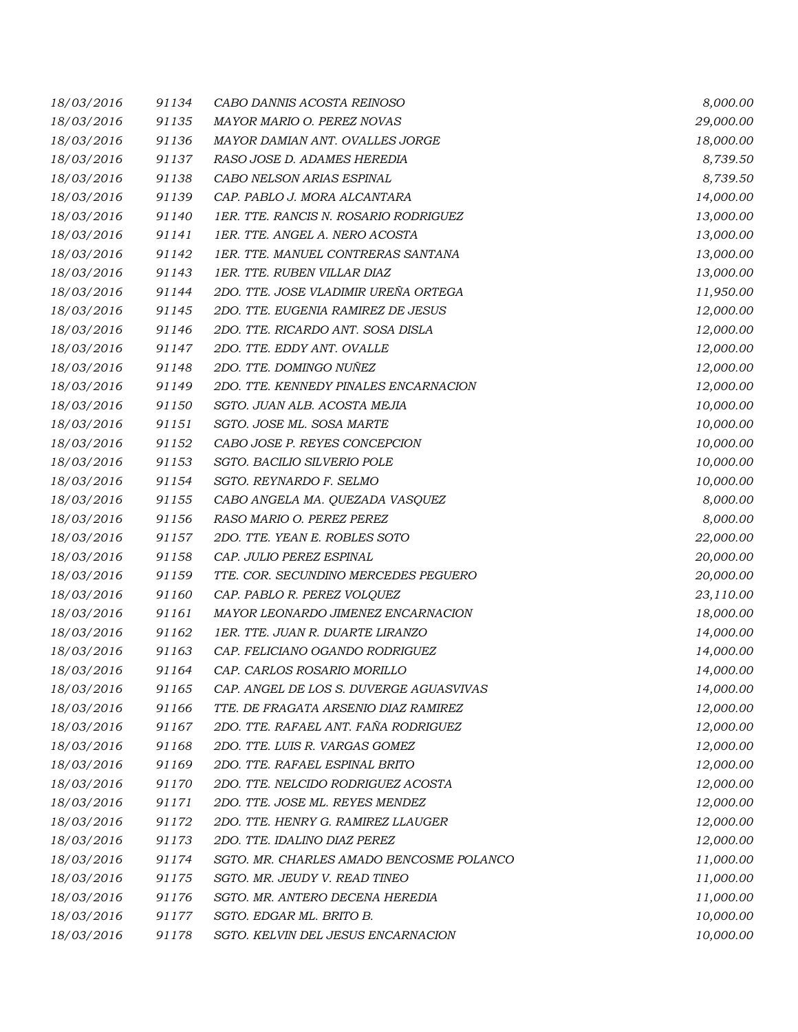| | | | |
|---|---|---|---|
| 18/03/2016 | 91134 | CABO DANNIS ACOSTA REINOSO | 8,000.00 |
| 18/03/2016 | 91135 | MAYOR MARIO O. PEREZ NOVAS | 29,000.00 |
| 18/03/2016 | 91136 | MAYOR DAMIAN ANT. OVALLES JORGE | 18,000.00 |
| 18/03/2016 | 91137 | RASO JOSE D. ADAMES HEREDIA | 8,739.50 |
| 18/03/2016 | 91138 | CABO NELSON ARIAS ESPINAL | 8,739.50 |
| 18/03/2016 | 91139 | CAP. PABLO J. MORA ALCANTARA | 14,000.00 |
| 18/03/2016 | 91140 | 1ER. TTE. RANCIS N. ROSARIO RODRIGUEZ | 13,000.00 |
| 18/03/2016 | 91141 | 1ER. TTE. ANGEL A. NERO ACOSTA | 13,000.00 |
| 18/03/2016 | 91142 | 1ER. TTE. MANUEL CONTRERAS SANTANA | 13,000.00 |
| 18/03/2016 | 91143 | 1ER. TTE. RUBEN VILLAR DIAZ | 13,000.00 |
| 18/03/2016 | 91144 | 2DO. TTE. JOSE VLADIMIR UREÑA ORTEGA | 11,950.00 |
| 18/03/2016 | 91145 | 2DO. TTE. EUGENIA RAMIREZ DE JESUS | 12,000.00 |
| 18/03/2016 | 91146 | 2DO. TTE. RICARDO ANT. SOSA DISLA | 12,000.00 |
| 18/03/2016 | 91147 | 2DO. TTE. EDDY ANT. OVALLE | 12,000.00 |
| 18/03/2016 | 91148 | 2DO. TTE. DOMINGO NUÑEZ | 12,000.00 |
| 18/03/2016 | 91149 | 2DO. TTE. KENNEDY PINALES ENCARNACION | 12,000.00 |
| 18/03/2016 | 91150 | SGTO. JUAN ALB. ACOSTA MEJIA | 10,000.00 |
| 18/03/2016 | 91151 | SGTO. JOSE ML. SOSA MARTE | 10,000.00 |
| 18/03/2016 | 91152 | CABO JOSE P. REYES CONCEPCION | 10,000.00 |
| 18/03/2016 | 91153 | SGTO. BACILIO SILVERIO POLE | 10,000.00 |
| 18/03/2016 | 91154 | SGTO. REYNARDO F. SELMO | 10,000.00 |
| 18/03/2016 | 91155 | CABO ANGELA MA. QUEZADA VASQUEZ | 8,000.00 |
| 18/03/2016 | 91156 | RASO MARIO O. PEREZ PEREZ | 8,000.00 |
| 18/03/2016 | 91157 | 2DO. TTE. YEAN E. ROBLES SOTO | 22,000.00 |
| 18/03/2016 | 91158 | CAP. JULIO PEREZ ESPINAL | 20,000.00 |
| 18/03/2016 | 91159 | TTE. COR. SECUNDINO MERCEDES PEGUERO | 20,000.00 |
| 18/03/2016 | 91160 | CAP. PABLO R. PEREZ VOLQUEZ | 23,110.00 |
| 18/03/2016 | 91161 | MAYOR LEONARDO JIMENEZ ENCARNACION | 18,000.00 |
| 18/03/2016 | 91162 | 1ER. TTE. JUAN R. DUARTE LIRANZO | 14,000.00 |
| 18/03/2016 | 91163 | CAP. FELICIANO OGANDO RODRIGUEZ | 14,000.00 |
| 18/03/2016 | 91164 | CAP. CARLOS ROSARIO MORILLO | 14,000.00 |
| 18/03/2016 | 91165 | CAP. ANGEL DE LOS S. DUVERGE AGUASVIVAS | 14,000.00 |
| 18/03/2016 | 91166 | TTE. DE FRAGATA ARSENIO DIAZ RAMIREZ | 12,000.00 |
| 18/03/2016 | 91167 | 2DO. TTE. RAFAEL ANT. FAÑA RODRIGUEZ | 12,000.00 |
| 18/03/2016 | 91168 | 2DO. TTE. LUIS R. VARGAS GOMEZ | 12,000.00 |
| 18/03/2016 | 91169 | 2DO. TTE. RAFAEL ESPINAL BRITO | 12,000.00 |
| 18/03/2016 | 91170 | 2DO. TTE. NELCIDO RODRIGUEZ ACOSTA | 12,000.00 |
| 18/03/2016 | 91171 | 2DO. TTE. JOSE ML. REYES MENDEZ | 12,000.00 |
| 18/03/2016 | 91172 | 2DO. TTE. HENRY G. RAMIREZ LLAUGER | 12,000.00 |
| 18/03/2016 | 91173 | 2DO. TTE. IDALINO DIAZ PEREZ | 12,000.00 |
| 18/03/2016 | 91174 | SGTO. MR. CHARLES AMADO BENCOSME POLANCO | 11,000.00 |
| 18/03/2016 | 91175 | SGTO. MR. JEUDY V. READ TINEO | 11,000.00 |
| 18/03/2016 | 91176 | SGTO. MR. ANTERO DECENA HEREDIA | 11,000.00 |
| 18/03/2016 | 91177 | SGTO. EDGAR ML. BRITO B. | 10,000.00 |
| 18/03/2016 | 91178 | SGTO. KELVIN DEL JESUS ENCARNACION | 10,000.00 |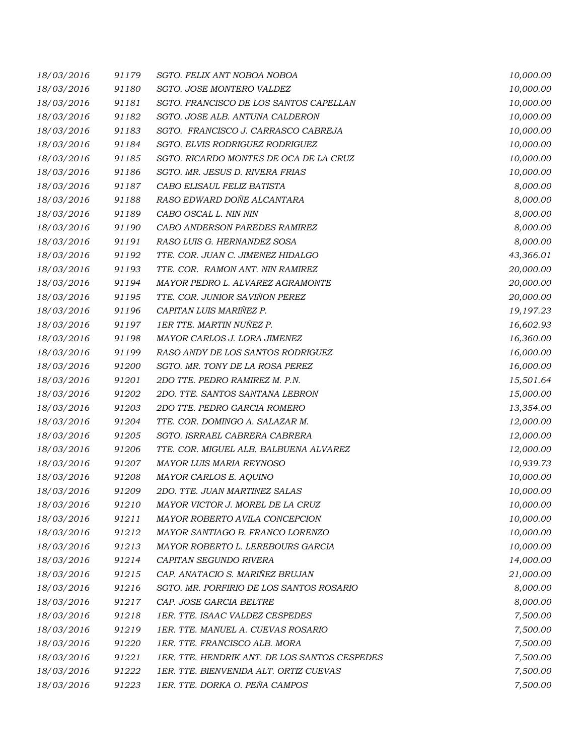| | | | |
|---|---|---|---|
| 18/03/2016 | 91179 | SGTO. FELIX ANT NOBOA NOBOA | 10,000.00 |
| 18/03/2016 | 91180 | SGTO. JOSE MONTERO VALDEZ | 10,000.00 |
| 18/03/2016 | 91181 | SGTO. FRANCISCO DE LOS SANTOS CAPELLAN | 10,000.00 |
| 18/03/2016 | 91182 | SGTO. JOSE ALB. ANTUNA CALDERON | 10,000.00 |
| 18/03/2016 | 91183 | SGTO. FRANCISCO J. CARRASCO CABREJA | 10,000.00 |
| 18/03/2016 | 91184 | SGTO. ELVIS RODRIGUEZ RODRIGUEZ | 10,000.00 |
| 18/03/2016 | 91185 | SGTO. RICARDO MONTES DE OCA DE LA CRUZ | 10,000.00 |
| 18/03/2016 | 91186 | SGTO. MR. JESUS D. RIVERA FRIAS | 10,000.00 |
| 18/03/2016 | 91187 | CABO ELISAUL FELIZ BATISTA | 8,000.00 |
| 18/03/2016 | 91188 | RASO EDWARD DOÑE ALCANTARA | 8,000.00 |
| 18/03/2016 | 91189 | CABO OSCAL L. NIN NIN | 8,000.00 |
| 18/03/2016 | 91190 | CABO ANDERSON PAREDES RAMIREZ | 8,000.00 |
| 18/03/2016 | 91191 | RASO LUIS G. HERNANDEZ SOSA | 8,000.00 |
| 18/03/2016 | 91192 | TTE. COR. JUAN C. JIMENEZ HIDALGO | 43,366.01 |
| 18/03/2016 | 91193 | TTE. COR. RAMON ANT. NIN RAMIREZ | 20,000.00 |
| 18/03/2016 | 91194 | MAYOR PEDRO L. ALVAREZ AGRAMONTE | 20,000.00 |
| 18/03/2016 | 91195 | TTE. COR. JUNIOR SAVIÑON PEREZ | 20,000.00 |
| 18/03/2016 | 91196 | CAPITAN LUIS MARIÑEZ P. | 19,197.23 |
| 18/03/2016 | 91197 | 1ER TTE. MARTIN NUÑEZ P. | 16,602.93 |
| 18/03/2016 | 91198 | MAYOR CARLOS J. LORA JIMENEZ | 16,360.00 |
| 18/03/2016 | 91199 | RASO ANDY DE LOS SANTOS RODRIGUEZ | 16,000.00 |
| 18/03/2016 | 91200 | SGTO. MR. TONY DE LA ROSA PEREZ | 16,000.00 |
| 18/03/2016 | 91201 | 2DO TTE. PEDRO RAMIREZ M. P.N. | 15,501.64 |
| 18/03/2016 | 91202 | 2DO. TTE. SANTOS SANTANA LEBRON | 15,000.00 |
| 18/03/2016 | 91203 | 2DO TTE. PEDRO GARCIA ROMERO | 13,354.00 |
| 18/03/2016 | 91204 | TTE. COR. DOMINGO A. SALAZAR M. | 12,000.00 |
| 18/03/2016 | 91205 | SGTO. ISRRAEL CABRERA CABRERA | 12,000.00 |
| 18/03/2016 | 91206 | TTE. COR. MIGUEL ALB. BALBUENA ALVAREZ | 12,000.00 |
| 18/03/2016 | 91207 | MAYOR LUIS MARIA REYNOSO | 10,939.73 |
| 18/03/2016 | 91208 | MAYOR CARLOS E. AQUINO | 10,000.00 |
| 18/03/2016 | 91209 | 2DO. TTE. JUAN MARTINEZ SALAS | 10,000.00 |
| 18/03/2016 | 91210 | MAYOR VICTOR J. MOREL DE LA CRUZ | 10,000.00 |
| 18/03/2016 | 91211 | MAYOR ROBERTO AVILA CONCEPCION | 10,000.00 |
| 18/03/2016 | 91212 | MAYOR SANTIAGO B. FRANCO LORENZO | 10,000.00 |
| 18/03/2016 | 91213 | MAYOR ROBERTO L. LEREBOURS GARCIA | 10,000.00 |
| 18/03/2016 | 91214 | CAPITAN SEGUNDO RIVERA | 14,000.00 |
| 18/03/2016 | 91215 | CAP. ANATACIO S. MARIÑEZ BRUJAN | 21,000.00 |
| 18/03/2016 | 91216 | SGTO. MR. PORFIRIO DE LOS SANTOS ROSARIO | 8,000.00 |
| 18/03/2016 | 91217 | CAP. JOSE GARCIA BELTRE | 8,000.00 |
| 18/03/2016 | 91218 | 1ER. TTE. ISAAC VALDEZ CESPEDES | 7,500.00 |
| 18/03/2016 | 91219 | 1ER. TTE. MANUEL A. CUEVAS ROSARIO | 7,500.00 |
| 18/03/2016 | 91220 | 1ER. TTE. FRANCISCO ALB. MORA | 7,500.00 |
| 18/03/2016 | 91221 | 1ER. TTE. HENDRIK ANT. DE LOS SANTOS CESPEDES | 7,500.00 |
| 18/03/2016 | 91222 | 1ER. TTE. BIENVENIDA ALT. ORTIZ CUEVAS | 7,500.00 |
| 18/03/2016 | 91223 | 1ER. TTE. DORKA O. PEÑA CAMPOS | 7,500.00 |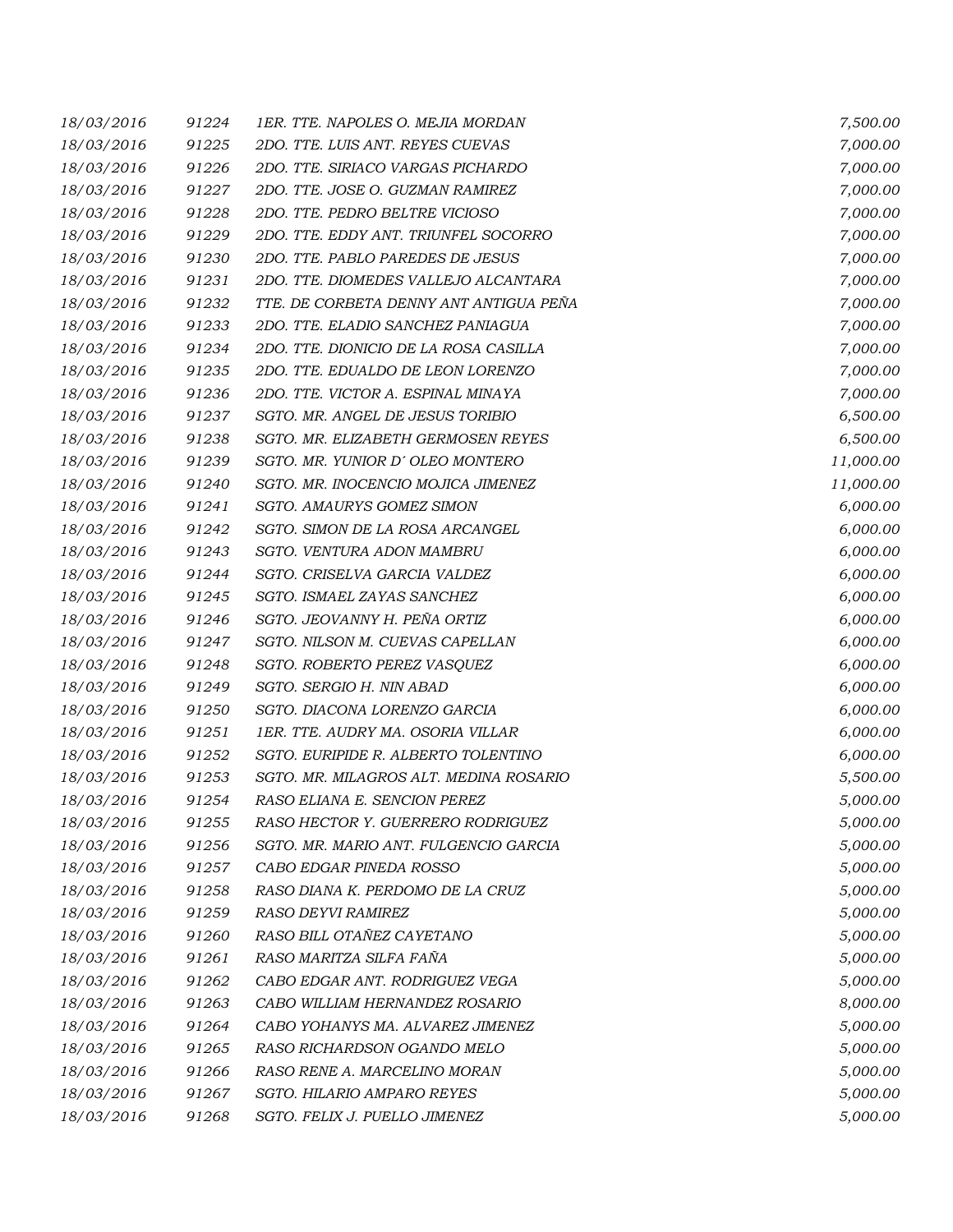| | | | |
|---|---|---|---|
| 18/03/2016 | 91224 | 1ER. TTE. NAPOLES O. MEJIA MORDAN | 7,500.00 |
| 18/03/2016 | 91225 | 2DO. TTE. LUIS ANT. REYES CUEVAS | 7,000.00 |
| 18/03/2016 | 91226 | 2DO. TTE. SIRIACO VARGAS PICHARDO | 7,000.00 |
| 18/03/2016 | 91227 | 2DO. TTE. JOSE O. GUZMAN RAMIREZ | 7,000.00 |
| 18/03/2016 | 91228 | 2DO. TTE. PEDRO BELTRE VICIOSO | 7,000.00 |
| 18/03/2016 | 91229 | 2DO. TTE. EDDY ANT. TRIUNFEL SOCORRO | 7,000.00 |
| 18/03/2016 | 91230 | 2DO. TTE. PABLO PAREDES DE JESUS | 7,000.00 |
| 18/03/2016 | 91231 | 2DO. TTE. DIOMEDES VALLEJO ALCANTARA | 7,000.00 |
| 18/03/2016 | 91232 | TTE. DE CORBETA DENNY ANT ANTIGUA PEÑA | 7,000.00 |
| 18/03/2016 | 91233 | 2DO. TTE. ELADIO SANCHEZ PANIAGUA | 7,000.00 |
| 18/03/2016 | 91234 | 2DO. TTE. DIONICIO DE LA ROSA CASILLA | 7,000.00 |
| 18/03/2016 | 91235 | 2DO. TTE. EDUALDO DE LEON LORENZO | 7,000.00 |
| 18/03/2016 | 91236 | 2DO. TTE. VICTOR A. ESPINAL MINAYA | 7,000.00 |
| 18/03/2016 | 91237 | SGTO. MR. ANGEL DE JESUS TORIBIO | 6,500.00 |
| 18/03/2016 | 91238 | SGTO. MR. ELIZABETH GERMOSEN REYES | 6,500.00 |
| 18/03/2016 | 91239 | SGTO. MR. YUNIOR D´ OLEO MONTERO | 11,000.00 |
| 18/03/2016 | 91240 | SGTO. MR. INOCENCIO MOJICA JIMENEZ | 11,000.00 |
| 18/03/2016 | 91241 | SGTO. AMAURYS GOMEZ SIMON | 6,000.00 |
| 18/03/2016 | 91242 | SGTO. SIMON DE LA ROSA ARCANGEL | 6,000.00 |
| 18/03/2016 | 91243 | SGTO. VENTURA ADON MAMBRU | 6,000.00 |
| 18/03/2016 | 91244 | SGTO. CRISELVA GARCIA VALDEZ | 6,000.00 |
| 18/03/2016 | 91245 | SGTO. ISMAEL ZAYAS SANCHEZ | 6,000.00 |
| 18/03/2016 | 91246 | SGTO. JEOVANNY H. PEÑA ORTIZ | 6,000.00 |
| 18/03/2016 | 91247 | SGTO. NILSON M. CUEVAS CAPELLAN | 6,000.00 |
| 18/03/2016 | 91248 | SGTO. ROBERTO PEREZ VASQUEZ | 6,000.00 |
| 18/03/2016 | 91249 | SGTO. SERGIO H. NIN ABAD | 6,000.00 |
| 18/03/2016 | 91250 | SGTO. DIACONA LORENZO GARCIA | 6,000.00 |
| 18/03/2016 | 91251 | 1ER. TTE. AUDRY MA. OSORIA VILLAR | 6,000.00 |
| 18/03/2016 | 91252 | SGTO. EURIPIDE R. ALBERTO TOLENTINO | 6,000.00 |
| 18/03/2016 | 91253 | SGTO. MR. MILAGROS ALT. MEDINA ROSARIO | 5,500.00 |
| 18/03/2016 | 91254 | RASO ELIANA E. SENCION PEREZ | 5,000.00 |
| 18/03/2016 | 91255 | RASO HECTOR Y. GUERRERO RODRIGUEZ | 5,000.00 |
| 18/03/2016 | 91256 | SGTO. MR. MARIO ANT. FULGENCIO GARCIA | 5,000.00 |
| 18/03/2016 | 91257 | CABO EDGAR PINEDA ROSSO | 5,000.00 |
| 18/03/2016 | 91258 | RASO DIANA K. PERDOMO DE LA CRUZ | 5,000.00 |
| 18/03/2016 | 91259 | RASO DEYVI RAMIREZ | 5,000.00 |
| 18/03/2016 | 91260 | RASO BILL OTAÑEZ CAYETANO | 5,000.00 |
| 18/03/2016 | 91261 | RASO MARITZA SILFA FAÑA | 5,000.00 |
| 18/03/2016 | 91262 | CABO EDGAR ANT. RODRIGUEZ VEGA | 5,000.00 |
| 18/03/2016 | 91263 | CABO WILLIAM HERNANDEZ ROSARIO | 8,000.00 |
| 18/03/2016 | 91264 | CABO YOHANYS MA. ALVAREZ JIMENEZ | 5,000.00 |
| 18/03/2016 | 91265 | RASO RICHARDSON OGANDO MELO | 5,000.00 |
| 18/03/2016 | 91266 | RASO RENE A. MARCELINO MORAN | 5,000.00 |
| 18/03/2016 | 91267 | SGTO. HILARIO AMPARO REYES | 5,000.00 |
| 18/03/2016 | 91268 | SGTO. FELIX J. PUELLO JIMENEZ | 5,000.00 |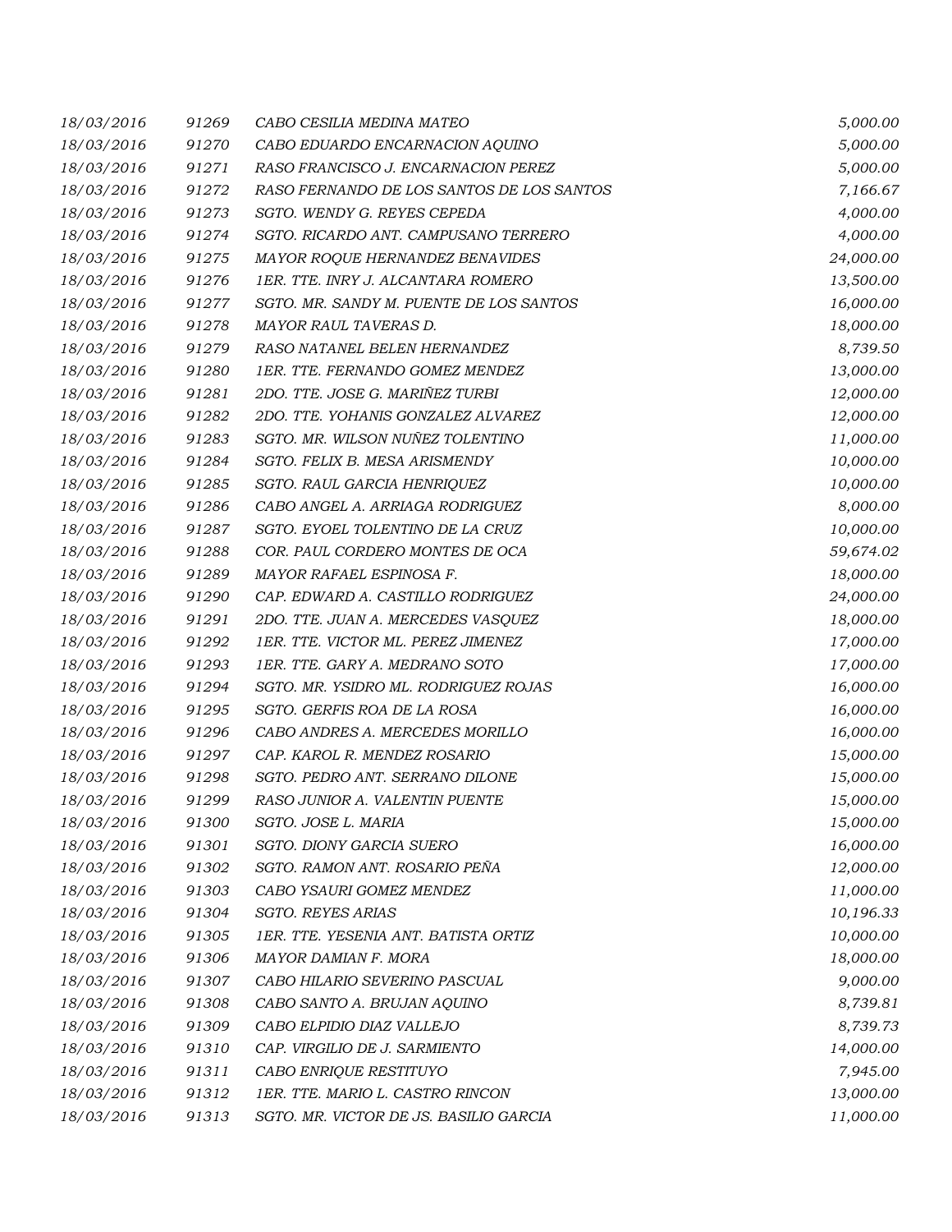| 18/03/2016 | 91269 | CABO CESILIA MEDINA MATEO | 5,000.00 |
|---|---|---|---|
| 18/03/2016 | 91270 | CABO EDUARDO ENCARNACION AQUINO | 5,000.00 |
| 18/03/2016 | 91271 | RASO FRANCISCO J. ENCARNACION PEREZ | 5,000.00 |
| 18/03/2016 | 91272 | RASO FERNANDO DE LOS SANTOS DE LOS SANTOS | 7,166.67 |
| 18/03/2016 | 91273 | SGTO. WENDY G. REYES CEPEDA | 4,000.00 |
| 18/03/2016 | 91274 | SGTO. RICARDO ANT. CAMPUSANO TERRERO | 4,000.00 |
| 18/03/2016 | 91275 | MAYOR ROQUE HERNANDEZ BENAVIDES | 24,000.00 |
| 18/03/2016 | 91276 | 1ER. TTE. INRY J. ALCANTARA ROMERO | 13,500.00 |
| 18/03/2016 | 91277 | SGTO. MR. SANDY M. PUENTE DE LOS SANTOS | 16,000.00 |
| 18/03/2016 | 91278 | MAYOR RAUL TAVERAS D. | 18,000.00 |
| 18/03/2016 | 91279 | RASO NATANEL BELEN HERNANDEZ | 8,739.50 |
| 18/03/2016 | 91280 | 1ER. TTE. FERNANDO GOMEZ MENDEZ | 13,000.00 |
| 18/03/2016 | 91281 | 2DO. TTE. JOSE G. MARIÑEZ TURBI | 12,000.00 |
| 18/03/2016 | 91282 | 2DO. TTE. YOHANIS GONZALEZ ALVAREZ | 12,000.00 |
| 18/03/2016 | 91283 | SGTO. MR. WILSON NUÑEZ TOLENTINO | 11,000.00 |
| 18/03/2016 | 91284 | SGTO. FELIX B. MESA ARISMENDY | 10,000.00 |
| 18/03/2016 | 91285 | SGTO. RAUL GARCIA HENRIQUEZ | 10,000.00 |
| 18/03/2016 | 91286 | CABO ANGEL A. ARRIAGA RODRIGUEZ | 8,000.00 |
| 18/03/2016 | 91287 | SGTO. EYOEL TOLENTINO DE LA CRUZ | 10,000.00 |
| 18/03/2016 | 91288 | COR. PAUL CORDERO MONTES DE OCA | 59,674.02 |
| 18/03/2016 | 91289 | MAYOR RAFAEL ESPINOSA F. | 18,000.00 |
| 18/03/2016 | 91290 | CAP. EDWARD A. CASTILLO RODRIGUEZ | 24,000.00 |
| 18/03/2016 | 91291 | 2DO. TTE. JUAN A. MERCEDES VASQUEZ | 18,000.00 |
| 18/03/2016 | 91292 | 1ER. TTE. VICTOR ML. PEREZ JIMENEZ | 17,000.00 |
| 18/03/2016 | 91293 | 1ER. TTE. GARY A. MEDRANO SOTO | 17,000.00 |
| 18/03/2016 | 91294 | SGTO. MR. YSIDRO ML. RODRIGUEZ ROJAS | 16,000.00 |
| 18/03/2016 | 91295 | SGTO. GERFIS ROA DE LA ROSA | 16,000.00 |
| 18/03/2016 | 91296 | CABO ANDRES A. MERCEDES MORILLO | 16,000.00 |
| 18/03/2016 | 91297 | CAP. KAROL R. MENDEZ ROSARIO | 15,000.00 |
| 18/03/2016 | 91298 | SGTO. PEDRO ANT. SERRANO DILONE | 15,000.00 |
| 18/03/2016 | 91299 | RASO JUNIOR A. VALENTIN PUENTE | 15,000.00 |
| 18/03/2016 | 91300 | SGTO. JOSE L. MARIA | 15,000.00 |
| 18/03/2016 | 91301 | SGTO. DIONY GARCIA SUERO | 16,000.00 |
| 18/03/2016 | 91302 | SGTO. RAMON ANT. ROSARIO PEÑA | 12,000.00 |
| 18/03/2016 | 91303 | CABO YSAURI GOMEZ MENDEZ | 11,000.00 |
| 18/03/2016 | 91304 | SGTO. REYES ARIAS | 10,196.33 |
| 18/03/2016 | 91305 | 1ER. TTE. YESENIA ANT. BATISTA ORTIZ | 10,000.00 |
| 18/03/2016 | 91306 | MAYOR DAMIAN F. MORA | 18,000.00 |
| 18/03/2016 | 91307 | CABO HILARIO SEVERINO PASCUAL | 9,000.00 |
| 18/03/2016 | 91308 | CABO SANTO A. BRUJAN AQUINO | 8,739.81 |
| 18/03/2016 | 91309 | CABO ELPIDIO DIAZ VALLEJO | 8,739.73 |
| 18/03/2016 | 91310 | CAP. VIRGILIO DE J. SARMIENTO | 14,000.00 |
| 18/03/2016 | 91311 | CABO ENRIQUE RESTITUYO | 7,945.00 |
| 18/03/2016 | 91312 | 1ER. TTE. MARIO L. CASTRO RINCON | 13,000.00 |
| 18/03/2016 | 91313 | SGTO. MR. VICTOR DE JS. BASILIO GARCIA | 11,000.00 |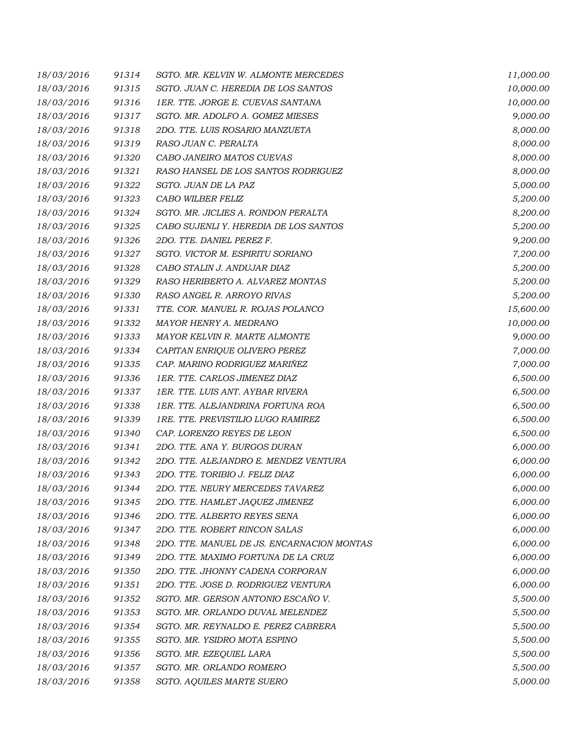| | | | |
|---|---|---|---|
| 18/03/2016 | 91314 | SGTO. MR. KELVIN W. ALMONTE MERCEDES | 11,000.00 |
| 18/03/2016 | 91315 | SGTO. JUAN C. HEREDIA DE LOS SANTOS | 10,000.00 |
| 18/03/2016 | 91316 | 1ER. TTE. JORGE E. CUEVAS SANTANA | 10,000.00 |
| 18/03/2016 | 91317 | SGTO. MR. ADOLFO A. GOMEZ MIESES | 9,000.00 |
| 18/03/2016 | 91318 | 2DO. TTE. LUIS ROSARIO MANZUETA | 8,000.00 |
| 18/03/2016 | 91319 | RASO JUAN C. PERALTA | 8,000.00 |
| 18/03/2016 | 91320 | CABO JANEIRO MATOS CUEVAS | 8,000.00 |
| 18/03/2016 | 91321 | RASO HANSEL DE LOS SANTOS RODRIGUEZ | 8,000.00 |
| 18/03/2016 | 91322 | SGTO. JUAN DE LA PAZ | 5,000.00 |
| 18/03/2016 | 91323 | CABO WILBER FELIZ | 5,200.00 |
| 18/03/2016 | 91324 | SGTO. MR. JICLIES A. RONDON PERALTA | 8,200.00 |
| 18/03/2016 | 91325 | CABO SUJENLI Y. HEREDIA DE LOS SANTOS | 5,200.00 |
| 18/03/2016 | 91326 | 2DO. TTE. DANIEL PEREZ F. | 9,200.00 |
| 18/03/2016 | 91327 | SGTO. VICTOR M. ESPIRITU SORIANO | 7,200.00 |
| 18/03/2016 | 91328 | CABO STALIN J. ANDUJAR DIAZ | 5,200.00 |
| 18/03/2016 | 91329 | RASO HERIBERTO A. ALVAREZ MONTAS | 5,200.00 |
| 18/03/2016 | 91330 | RASO ANGEL R. ARROYO RIVAS | 5,200.00 |
| 18/03/2016 | 91331 | TTE. COR. MANUEL R. ROJAS POLANCO | 15,600.00 |
| 18/03/2016 | 91332 | MAYOR HENRY A. MEDRANO | 10,000.00 |
| 18/03/2016 | 91333 | MAYOR KELVIN R. MARTE ALMONTE | 9,000.00 |
| 18/03/2016 | 91334 | CAPITAN ENRIQUE OLIVERO PEREZ | 7,000.00 |
| 18/03/2016 | 91335 | CAP. MARINO RODRIGUEZ MARIÑEZ | 7,000.00 |
| 18/03/2016 | 91336 | 1ER. TTE. CARLOS JIMENEZ DIAZ | 6,500.00 |
| 18/03/2016 | 91337 | 1ER. TTE. LUIS ANT. AYBAR RIVERA | 6,500.00 |
| 18/03/2016 | 91338 | 1ER. TTE. ALEJANDRINA FORTUNA ROA | 6,500.00 |
| 18/03/2016 | 91339 | 1RE. TTE. PREVISTILIO LUGO RAMIREZ | 6,500.00 |
| 18/03/2016 | 91340 | CAP. LORENZO REYES DE LEON | 6,500.00 |
| 18/03/2016 | 91341 | 2DO. TTE. ANA Y. BURGOS DURAN | 6,000.00 |
| 18/03/2016 | 91342 | 2DO. TTE. ALEJANDRO E. MENDEZ VENTURA | 6,000.00 |
| 18/03/2016 | 91343 | 2DO. TTE. TORIBIO J. FELIZ DIAZ | 6,000.00 |
| 18/03/2016 | 91344 | 2DO. TTE. NEURY MERCEDES TAVAREZ | 6,000.00 |
| 18/03/2016 | 91345 | 2DO. TTE. HAMLET JAQUEZ JIMENEZ | 6,000.00 |
| 18/03/2016 | 91346 | 2DO. TTE. ALBERTO REYES SENA | 6,000.00 |
| 18/03/2016 | 91347 | 2DO. TTE. ROBERT RINCON SALAS | 6,000.00 |
| 18/03/2016 | 91348 | 2DO. TTE. MANUEL DE JS. ENCARNACION MONTAS | 6,000.00 |
| 18/03/2016 | 91349 | 2DO. TTE. MAXIMO FORTUNA DE LA CRUZ | 6,000.00 |
| 18/03/2016 | 91350 | 2DO. TTE. JHONNY CADENA CORPORAN | 6,000.00 |
| 18/03/2016 | 91351 | 2DO. TTE. JOSE D. RODRIGUEZ VENTURA | 6,000.00 |
| 18/03/2016 | 91352 | SGTO. MR. GERSON ANTONIO ESCAÑO V. | 5,500.00 |
| 18/03/2016 | 91353 | SGTO. MR. ORLANDO DUVAL MELENDEZ | 5,500.00 |
| 18/03/2016 | 91354 | SGTO. MR. REYNALDO E. PEREZ CABRERA | 5,500.00 |
| 18/03/2016 | 91355 | SGTO. MR. YSIDRO MOTA ESPINO | 5,500.00 |
| 18/03/2016 | 91356 | SGTO. MR. EZEQUIEL LARA | 5,500.00 |
| 18/03/2016 | 91357 | SGTO. MR. ORLANDO ROMERO | 5,500.00 |
| 18/03/2016 | 91358 | SGTO. AQUILES MARTE SUERO | 5,000.00 |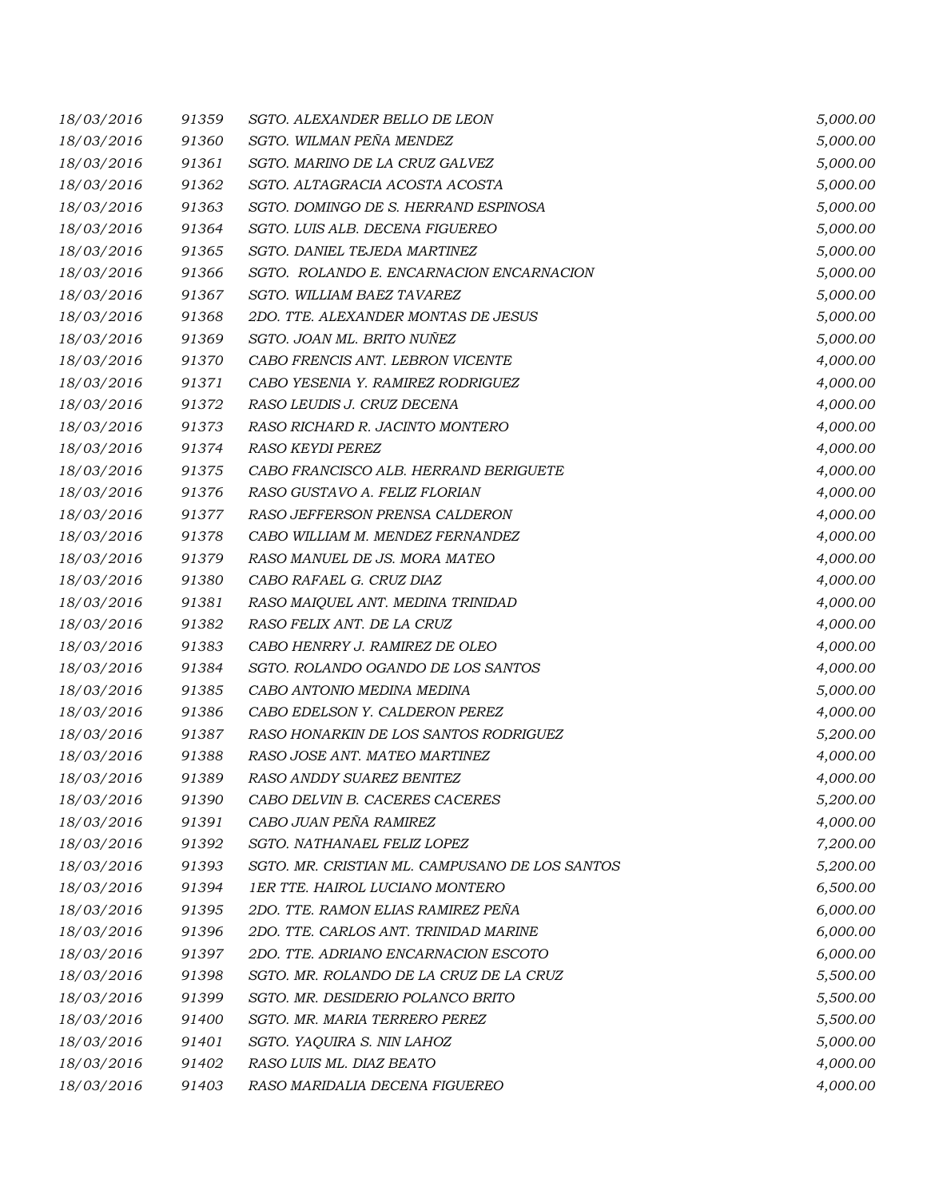| | | | |
|---|---|---|---|
| 18/03/2016 | 91359 | SGTO. ALEXANDER BELLO DE LEON | 5,000.00 |
| 18/03/2016 | 91360 | SGTO. WILMAN PEÑA MENDEZ | 5,000.00 |
| 18/03/2016 | 91361 | SGTO. MARINO DE LA CRUZ GALVEZ | 5,000.00 |
| 18/03/2016 | 91362 | SGTO. ALTAGRACIA ACOSTA ACOSTA | 5,000.00 |
| 18/03/2016 | 91363 | SGTO. DOMINGO DE S. HERRAND ESPINOSA | 5,000.00 |
| 18/03/2016 | 91364 | SGTO. LUIS ALB. DECENA FIGUEREO | 5,000.00 |
| 18/03/2016 | 91365 | SGTO. DANIEL TEJEDA MARTINEZ | 5,000.00 |
| 18/03/2016 | 91366 | SGTO. ROLANDO E. ENCARNACION ENCARNACION | 5,000.00 |
| 18/03/2016 | 91367 | SGTO. WILLIAM BAEZ TAVAREZ | 5,000.00 |
| 18/03/2016 | 91368 | 2DO. TTE. ALEXANDER MONTAS DE JESUS | 5,000.00 |
| 18/03/2016 | 91369 | SGTO. JOAN ML. BRITO NUÑEZ | 5,000.00 |
| 18/03/2016 | 91370 | CABO FRENCIS ANT. LEBRON VICENTE | 4,000.00 |
| 18/03/2016 | 91371 | CABO YESENIA Y. RAMIREZ RODRIGUEZ | 4,000.00 |
| 18/03/2016 | 91372 | RASO LEUDIS J. CRUZ DECENA | 4,000.00 |
| 18/03/2016 | 91373 | RASO RICHARD R. JACINTO MONTERO | 4,000.00 |
| 18/03/2016 | 91374 | RASO KEYDI PEREZ | 4,000.00 |
| 18/03/2016 | 91375 | CABO FRANCISCO ALB. HERRAND BERIGUETE | 4,000.00 |
| 18/03/2016 | 91376 | RASO GUSTAVO A. FELIZ FLORIAN | 4,000.00 |
| 18/03/2016 | 91377 | RASO JEFFERSON PRENSA CALDERON | 4,000.00 |
| 18/03/2016 | 91378 | CABO WILLIAM M. MENDEZ FERNANDEZ | 4,000.00 |
| 18/03/2016 | 91379 | RASO MANUEL DE JS. MORA MATEO | 4,000.00 |
| 18/03/2016 | 91380 | CABO RAFAEL G. CRUZ DIAZ | 4,000.00 |
| 18/03/2016 | 91381 | RASO MAIQUEL ANT. MEDINA TRINIDAD | 4,000.00 |
| 18/03/2016 | 91382 | RASO FELIX ANT. DE LA CRUZ | 4,000.00 |
| 18/03/2016 | 91383 | CABO HENRRY J. RAMIREZ DE OLEO | 4,000.00 |
| 18/03/2016 | 91384 | SGTO. ROLANDO OGANDO DE LOS SANTOS | 4,000.00 |
| 18/03/2016 | 91385 | CABO ANTONIO MEDINA MEDINA | 5,000.00 |
| 18/03/2016 | 91386 | CABO EDELSON Y. CALDERON PEREZ | 4,000.00 |
| 18/03/2016 | 91387 | RASO HONARKIN DE LOS SANTOS RODRIGUEZ | 5,200.00 |
| 18/03/2016 | 91388 | RASO JOSE ANT. MATEO MARTINEZ | 4,000.00 |
| 18/03/2016 | 91389 | RASO ANDDY SUAREZ BENITEZ | 4,000.00 |
| 18/03/2016 | 91390 | CABO DELVIN B. CACERES CACERES | 5,200.00 |
| 18/03/2016 | 91391 | CABO JUAN PEÑA RAMIREZ | 4,000.00 |
| 18/03/2016 | 91392 | SGTO. NATHANAEL FELIZ LOPEZ | 7,200.00 |
| 18/03/2016 | 91393 | SGTO. MR. CRISTIAN ML. CAMPUSANO DE LOS SANTOS | 5,200.00 |
| 18/03/2016 | 91394 | 1ER TTE. HAIROL LUCIANO MONTERO | 6,500.00 |
| 18/03/2016 | 91395 | 2DO. TTE. RAMON ELIAS RAMIREZ PEÑA | 6,000.00 |
| 18/03/2016 | 91396 | 2DO. TTE. CARLOS ANT. TRINIDAD MARINE | 6,000.00 |
| 18/03/2016 | 91397 | 2DO. TTE. ADRIANO ENCARNACION ESCOTO | 6,000.00 |
| 18/03/2016 | 91398 | SGTO. MR. ROLANDO DE LA CRUZ DE LA CRUZ | 5,500.00 |
| 18/03/2016 | 91399 | SGTO. MR. DESIDERIO POLANCO BRITO | 5,500.00 |
| 18/03/2016 | 91400 | SGTO. MR. MARIA TERRERO PEREZ | 5,500.00 |
| 18/03/2016 | 91401 | SGTO. YAQUIRA S. NIN LAHOZ | 5,000.00 |
| 18/03/2016 | 91402 | RASO LUIS ML. DIAZ BEATO | 4,000.00 |
| 18/03/2016 | 91403 | RASO MARIDALIA DECENA FIGUEREO | 4,000.00 |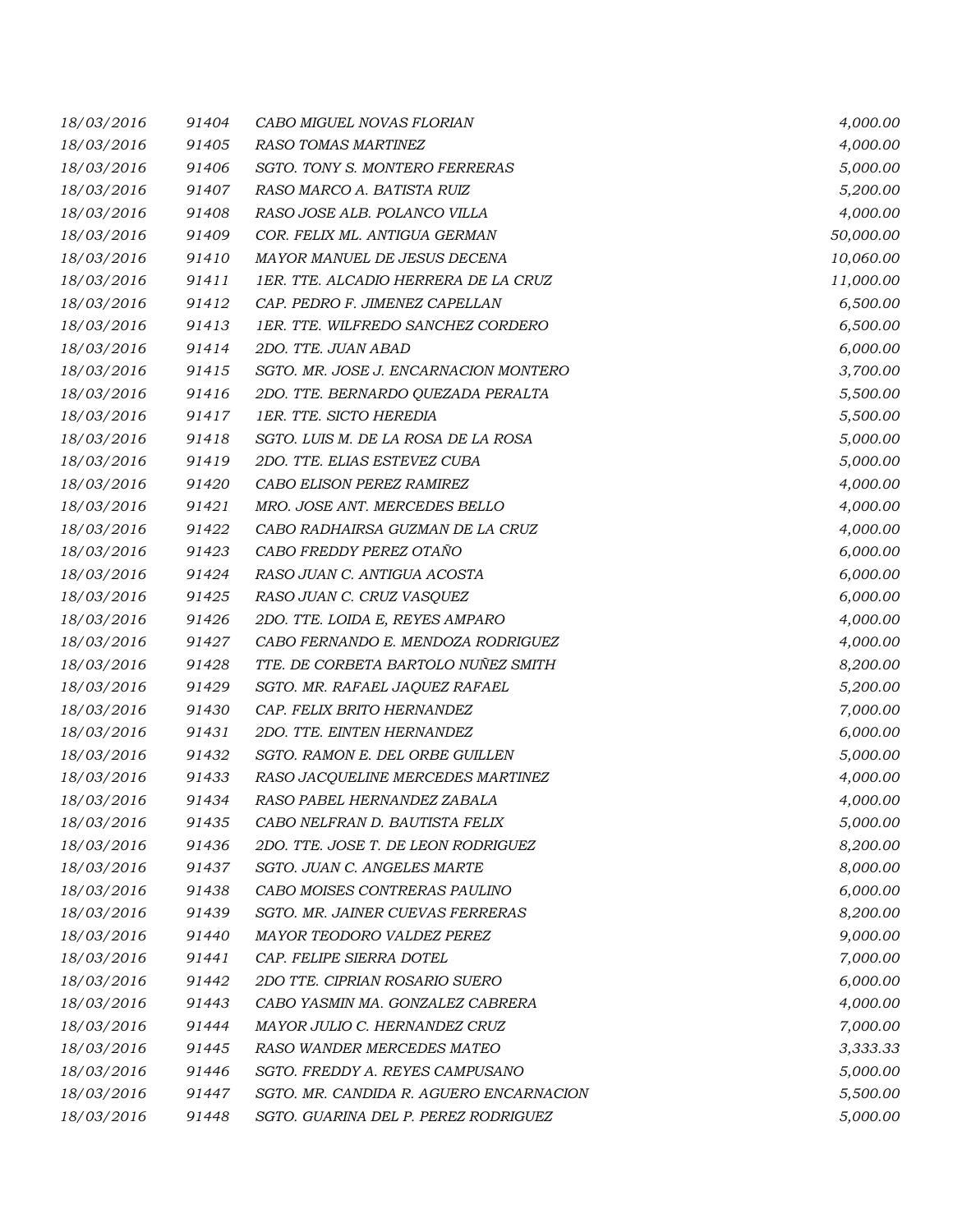| | | | |
|---|---|---|---|
| 18/03/2016 | 91404 | CABO MIGUEL NOVAS FLORIAN | 4,000.00 |
| 18/03/2016 | 91405 | RASO TOMAS MARTINEZ | 4,000.00 |
| 18/03/2016 | 91406 | SGTO. TONY S. MONTERO FERRERAS | 5,000.00 |
| 18/03/2016 | 91407 | RASO MARCO A. BATISTA RUIZ | 5,200.00 |
| 18/03/2016 | 91408 | RASO JOSE ALB. POLANCO VILLA | 4,000.00 |
| 18/03/2016 | 91409 | COR. FELIX ML. ANTIGUA GERMAN | 50,000.00 |
| 18/03/2016 | 91410 | MAYOR MANUEL DE JESUS DECENA | 10,060.00 |
| 18/03/2016 | 91411 | 1ER. TTE. ALCADIO HERRERA DE LA CRUZ | 11,000.00 |
| 18/03/2016 | 91412 | CAP. PEDRO F. JIMENEZ CAPELLAN | 6,500.00 |
| 18/03/2016 | 91413 | 1ER. TTE. WILFREDO SANCHEZ CORDERO | 6,500.00 |
| 18/03/2016 | 91414 | 2DO. TTE. JUAN ABAD | 6,000.00 |
| 18/03/2016 | 91415 | SGTO. MR. JOSE J. ENCARNACION MONTERO | 3,700.00 |
| 18/03/2016 | 91416 | 2DO. TTE. BERNARDO QUEZADA PERALTA | 5,500.00 |
| 18/03/2016 | 91417 | 1ER. TTE. SICTO HEREDIA | 5,500.00 |
| 18/03/2016 | 91418 | SGTO. LUIS M. DE LA ROSA DE LA ROSA | 5,000.00 |
| 18/03/2016 | 91419 | 2DO. TTE. ELIAS ESTEVEZ CUBA | 5,000.00 |
| 18/03/2016 | 91420 | CABO ELISON PEREZ RAMIREZ | 4,000.00 |
| 18/03/2016 | 91421 | MRO. JOSE ANT. MERCEDES BELLO | 4,000.00 |
| 18/03/2016 | 91422 | CABO RADHAIRSA GUZMAN DE LA CRUZ | 4,000.00 |
| 18/03/2016 | 91423 | CABO FREDDY PEREZ OTAÑO | 6,000.00 |
| 18/03/2016 | 91424 | RASO JUAN C. ANTIGUA ACOSTA | 6,000.00 |
| 18/03/2016 | 91425 | RASO JUAN C. CRUZ VASQUEZ | 6,000.00 |
| 18/03/2016 | 91426 | 2DO. TTE. LOIDA E, REYES AMPARO | 4,000.00 |
| 18/03/2016 | 91427 | CABO FERNANDO E. MENDOZA RODRIGUEZ | 4,000.00 |
| 18/03/2016 | 91428 | TTE. DE CORBETA BARTOLO NUÑEZ SMITH | 8,200.00 |
| 18/03/2016 | 91429 | SGTO. MR. RAFAEL JAQUEZ RAFAEL | 5,200.00 |
| 18/03/2016 | 91430 | CAP. FELIX BRITO HERNANDEZ | 7,000.00 |
| 18/03/2016 | 91431 | 2DO. TTE. EINTEN HERNANDEZ | 6,000.00 |
| 18/03/2016 | 91432 | SGTO. RAMON E. DEL ORBE GUILLEN | 5,000.00 |
| 18/03/2016 | 91433 | RASO JACQUELINE MERCEDES MARTINEZ | 4,000.00 |
| 18/03/2016 | 91434 | RASO PABEL HERNANDEZ ZABALA | 4,000.00 |
| 18/03/2016 | 91435 | CABO NELFRAN D. BAUTISTA FELIX | 5,000.00 |
| 18/03/2016 | 91436 | 2DO. TTE. JOSE T. DE LEON RODRIGUEZ | 8,200.00 |
| 18/03/2016 | 91437 | SGTO. JUAN C. ANGELES MARTE | 8,000.00 |
| 18/03/2016 | 91438 | CABO MOISES CONTRERAS PAULINO | 6,000.00 |
| 18/03/2016 | 91439 | SGTO. MR. JAINER CUEVAS FERRERAS | 8,200.00 |
| 18/03/2016 | 91440 | MAYOR TEODORO VALDEZ PEREZ | 9,000.00 |
| 18/03/2016 | 91441 | CAP. FELIPE SIERRA DOTEL | 7,000.00 |
| 18/03/2016 | 91442 | 2DO TTE. CIPRIAN ROSARIO SUERO | 6,000.00 |
| 18/03/2016 | 91443 | CABO YASMIN MA. GONZALEZ CABRERA | 4,000.00 |
| 18/03/2016 | 91444 | MAYOR JULIO C. HERNANDEZ CRUZ | 7,000.00 |
| 18/03/2016 | 91445 | RASO WANDER MERCEDES MATEO | 3,333.33 |
| 18/03/2016 | 91446 | SGTO. FREDDY A. REYES CAMPUSANO | 5,000.00 |
| 18/03/2016 | 91447 | SGTO. MR. CANDIDA R. AGUERO ENCARNACION | 5,500.00 |
| 18/03/2016 | 91448 | SGTO. GUARINA DEL P. PEREZ RODRIGUEZ | 5,000.00 |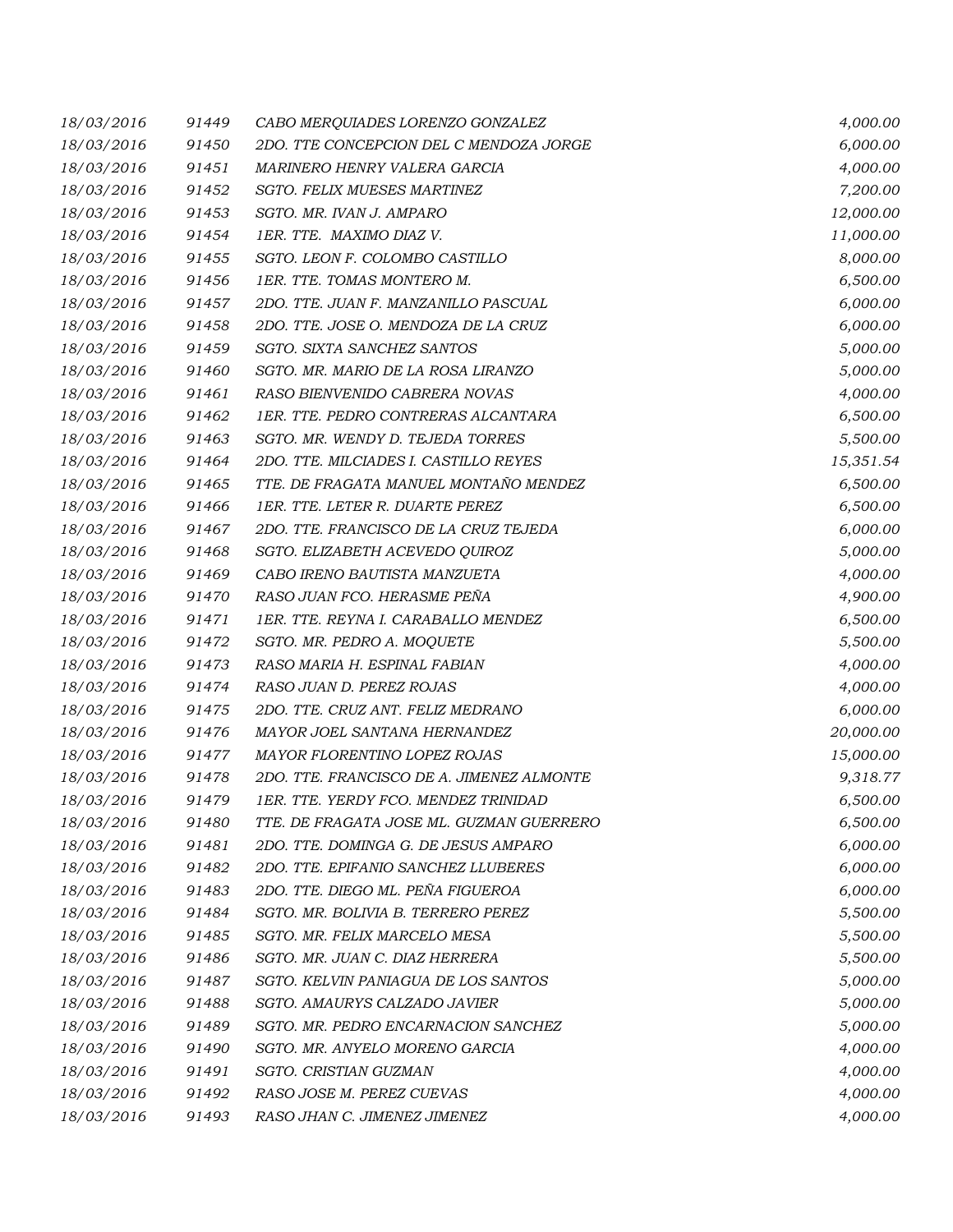| | | | |
|---|---|---|---|
| 18/03/2016 | 91449 | CABO MERQUIADES LORENZO GONZALEZ | 4,000.00 |
| 18/03/2016 | 91450 | 2DO. TTE CONCEPCION DEL C MENDOZA JORGE | 6,000.00 |
| 18/03/2016 | 91451 | MARINERO HENRY VALERA GARCIA | 4,000.00 |
| 18/03/2016 | 91452 | SGTO. FELIX MUESES MARTINEZ | 7,200.00 |
| 18/03/2016 | 91453 | SGTO. MR. IVAN J. AMPARO | 12,000.00 |
| 18/03/2016 | 91454 | 1ER. TTE. MAXIMO DIAZ V. | 11,000.00 |
| 18/03/2016 | 91455 | SGTO. LEON F. COLOMBO CASTILLO | 8,000.00 |
| 18/03/2016 | 91456 | 1ER. TTE. TOMAS MONTERO M. | 6,500.00 |
| 18/03/2016 | 91457 | 2DO. TTE. JUAN F. MANZANILLO PASCUAL | 6,000.00 |
| 18/03/2016 | 91458 | 2DO. TTE. JOSE O. MENDOZA DE LA CRUZ | 6,000.00 |
| 18/03/2016 | 91459 | SGTO. SIXTA SANCHEZ SANTOS | 5,000.00 |
| 18/03/2016 | 91460 | SGTO. MR. MARIO DE LA ROSA LIRANZO | 5,000.00 |
| 18/03/2016 | 91461 | RASO BIENVENIDO CABRERA NOVAS | 4,000.00 |
| 18/03/2016 | 91462 | 1ER. TTE. PEDRO CONTRERAS ALCANTARA | 6,500.00 |
| 18/03/2016 | 91463 | SGTO. MR. WENDY D. TEJEDA TORRES | 5,500.00 |
| 18/03/2016 | 91464 | 2DO. TTE. MILCIADES I. CASTILLO REYES | 15,351.54 |
| 18/03/2016 | 91465 | TTE. DE FRAGATA MANUEL MONTAÑO MENDEZ | 6,500.00 |
| 18/03/2016 | 91466 | 1ER. TTE. LETER R. DUARTE PEREZ | 6,500.00 |
| 18/03/2016 | 91467 | 2DO. TTE. FRANCISCO DE LA CRUZ TEJEDA | 6,000.00 |
| 18/03/2016 | 91468 | SGTO. ELIZABETH ACEVEDO QUIROZ | 5,000.00 |
| 18/03/2016 | 91469 | CABO IRENO BAUTISTA MANZUETA | 4,000.00 |
| 18/03/2016 | 91470 | RASO JUAN FCO. HERASME PEÑA | 4,900.00 |
| 18/03/2016 | 91471 | 1ER. TTE. REYNA I. CARABALLO MENDEZ | 6,500.00 |
| 18/03/2016 | 91472 | SGTO. MR. PEDRO A. MOQUETE | 5,500.00 |
| 18/03/2016 | 91473 | RASO MARIA H. ESPINAL FABIAN | 4,000.00 |
| 18/03/2016 | 91474 | RASO JUAN D. PEREZ ROJAS | 4,000.00 |
| 18/03/2016 | 91475 | 2DO. TTE. CRUZ ANT. FELIZ MEDRANO | 6,000.00 |
| 18/03/2016 | 91476 | MAYOR JOEL SANTANA HERNANDEZ | 20,000.00 |
| 18/03/2016 | 91477 | MAYOR FLORENTINO LOPEZ ROJAS | 15,000.00 |
| 18/03/2016 | 91478 | 2DO. TTE. FRANCISCO DE A. JIMENEZ ALMONTE | 9,318.77 |
| 18/03/2016 | 91479 | 1ER. TTE. YERDY FCO. MENDEZ TRINIDAD | 6,500.00 |
| 18/03/2016 | 91480 | TTE. DE FRAGATA JOSE ML. GUZMAN GUERRERO | 6,500.00 |
| 18/03/2016 | 91481 | 2DO. TTE. DOMINGA G. DE JESUS AMPARO | 6,000.00 |
| 18/03/2016 | 91482 | 2DO. TTE. EPIFANIO SANCHEZ LLUBERES | 6,000.00 |
| 18/03/2016 | 91483 | 2DO. TTE. DIEGO ML. PEÑA FIGUEROA | 6,000.00 |
| 18/03/2016 | 91484 | SGTO. MR. BOLIVIA B. TERRERO PEREZ | 5,500.00 |
| 18/03/2016 | 91485 | SGTO. MR. FELIX MARCELO MESA | 5,500.00 |
| 18/03/2016 | 91486 | SGTO. MR. JUAN C. DIAZ HERRERA | 5,500.00 |
| 18/03/2016 | 91487 | SGTO. KELVIN PANIAGUA DE LOS SANTOS | 5,000.00 |
| 18/03/2016 | 91488 | SGTO. AMAURYS CALZADO JAVIER | 5,000.00 |
| 18/03/2016 | 91489 | SGTO. MR. PEDRO ENCARNACION SANCHEZ | 5,000.00 |
| 18/03/2016 | 91490 | SGTO. MR. ANYELO MORENO GARCIA | 4,000.00 |
| 18/03/2016 | 91491 | SGTO. CRISTIAN GUZMAN | 4,000.00 |
| 18/03/2016 | 91492 | RASO JOSE M. PEREZ CUEVAS | 4,000.00 |
| 18/03/2016 | 91493 | RASO JHAN C. JIMENEZ JIMENEZ | 4,000.00 |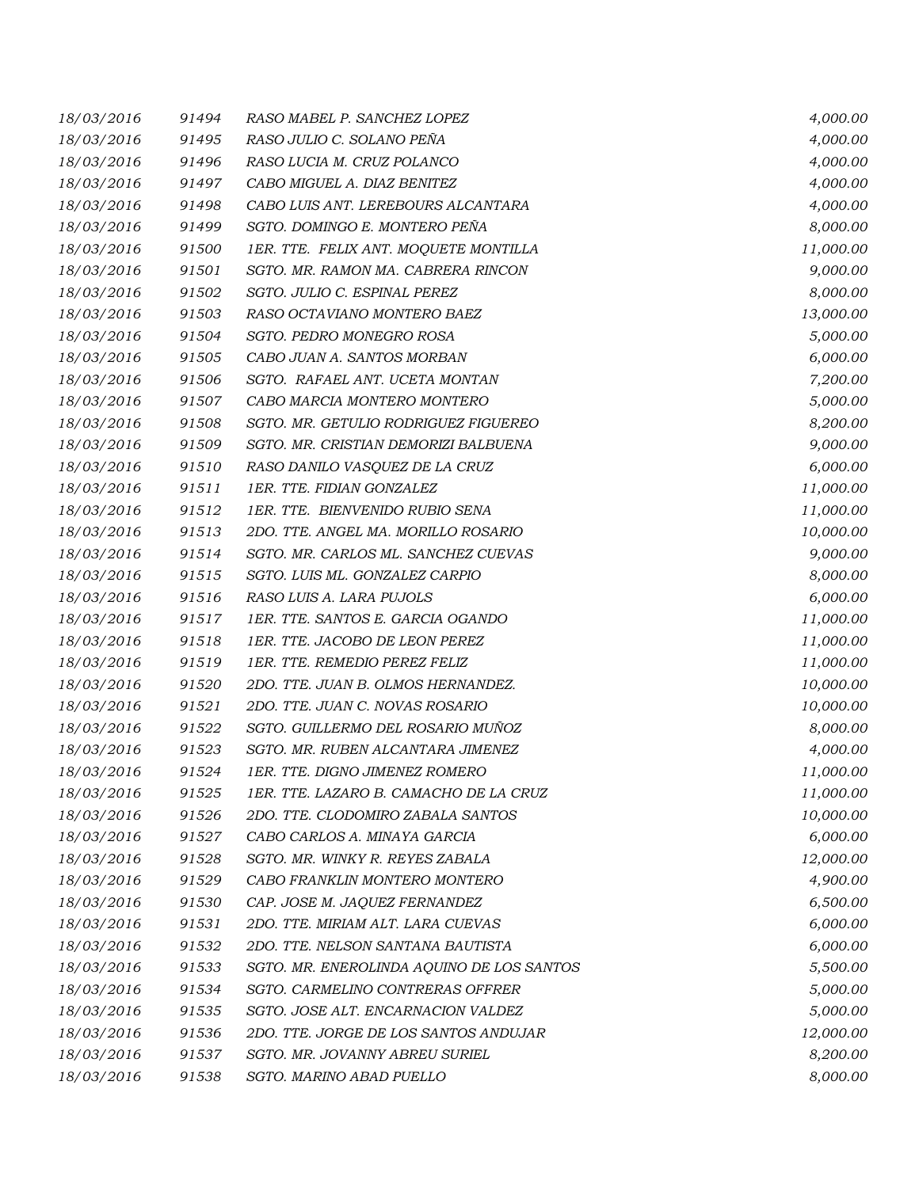| | | | |
|---|---|---|---|
| 18/03/2016 | 91494 | RASO MABEL P. SANCHEZ LOPEZ | 4,000.00 |
| 18/03/2016 | 91495 | RASO JULIO C. SOLANO PEÑA | 4,000.00 |
| 18/03/2016 | 91496 | RASO LUCIA M. CRUZ POLANCO | 4,000.00 |
| 18/03/2016 | 91497 | CABO MIGUEL A. DIAZ BENITEZ | 4,000.00 |
| 18/03/2016 | 91498 | CABO LUIS ANT. LEREBOURS ALCANTARA | 4,000.00 |
| 18/03/2016 | 91499 | SGTO. DOMINGO E. MONTERO PEÑA | 8,000.00 |
| 18/03/2016 | 91500 | 1ER. TTE. FELIX ANT. MOQUETE MONTILLA | 11,000.00 |
| 18/03/2016 | 91501 | SGTO. MR. RAMON MA. CABRERA RINCON | 9,000.00 |
| 18/03/2016 | 91502 | SGTO. JULIO C. ESPINAL PEREZ | 8,000.00 |
| 18/03/2016 | 91503 | RASO OCTAVIANO MONTERO BAEZ | 13,000.00 |
| 18/03/2016 | 91504 | SGTO. PEDRO MONEGRO ROSA | 5,000.00 |
| 18/03/2016 | 91505 | CABO JUAN A. SANTOS MORBAN | 6,000.00 |
| 18/03/2016 | 91506 | SGTO. RAFAEL ANT. UCETA MONTAN | 7,200.00 |
| 18/03/2016 | 91507 | CABO MARCIA MONTERO MONTERO | 5,000.00 |
| 18/03/2016 | 91508 | SGTO. MR. GETULIO RODRIGUEZ FIGUEREO | 8,200.00 |
| 18/03/2016 | 91509 | SGTO. MR. CRISTIAN DEMORIZI BALBUENA | 9,000.00 |
| 18/03/2016 | 91510 | RASO DANILO VASQUEZ DE LA CRUZ | 6,000.00 |
| 18/03/2016 | 91511 | 1ER. TTE. FIDIAN GONZALEZ | 11,000.00 |
| 18/03/2016 | 91512 | 1ER. TTE. BIENVENIDO RUBIO SENA | 11,000.00 |
| 18/03/2016 | 91513 | 2DO. TTE. ANGEL MA. MORILLO ROSARIO | 10,000.00 |
| 18/03/2016 | 91514 | SGTO. MR. CARLOS ML. SANCHEZ CUEVAS | 9,000.00 |
| 18/03/2016 | 91515 | SGTO. LUIS ML. GONZALEZ CARPIO | 8,000.00 |
| 18/03/2016 | 91516 | RASO LUIS A. LARA PUJOLS | 6,000.00 |
| 18/03/2016 | 91517 | 1ER. TTE. SANTOS E. GARCIA OGANDO | 11,000.00 |
| 18/03/2016 | 91518 | 1ER. TTE. JACOBO DE LEON PEREZ | 11,000.00 |
| 18/03/2016 | 91519 | 1ER. TTE. REMEDIO PEREZ FELIZ | 11,000.00 |
| 18/03/2016 | 91520 | 2DO. TTE. JUAN B. OLMOS HERNANDEZ. | 10,000.00 |
| 18/03/2016 | 91521 | 2DO. TTE. JUAN C. NOVAS ROSARIO | 10,000.00 |
| 18/03/2016 | 91522 | SGTO. GUILLERMO DEL ROSARIO MUÑOZ | 8,000.00 |
| 18/03/2016 | 91523 | SGTO. MR. RUBEN ALCANTARA JIMENEZ | 4,000.00 |
| 18/03/2016 | 91524 | 1ER. TTE. DIGNO JIMENEZ ROMERO | 11,000.00 |
| 18/03/2016 | 91525 | 1ER. TTE. LAZARO B. CAMACHO DE LA CRUZ | 11,000.00 |
| 18/03/2016 | 91526 | 2DO. TTE. CLODOMIRO ZABALA SANTOS | 10,000.00 |
| 18/03/2016 | 91527 | CABO CARLOS A. MINAYA GARCIA | 6,000.00 |
| 18/03/2016 | 91528 | SGTO. MR. WINKY R. REYES ZABALA | 12,000.00 |
| 18/03/2016 | 91529 | CABO FRANKLIN MONTERO MONTERO | 4,900.00 |
| 18/03/2016 | 91530 | CAP. JOSE M. JAQUEZ FERNANDEZ | 6,500.00 |
| 18/03/2016 | 91531 | 2DO. TTE. MIRIAM ALT. LARA CUEVAS | 6,000.00 |
| 18/03/2016 | 91532 | 2DO. TTE. NELSON SANTANA BAUTISTA | 6,000.00 |
| 18/03/2016 | 91533 | SGTO. MR. ENEROLINDA AQUINO DE LOS SANTOS | 5,500.00 |
| 18/03/2016 | 91534 | SGTO. CARMELINO CONTRERAS OFFRER | 5,000.00 |
| 18/03/2016 | 91535 | SGTO. JOSE ALT. ENCARNACION VALDEZ | 5,000.00 |
| 18/03/2016 | 91536 | 2DO. TTE. JORGE DE LOS SANTOS ANDUJAR | 12,000.00 |
| 18/03/2016 | 91537 | SGTO. MR. JOVANNY ABREU SURIEL | 8,200.00 |
| 18/03/2016 | 91538 | SGTO. MARINO ABAD PUELLO | 8,000.00 |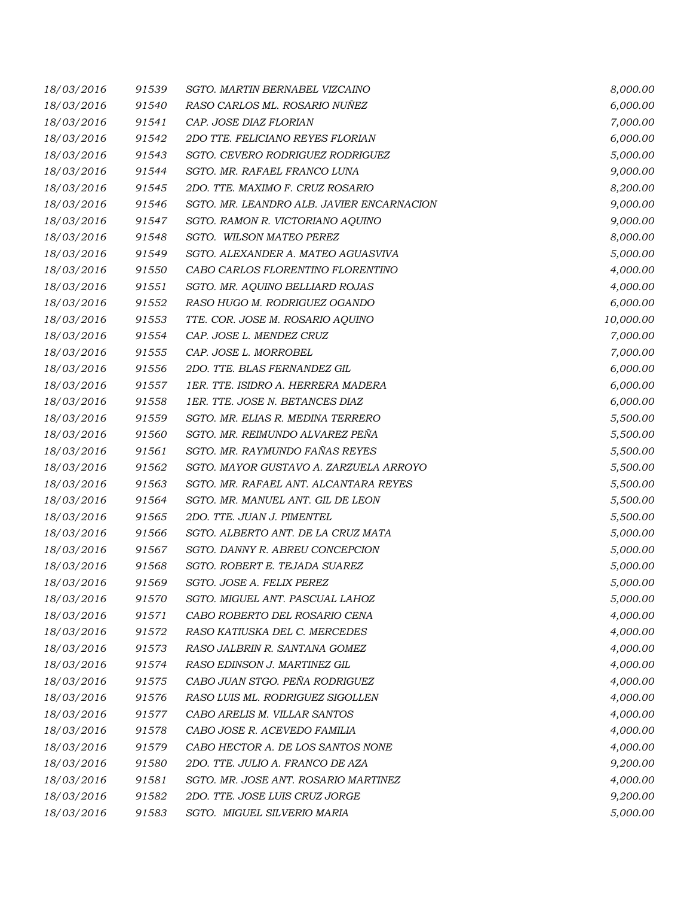| | | | |
|---|---|---|---|
| 18/03/2016 | 91539 | SGTO. MARTIN BERNABEL VIZCAINO | 8,000.00 |
| 18/03/2016 | 91540 | RASO CARLOS ML. ROSARIO NUÑEZ | 6,000.00 |
| 18/03/2016 | 91541 | CAP. JOSE DIAZ FLORIAN | 7,000.00 |
| 18/03/2016 | 91542 | 2DO TTE. FELICIANO REYES FLORIAN | 6,000.00 |
| 18/03/2016 | 91543 | SGTO. CEVERO RODRIGUEZ RODRIGUEZ | 5,000.00 |
| 18/03/2016 | 91544 | SGTO. MR. RAFAEL FRANCO LUNA | 9,000.00 |
| 18/03/2016 | 91545 | 2DO. TTE. MAXIMO F. CRUZ ROSARIO | 8,200.00 |
| 18/03/2016 | 91546 | SGTO. MR. LEANDRO ALB. JAVIER ENCARNACION | 9,000.00 |
| 18/03/2016 | 91547 | SGTO. RAMON R. VICTORIANO AQUINO | 9,000.00 |
| 18/03/2016 | 91548 | SGTO. WILSON MATEO PEREZ | 8,000.00 |
| 18/03/2016 | 91549 | SGTO. ALEXANDER A. MATEO AGUASVIVA | 5,000.00 |
| 18/03/2016 | 91550 | CABO CARLOS FLORENTINO FLORENTINO | 4,000.00 |
| 18/03/2016 | 91551 | SGTO. MR. AQUINO BELLIARD ROJAS | 4,000.00 |
| 18/03/2016 | 91552 | RASO HUGO M. RODRIGUEZ OGANDO | 6,000.00 |
| 18/03/2016 | 91553 | TTE. COR. JOSE M. ROSARIO AQUINO | 10,000.00 |
| 18/03/2016 | 91554 | CAP. JOSE L. MENDEZ CRUZ | 7,000.00 |
| 18/03/2016 | 91555 | CAP. JOSE L. MORROBEL | 7,000.00 |
| 18/03/2016 | 91556 | 2DO. TTE. BLAS FERNANDEZ GIL | 6,000.00 |
| 18/03/2016 | 91557 | 1ER. TTE. ISIDRO A. HERRERA MADERA | 6,000.00 |
| 18/03/2016 | 91558 | 1ER. TTE. JOSE N. BETANCES DIAZ | 6,000.00 |
| 18/03/2016 | 91559 | SGTO. MR. ELIAS R. MEDINA TERRERO | 5,500.00 |
| 18/03/2016 | 91560 | SGTO. MR. REIMUNDO ALVAREZ PEÑA | 5,500.00 |
| 18/03/2016 | 91561 | SGTO. MR. RAYMUNDO FAÑAS REYES | 5,500.00 |
| 18/03/2016 | 91562 | SGTO. MAYOR GUSTAVO A. ZARZUELA ARROYO | 5,500.00 |
| 18/03/2016 | 91563 | SGTO. MR. RAFAEL ANT. ALCANTARA REYES | 5,500.00 |
| 18/03/2016 | 91564 | SGTO. MR. MANUEL ANT. GIL DE LEON | 5,500.00 |
| 18/03/2016 | 91565 | 2DO. TTE. JUAN J. PIMENTEL | 5,500.00 |
| 18/03/2016 | 91566 | SGTO. ALBERTO ANT. DE LA CRUZ MATA | 5,000.00 |
| 18/03/2016 | 91567 | SGTO. DANNY R. ABREU CONCEPCION | 5,000.00 |
| 18/03/2016 | 91568 | SGTO. ROBERT E. TEJADA SUAREZ | 5,000.00 |
| 18/03/2016 | 91569 | SGTO. JOSE A. FELIX PEREZ | 5,000.00 |
| 18/03/2016 | 91570 | SGTO. MIGUEL ANT. PASCUAL LAHOZ | 5,000.00 |
| 18/03/2016 | 91571 | CABO ROBERTO DEL ROSARIO CENA | 4,000.00 |
| 18/03/2016 | 91572 | RASO KATIUSKA DEL C. MERCEDES | 4,000.00 |
| 18/03/2016 | 91573 | RASO JALBRIN R. SANTANA GOMEZ | 4,000.00 |
| 18/03/2016 | 91574 | RASO EDINSON J. MARTINEZ GIL | 4,000.00 |
| 18/03/2016 | 91575 | CABO JUAN STGO. PEÑA RODRIGUEZ | 4,000.00 |
| 18/03/2016 | 91576 | RASO LUIS ML. RODRIGUEZ SIGOLLEN | 4,000.00 |
| 18/03/2016 | 91577 | CABO ARELIS M. VILLAR SANTOS | 4,000.00 |
| 18/03/2016 | 91578 | CABO JOSE R. ACEVEDO FAMILIA | 4,000.00 |
| 18/03/2016 | 91579 | CABO HECTOR A. DE LOS SANTOS NONE | 4,000.00 |
| 18/03/2016 | 91580 | 2DO. TTE. JULIO A. FRANCO DE AZA | 9,200.00 |
| 18/03/2016 | 91581 | SGTO. MR. JOSE ANT. ROSARIO MARTINEZ | 4,000.00 |
| 18/03/2016 | 91582 | 2DO. TTE. JOSE LUIS CRUZ JORGE | 9,200.00 |
| 18/03/2016 | 91583 | SGTO. MIGUEL SILVERIO MARIA | 5,000.00 |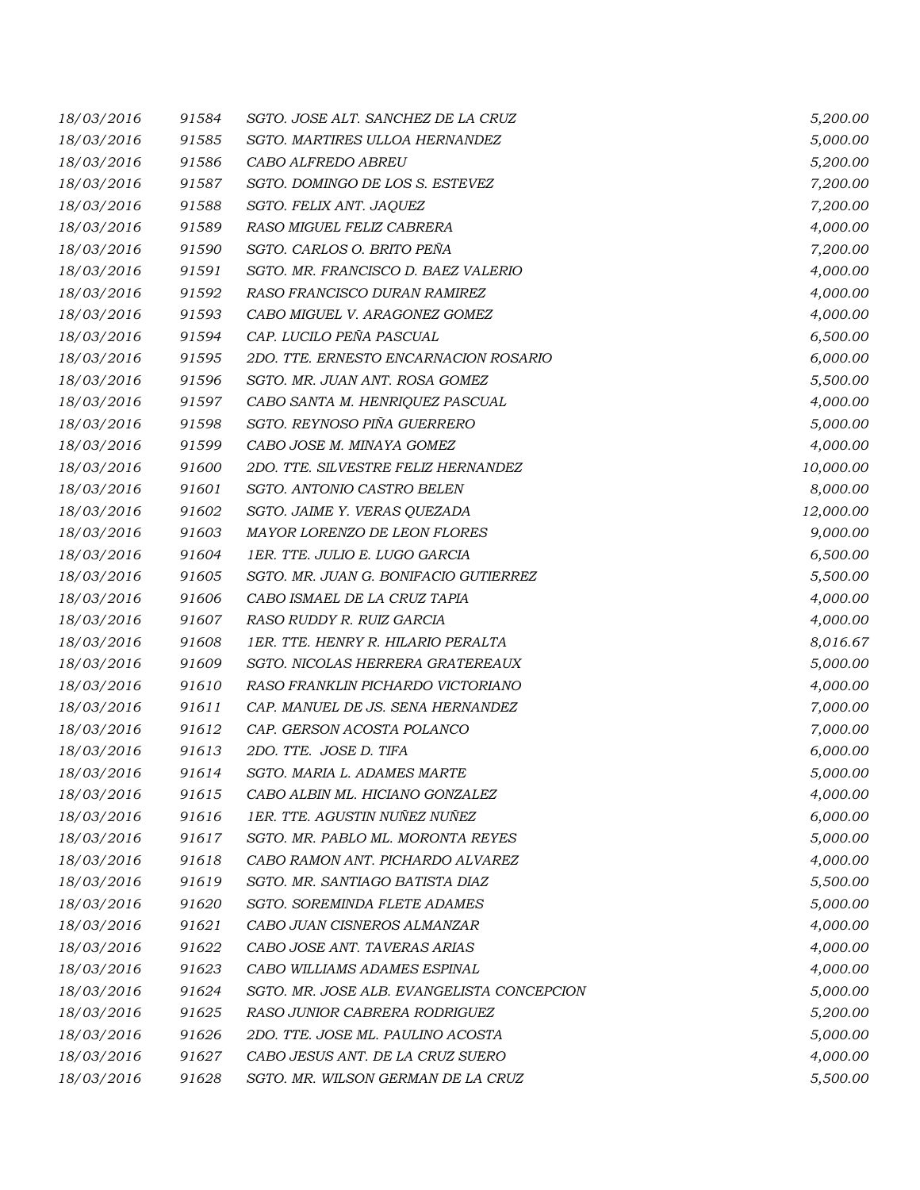| | | | |
|---|---|---|---|
| *18/03/2016* | *91584* | *SGTO. JOSE ALT. SANCHEZ DE LA CRUZ* | *5,200.00* |
| *18/03/2016* | *91585* | *SGTO. MARTIRES ULLOA HERNANDEZ* | *5,000.00* |
| *18/03/2016* | *91586* | *CABO ALFREDO ABREU* | *5,200.00* |
| *18/03/2016* | *91587* | *SGTO. DOMINGO DE LOS S. ESTEVEZ* | *7,200.00* |
| *18/03/2016* | *91588* | *SGTO. FELIX ANT. JAQUEZ* | *7,200.00* |
| *18/03/2016* | *91589* | *RASO MIGUEL FELIZ CABRERA* | *4,000.00* |
| *18/03/2016* | *91590* | *SGTO. CARLOS O. BRITO PEÑA* | *7,200.00* |
| *18/03/2016* | *91591* | *SGTO. MR. FRANCISCO D. BAEZ VALERIO* | *4,000.00* |
| *18/03/2016* | *91592* | *RASO FRANCISCO DURAN RAMIREZ* | *4,000.00* |
| *18/03/2016* | *91593* | *CABO MIGUEL V. ARAGONEZ GOMEZ* | *4,000.00* |
| *18/03/2016* | *91594* | *CAP. LUCILO PEÑA PASCUAL* | *6,500.00* |
| *18/03/2016* | *91595* | *2DO. TTE. ERNESTO ENCARNACION ROSARIO* | *6,000.00* |
| *18/03/2016* | *91596* | *SGTO. MR. JUAN ANT. ROSA GOMEZ* | *5,500.00* |
| *18/03/2016* | *91597* | *CABO SANTA M. HENRIQUEZ PASCUAL* | *4,000.00* |
| *18/03/2016* | *91598* | *SGTO. REYNOSO PIÑA GUERRERO* | *5,000.00* |
| *18/03/2016* | *91599* | *CABO JOSE M. MINAYA GOMEZ* | *4,000.00* |
| *18/03/2016* | *91600* | *2DO. TTE. SILVESTRE FELIZ HERNANDEZ* | *10,000.00* |
| *18/03/2016* | *91601* | *SGTO. ANTONIO CASTRO BELEN* | *8,000.00* |
| *18/03/2016* | *91602* | *SGTO. JAIME Y. VERAS QUEZADA* | *12,000.00* |
| *18/03/2016* | *91603* | *MAYOR LORENZO DE LEON FLORES* | *9,000.00* |
| *18/03/2016* | *91604* | *1ER. TTE. JULIO E. LUGO GARCIA* | *6,500.00* |
| *18/03/2016* | *91605* | *SGTO. MR. JUAN G. BONIFACIO GUTIERREZ* | *5,500.00* |
| *18/03/2016* | *91606* | *CABO ISMAEL DE LA CRUZ TAPIA* | *4,000.00* |
| *18/03/2016* | *91607* | *RASO RUDDY R. RUIZ GARCIA* | *4,000.00* |
| *18/03/2016* | *91608* | *1ER. TTE. HENRY R. HILARIO PERALTA* | *8,016.67* |
| *18/03/2016* | *91609* | *SGTO. NICOLAS HERRERA GRATEREAUX* | *5,000.00* |
| *18/03/2016* | *91610* | *RASO FRANKLIN PICHARDO VICTORIANO* | *4,000.00* |
| *18/03/2016* | *91611* | *CAP. MANUEL DE JS. SENA HERNANDEZ* | *7,000.00* |
| *18/03/2016* | *91612* | *CAP. GERSON ACOSTA POLANCO* | *7,000.00* |
| *18/03/2016* | *91613* | *2DO. TTE. JOSE D. TIFA* | *6,000.00* |
| *18/03/2016* | *91614* | *SGTO. MARIA L. ADAMES MARTE* | *5,000.00* |
| *18/03/2016* | *91615* | *CABO ALBIN ML. HICIANO GONZALEZ* | *4,000.00* |
| *18/03/2016* | *91616* | *1ER. TTE. AGUSTIN NUÑEZ NUÑEZ* | *6,000.00* |
| *18/03/2016* | *91617* | *SGTO. MR. PABLO ML. MORONTA REYES* | *5,000.00* |
| *18/03/2016* | *91618* | *CABO RAMON ANT. PICHARDO ALVAREZ* | *4,000.00* |
| *18/03/2016* | *91619* | *SGTO. MR. SANTIAGO BATISTA DIAZ* | *5,500.00* |
| *18/03/2016* | *91620* | *SGTO. SOREMINDA FLETE ADAMES* | *5,000.00* |
| *18/03/2016* | *91621* | *CABO JUAN CISNEROS ALMANZAR* | *4,000.00* |
| *18/03/2016* | *91622* | *CABO JOSE ANT. TAVERAS ARIAS* | *4,000.00* |
| *18/03/2016* | *91623* | *CABO WILLIAMS ADAMES ESPINAL* | *4,000.00* |
| *18/03/2016* | *91624* | *SGTO. MR. JOSE ALB. EVANGELISTA CONCEPCION* | *5,000.00* |
| *18/03/2016* | *91625* | *RASO JUNIOR CABRERA RODRIGUEZ* | *5,200.00* |
| *18/03/2016* | *91626* | *2DO. TTE. JOSE ML. PAULINO ACOSTA* | *5,000.00* |
| *18/03/2016* | *91627* | *CABO JESUS ANT. DE LA CRUZ SUERO* | *4,000.00* |
| *18/03/2016* | *91628* | *SGTO. MR. WILSON GERMAN DE LA CRUZ* | *5,500.00* |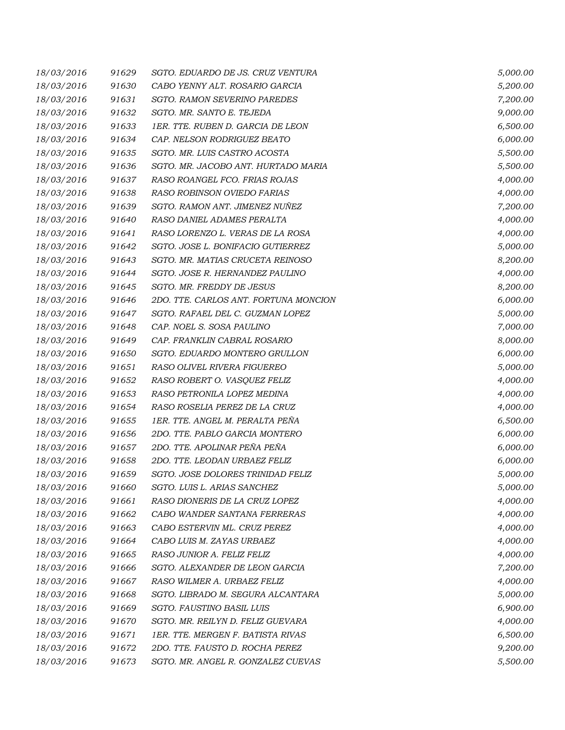| | | | |
|---|---|---|---|
| 18/03/2016 | 91629 | SGTO. EDUARDO DE JS. CRUZ VENTURA | 5,000.00 |
| 18/03/2016 | 91630 | CABO YENNY ALT. ROSARIO GARCIA | 5,200.00 |
| 18/03/2016 | 91631 | SGTO. RAMON SEVERINO PAREDES | 7,200.00 |
| 18/03/2016 | 91632 | SGTO. MR. SANTO E. TEJEDA | 9,000.00 |
| 18/03/2016 | 91633 | 1ER. TTE. RUBEN D. GARCIA DE LEON | 6,500.00 |
| 18/03/2016 | 91634 | CAP. NELSON RODRIGUEZ BEATO | 6,000.00 |
| 18/03/2016 | 91635 | SGTO. MR. LUIS CASTRO ACOSTA | 5,500.00 |
| 18/03/2016 | 91636 | SGTO. MR. JACOBO ANT. HURTADO MARIA | 5,500.00 |
| 18/03/2016 | 91637 | RASO ROANGEL FCO. FRIAS ROJAS | 4,000.00 |
| 18/03/2016 | 91638 | RASO ROBINSON OVIEDO FARIAS | 4,000.00 |
| 18/03/2016 | 91639 | SGTO. RAMON ANT. JIMENEZ NUÑEZ | 7,200.00 |
| 18/03/2016 | 91640 | RASO DANIEL ADAMES PERALTA | 4,000.00 |
| 18/03/2016 | 91641 | RASO LORENZO L. VERAS DE LA ROSA | 4,000.00 |
| 18/03/2016 | 91642 | SGTO. JOSE L. BONIFACIO GUTIERREZ | 5,000.00 |
| 18/03/2016 | 91643 | SGTO. MR. MATIAS CRUCETA REINOSO | 8,200.00 |
| 18/03/2016 | 91644 | SGTO. JOSE R. HERNANDEZ PAULINO | 4,000.00 |
| 18/03/2016 | 91645 | SGTO. MR. FREDDY DE JESUS | 8,200.00 |
| 18/03/2016 | 91646 | 2DO. TTE. CARLOS ANT. FORTUNA MONCION | 6,000.00 |
| 18/03/2016 | 91647 | SGTO. RAFAEL DEL C. GUZMAN LOPEZ | 5,000.00 |
| 18/03/2016 | 91648 | CAP. NOEL S. SOSA PAULINO | 7,000.00 |
| 18/03/2016 | 91649 | CAP. FRANKLIN CABRAL ROSARIO | 8,000.00 |
| 18/03/2016 | 91650 | SGTO. EDUARDO MONTERO GRULLON | 6,000.00 |
| 18/03/2016 | 91651 | RASO OLIVEL RIVERA FIGUEREO | 5,000.00 |
| 18/03/2016 | 91652 | RASO ROBERT O. VASQUEZ FELIZ | 4,000.00 |
| 18/03/2016 | 91653 | RASO PETRONILA LOPEZ MEDINA | 4,000.00 |
| 18/03/2016 | 91654 | RASO ROSELIA PEREZ DE LA CRUZ | 4,000.00 |
| 18/03/2016 | 91655 | 1ER. TTE. ANGEL M. PERALTA PEÑA | 6,500.00 |
| 18/03/2016 | 91656 | 2DO. TTE. PABLO GARCIA MONTERO | 6,000.00 |
| 18/03/2016 | 91657 | 2DO. TTE. APOLINAR PEÑA PEÑA | 6,000.00 |
| 18/03/2016 | 91658 | 2DO. TTE. LEODAN URBAEZ FELIZ | 6,000.00 |
| 18/03/2016 | 91659 | SGTO. JOSE DOLORES TRINIDAD FELIZ | 5,000.00 |
| 18/03/2016 | 91660 | SGTO. LUIS L. ARIAS SANCHEZ | 5,000.00 |
| 18/03/2016 | 91661 | RASO DIONERIS DE LA CRUZ LOPEZ | 4,000.00 |
| 18/03/2016 | 91662 | CABO WANDER SANTANA FERRERAS | 4,000.00 |
| 18/03/2016 | 91663 | CABO ESTERVIN ML. CRUZ PEREZ | 4,000.00 |
| 18/03/2016 | 91664 | CABO LUIS M. ZAYAS URBAEZ | 4,000.00 |
| 18/03/2016 | 91665 | RASO JUNIOR A. FELIZ FELIZ | 4,000.00 |
| 18/03/2016 | 91666 | SGTO. ALEXANDER DE LEON GARCIA | 7,200.00 |
| 18/03/2016 | 91667 | RASO WILMER A. URBAEZ FELIZ | 4,000.00 |
| 18/03/2016 | 91668 | SGTO. LIBRADO M. SEGURA ALCANTARA | 5,000.00 |
| 18/03/2016 | 91669 | SGTO. FAUSTINO BASIL LUIS | 6,900.00 |
| 18/03/2016 | 91670 | SGTO. MR. REILYN D. FELIZ GUEVARA | 4,000.00 |
| 18/03/2016 | 91671 | 1ER. TTE. MERGEN F. BATISTA RIVAS | 6,500.00 |
| 18/03/2016 | 91672 | 2DO. TTE. FAUSTO D. ROCHA PEREZ | 9,200.00 |
| 18/03/2016 | 91673 | SGTO. MR. ANGEL R. GONZALEZ CUEVAS | 5,500.00 |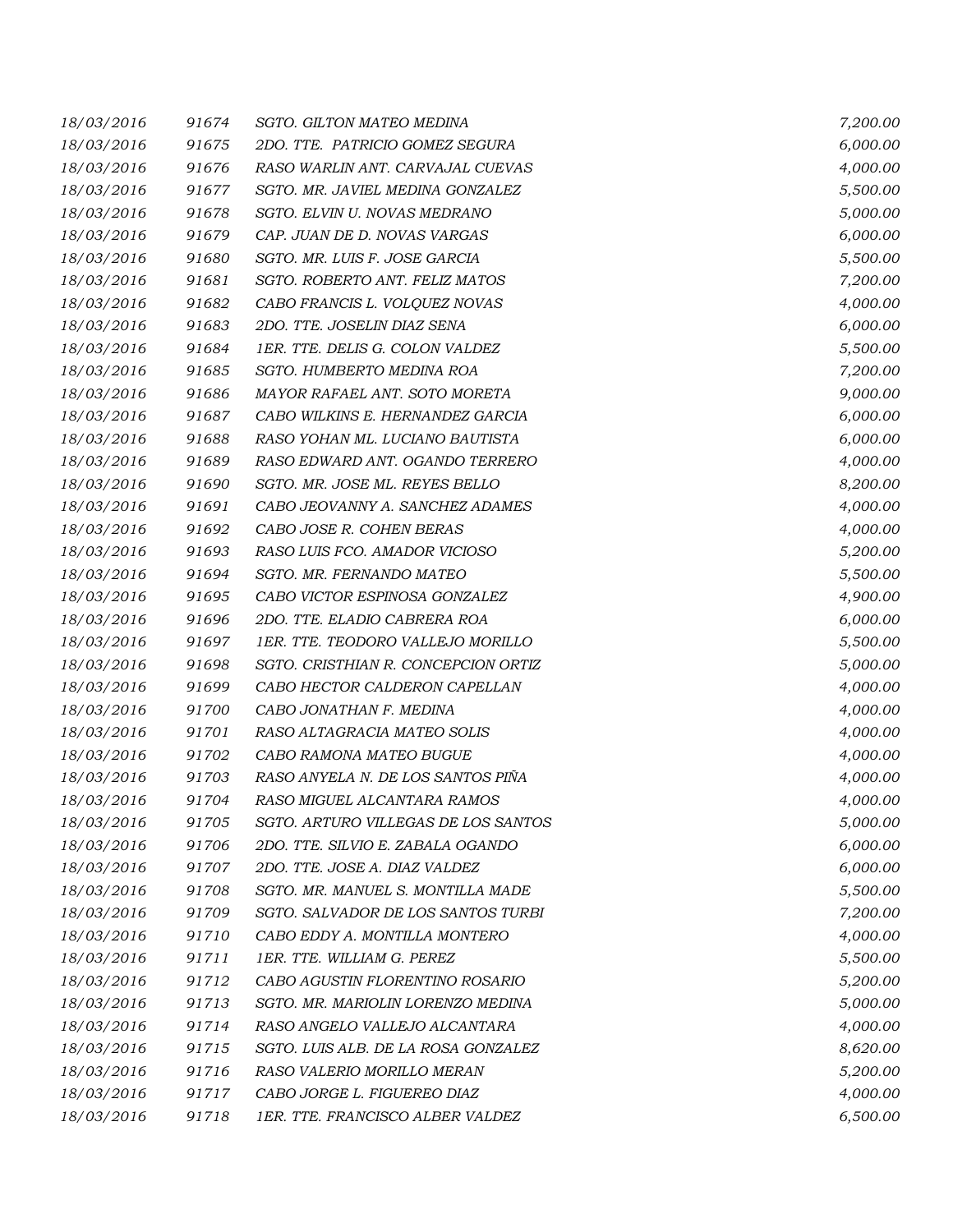| | | | |
|---|---|---|---|
| 18/03/2016 | 91674 | SGTO. GILTON MATEO MEDINA | 7,200.00 |
| 18/03/2016 | 91675 | 2DO. TTE. PATRICIO GOMEZ SEGURA | 6,000.00 |
| 18/03/2016 | 91676 | RASO WARLIN ANT. CARVAJAL CUEVAS | 4,000.00 |
| 18/03/2016 | 91677 | SGTO. MR. JAVIEL MEDINA GONZALEZ | 5,500.00 |
| 18/03/2016 | 91678 | SGTO. ELVIN U. NOVAS MEDRANO | 5,000.00 |
| 18/03/2016 | 91679 | CAP. JUAN DE D. NOVAS VARGAS | 6,000.00 |
| 18/03/2016 | 91680 | SGTO. MR. LUIS F. JOSE GARCIA | 5,500.00 |
| 18/03/2016 | 91681 | SGTO. ROBERTO ANT. FELIZ MATOS | 7,200.00 |
| 18/03/2016 | 91682 | CABO FRANCIS L. VOLQUEZ NOVAS | 4,000.00 |
| 18/03/2016 | 91683 | 2DO. TTE. JOSELIN DIAZ SENA | 6,000.00 |
| 18/03/2016 | 91684 | 1ER. TTE. DELIS G. COLON VALDEZ | 5,500.00 |
| 18/03/2016 | 91685 | SGTO. HUMBERTO MEDINA ROA | 7,200.00 |
| 18/03/2016 | 91686 | MAYOR RAFAEL ANT. SOTO MORETA | 9,000.00 |
| 18/03/2016 | 91687 | CABO WILKINS E. HERNANDEZ GARCIA | 6,000.00 |
| 18/03/2016 | 91688 | RASO YOHAN ML. LUCIANO BAUTISTA | 6,000.00 |
| 18/03/2016 | 91689 | RASO EDWARD ANT. OGANDO TERRERO | 4,000.00 |
| 18/03/2016 | 91690 | SGTO. MR. JOSE ML. REYES BELLO | 8,200.00 |
| 18/03/2016 | 91691 | CABO JEOVANNY A. SANCHEZ ADAMES | 4,000.00 |
| 18/03/2016 | 91692 | CABO JOSE R. COHEN BERAS | 4,000.00 |
| 18/03/2016 | 91693 | RASO LUIS FCO. AMADOR VICIOSO | 5,200.00 |
| 18/03/2016 | 91694 | SGTO. MR. FERNANDO MATEO | 5,500.00 |
| 18/03/2016 | 91695 | CABO VICTOR ESPINOSA GONZALEZ | 4,900.00 |
| 18/03/2016 | 91696 | 2DO. TTE. ELADIO CABRERA ROA | 6,000.00 |
| 18/03/2016 | 91697 | 1ER. TTE. TEODORO VALLEJO MORILLO | 5,500.00 |
| 18/03/2016 | 91698 | SGTO. CRISTHIAN R. CONCEPCION ORTIZ | 5,000.00 |
| 18/03/2016 | 91699 | CABO HECTOR CALDERON CAPELLAN | 4,000.00 |
| 18/03/2016 | 91700 | CABO JONATHAN F. MEDINA | 4,000.00 |
| 18/03/2016 | 91701 | RASO ALTAGRACIA MATEO SOLIS | 4,000.00 |
| 18/03/2016 | 91702 | CABO RAMONA MATEO BUGUE | 4,000.00 |
| 18/03/2016 | 91703 | RASO ANYELA N. DE LOS SANTOS PIÑA | 4,000.00 |
| 18/03/2016 | 91704 | RASO MIGUEL ALCANTARA RAMOS | 4,000.00 |
| 18/03/2016 | 91705 | SGTO. ARTURO VILLEGAS DE LOS SANTOS | 5,000.00 |
| 18/03/2016 | 91706 | 2DO. TTE. SILVIO E. ZABALA OGANDO | 6,000.00 |
| 18/03/2016 | 91707 | 2DO. TTE. JOSE A. DIAZ VALDEZ | 6,000.00 |
| 18/03/2016 | 91708 | SGTO. MR. MANUEL S. MONTILLA MADE | 5,500.00 |
| 18/03/2016 | 91709 | SGTO. SALVADOR DE LOS SANTOS TURBI | 7,200.00 |
| 18/03/2016 | 91710 | CABO EDDY A. MONTILLA MONTERO | 4,000.00 |
| 18/03/2016 | 91711 | 1ER. TTE. WILLIAM G. PEREZ | 5,500.00 |
| 18/03/2016 | 91712 | CABO AGUSTIN FLORENTINO ROSARIO | 5,200.00 |
| 18/03/2016 | 91713 | SGTO. MR. MARIOLIN LORENZO MEDINA | 5,000.00 |
| 18/03/2016 | 91714 | RASO ANGELO VALLEJO ALCANTARA | 4,000.00 |
| 18/03/2016 | 91715 | SGTO. LUIS ALB. DE LA ROSA GONZALEZ | 8,620.00 |
| 18/03/2016 | 91716 | RASO VALERIO MORILLO MERAN | 5,200.00 |
| 18/03/2016 | 91717 | CABO JORGE L. FIGUEREO DIAZ | 4,000.00 |
| 18/03/2016 | 91718 | 1ER. TTE. FRANCISCO ALBER VALDEZ | 6,500.00 |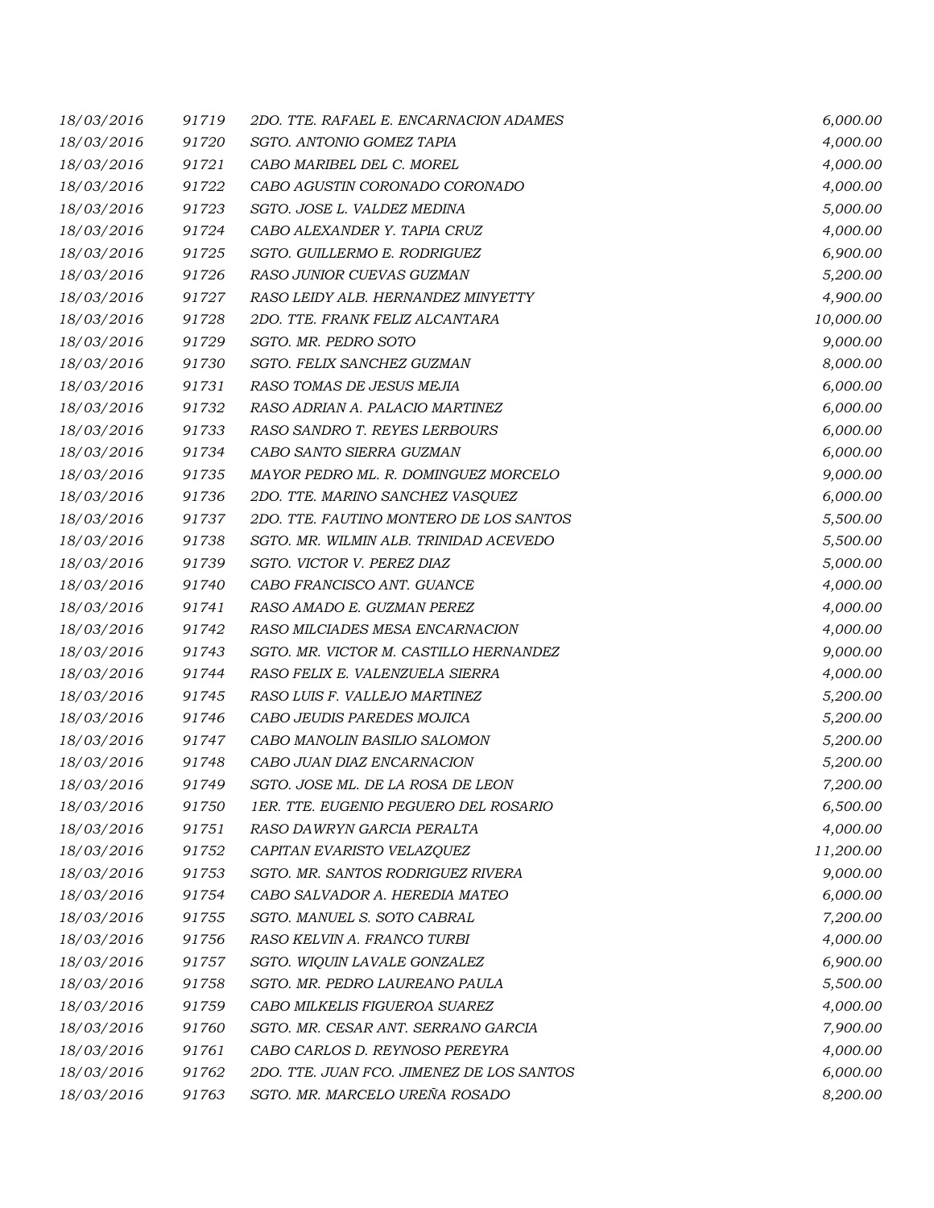| | | | |
|---|---|---|---|
| 18/03/2016 | 91719 | 2DO. TTE. RAFAEL E. ENCARNACION ADAMES | 6,000.00 |
| 18/03/2016 | 91720 | SGTO. ANTONIO GOMEZ TAPIA | 4,000.00 |
| 18/03/2016 | 91721 | CABO MARIBEL DEL C. MOREL | 4,000.00 |
| 18/03/2016 | 91722 | CABO AGUSTIN CORONADO CORONADO | 4,000.00 |
| 18/03/2016 | 91723 | SGTO. JOSE L. VALDEZ MEDINA | 5,000.00 |
| 18/03/2016 | 91724 | CABO ALEXANDER Y. TAPIA CRUZ | 4,000.00 |
| 18/03/2016 | 91725 | SGTO. GUILLERMO E. RODRIGUEZ | 6,900.00 |
| 18/03/2016 | 91726 | RASO JUNIOR CUEVAS GUZMAN | 5,200.00 |
| 18/03/2016 | 91727 | RASO LEIDY ALB. HERNANDEZ MINYETTY | 4,900.00 |
| 18/03/2016 | 91728 | 2DO. TTE. FRANK FELIZ ALCANTARA | 10,000.00 |
| 18/03/2016 | 91729 | SGTO. MR. PEDRO SOTO | 9,000.00 |
| 18/03/2016 | 91730 | SGTO. FELIX SANCHEZ GUZMAN | 8,000.00 |
| 18/03/2016 | 91731 | RASO TOMAS DE JESUS MEJIA | 6,000.00 |
| 18/03/2016 | 91732 | RASO ADRIAN A. PALACIO MARTINEZ | 6,000.00 |
| 18/03/2016 | 91733 | RASO SANDRO T. REYES LERBOURS | 6,000.00 |
| 18/03/2016 | 91734 | CABO SANTO SIERRA GUZMAN | 6,000.00 |
| 18/03/2016 | 91735 | MAYOR PEDRO ML. R. DOMINGUEZ MORCELO | 9,000.00 |
| 18/03/2016 | 91736 | 2DO. TTE. MARINO SANCHEZ VASQUEZ | 6,000.00 |
| 18/03/2016 | 91737 | 2DO. TTE. FAUTINO MONTERO DE LOS SANTOS | 5,500.00 |
| 18/03/2016 | 91738 | SGTO. MR. WILMIN ALB. TRINIDAD ACEVEDO | 5,500.00 |
| 18/03/2016 | 91739 | SGTO. VICTOR V. PEREZ DIAZ | 5,000.00 |
| 18/03/2016 | 91740 | CABO FRANCISCO ANT. GUANCE | 4,000.00 |
| 18/03/2016 | 91741 | RASO AMADO E. GUZMAN PEREZ | 4,000.00 |
| 18/03/2016 | 91742 | RASO MILCIADES MESA ENCARNACION | 4,000.00 |
| 18/03/2016 | 91743 | SGTO. MR. VICTOR M. CASTILLO HERNANDEZ | 9,000.00 |
| 18/03/2016 | 91744 | RASO FELIX E. VALENZUELA SIERRA | 4,000.00 |
| 18/03/2016 | 91745 | RASO LUIS F. VALLEJO MARTINEZ | 5,200.00 |
| 18/03/2016 | 91746 | CABO JEUDIS PAREDES MOJICA | 5,200.00 |
| 18/03/2016 | 91747 | CABO MANOLIN BASILIO SALOMON | 5,200.00 |
| 18/03/2016 | 91748 | CABO JUAN DIAZ ENCARNACION | 5,200.00 |
| 18/03/2016 | 91749 | SGTO. JOSE ML. DE LA ROSA DE LEON | 7,200.00 |
| 18/03/2016 | 91750 | 1ER. TTE. EUGENIO PEGUERO DEL ROSARIO | 6,500.00 |
| 18/03/2016 | 91751 | RASO DAWRYN GARCIA PERALTA | 4,000.00 |
| 18/03/2016 | 91752 | CAPITAN EVARISTO VELAZQUEZ | 11,200.00 |
| 18/03/2016 | 91753 | SGTO. MR. SANTOS RODRIGUEZ RIVERA | 9,000.00 |
| 18/03/2016 | 91754 | CABO SALVADOR A. HEREDIA MATEO | 6,000.00 |
| 18/03/2016 | 91755 | SGTO. MANUEL S. SOTO CABRAL | 7,200.00 |
| 18/03/2016 | 91756 | RASO KELVIN A. FRANCO TURBI | 4,000.00 |
| 18/03/2016 | 91757 | SGTO. WIQUIN LAVALE GONZALEZ | 6,900.00 |
| 18/03/2016 | 91758 | SGTO. MR. PEDRO LAUREANO PAULA | 5,500.00 |
| 18/03/2016 | 91759 | CABO MILKELIS FIGUEROA SUAREZ | 4,000.00 |
| 18/03/2016 | 91760 | SGTO. MR. CESAR ANT. SERRANO GARCIA | 7,900.00 |
| 18/03/2016 | 91761 | CABO CARLOS D. REYNOSO PEREYRA | 4,000.00 |
| 18/03/2016 | 91762 | 2DO. TTE. JUAN FCO. JIMENEZ DE LOS SANTOS | 6,000.00 |
| 18/03/2016 | 91763 | SGTO. MR. MARCELO UREÑA ROSADO | 8,200.00 |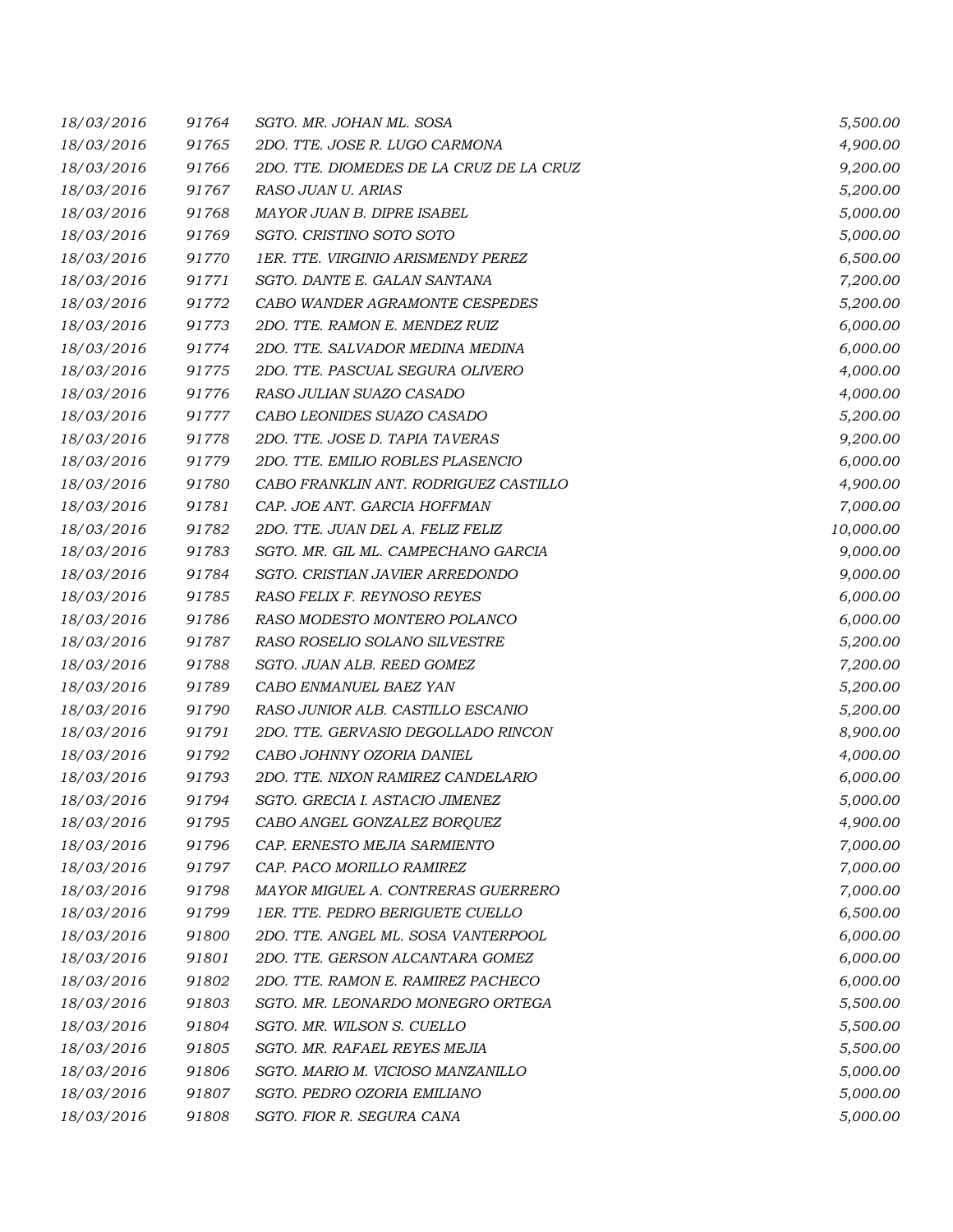| | | | |
|---|---|---|---|
| 18/03/2016 | 91764 | SGTO. MR. JOHAN ML. SOSA | 5,500.00 |
| 18/03/2016 | 91765 | 2DO. TTE. JOSE R. LUGO CARMONA | 4,900.00 |
| 18/03/2016 | 91766 | 2DO. TTE. DIOMEDES DE LA CRUZ DE LA CRUZ | 9,200.00 |
| 18/03/2016 | 91767 | RASO JUAN U. ARIAS | 5,200.00 |
| 18/03/2016 | 91768 | MAYOR JUAN B. DIPRE ISABEL | 5,000.00 |
| 18/03/2016 | 91769 | SGTO. CRISTINO SOTO SOTO | 5,000.00 |
| 18/03/2016 | 91770 | 1ER. TTE. VIRGINIO ARISMENDY PEREZ | 6,500.00 |
| 18/03/2016 | 91771 | SGTO. DANTE E. GALAN SANTANA | 7,200.00 |
| 18/03/2016 | 91772 | CABO WANDER AGRAMONTE CESPEDES | 5,200.00 |
| 18/03/2016 | 91773 | 2DO. TTE. RAMON E. MENDEZ RUIZ | 6,000.00 |
| 18/03/2016 | 91774 | 2DO. TTE. SALVADOR MEDINA MEDINA | 6,000.00 |
| 18/03/2016 | 91775 | 2DO. TTE. PASCUAL SEGURA OLIVERO | 4,000.00 |
| 18/03/2016 | 91776 | RASO JULIAN SUAZO CASADO | 4,000.00 |
| 18/03/2016 | 91777 | CABO LEONIDES SUAZO CASADO | 5,200.00 |
| 18/03/2016 | 91778 | 2DO. TTE. JOSE D. TAPIA TAVERAS | 9,200.00 |
| 18/03/2016 | 91779 | 2DO. TTE. EMILIO ROBLES PLASENCIO | 6,000.00 |
| 18/03/2016 | 91780 | CABO FRANKLIN ANT. RODRIGUEZ CASTILLO | 4,900.00 |
| 18/03/2016 | 91781 | CAP. JOE ANT. GARCIA HOFFMAN | 7,000.00 |
| 18/03/2016 | 91782 | 2DO. TTE. JUAN DEL A. FELIZ FELIZ | 10,000.00 |
| 18/03/2016 | 91783 | SGTO. MR. GIL ML. CAMPECHANO GARCIA | 9,000.00 |
| 18/03/2016 | 91784 | SGTO. CRISTIAN JAVIER ARREDONDO | 9,000.00 |
| 18/03/2016 | 91785 | RASO FELIX F. REYNOSO REYES | 6,000.00 |
| 18/03/2016 | 91786 | RASO MODESTO MONTERO POLANCO | 6,000.00 |
| 18/03/2016 | 91787 | RASO ROSELIO SOLANO SILVESTRE | 5,200.00 |
| 18/03/2016 | 91788 | SGTO. JUAN ALB. REED GOMEZ | 7,200.00 |
| 18/03/2016 | 91789 | CABO ENMANUEL BAEZ YAN | 5,200.00 |
| 18/03/2016 | 91790 | RASO JUNIOR ALB. CASTILLO ESCANIO | 5,200.00 |
| 18/03/2016 | 91791 | 2DO. TTE. GERVASIO DEGOLLADO RINCON | 8,900.00 |
| 18/03/2016 | 91792 | CABO JOHNNY OZORIA DANIEL | 4,000.00 |
| 18/03/2016 | 91793 | 2DO. TTE. NIXON RAMIREZ CANDELARIO | 6,000.00 |
| 18/03/2016 | 91794 | SGTO. GRECIA I. ASTACIO JIMENEZ | 5,000.00 |
| 18/03/2016 | 91795 | CABO ANGEL GONZALEZ BORQUEZ | 4,900.00 |
| 18/03/2016 | 91796 | CAP. ERNESTO MEJIA SARMIENTO | 7,000.00 |
| 18/03/2016 | 91797 | CAP. PACO MORILLO RAMIREZ | 7,000.00 |
| 18/03/2016 | 91798 | MAYOR MIGUEL A. CONTRERAS GUERRERO | 7,000.00 |
| 18/03/2016 | 91799 | 1ER. TTE. PEDRO BERIGUETE CUELLO | 6,500.00 |
| 18/03/2016 | 91800 | 2DO. TTE. ANGEL ML. SOSA VANTERPOOL | 6,000.00 |
| 18/03/2016 | 91801 | 2DO. TTE. GERSON ALCANTARA GOMEZ | 6,000.00 |
| 18/03/2016 | 91802 | 2DO. TTE. RAMON E. RAMIREZ PACHECO | 6,000.00 |
| 18/03/2016 | 91803 | SGTO. MR. LEONARDO MONEGRO ORTEGA | 5,500.00 |
| 18/03/2016 | 91804 | SGTO. MR. WILSON S. CUELLO | 5,500.00 |
| 18/03/2016 | 91805 | SGTO. MR. RAFAEL REYES MEJIA | 5,500.00 |
| 18/03/2016 | 91806 | SGTO. MARIO M. VICIOSO MANZANILLO | 5,000.00 |
| 18/03/2016 | 91807 | SGTO. PEDRO OZORIA EMILIANO | 5,000.00 |
| 18/03/2016 | 91808 | SGTO. FIOR R. SEGURA CANA | 5,000.00 |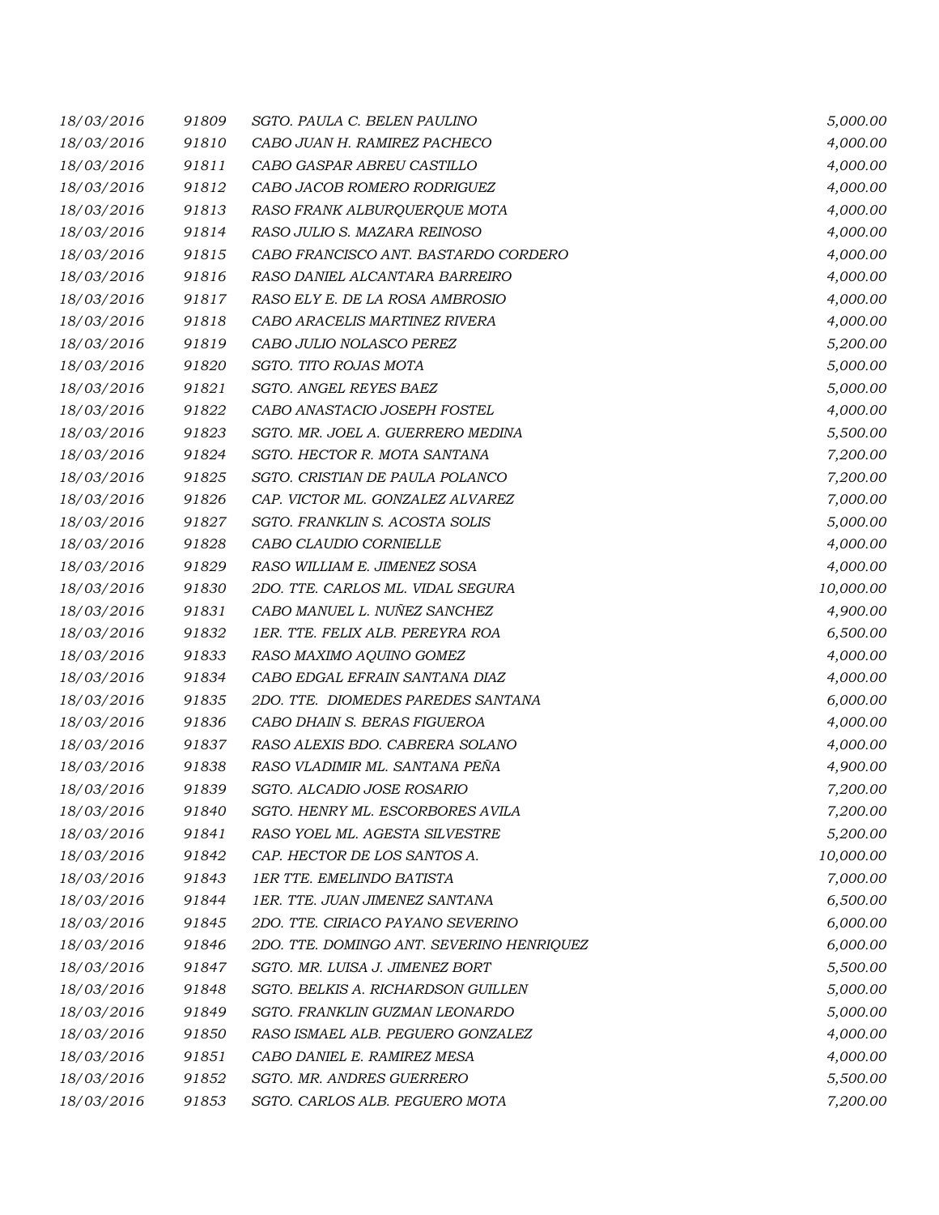| | | | |
|---|---|---|---|
| 18/03/2016 | 91809 | SGTO. PAULA C. BELEN PAULINO | 5,000.00 |
| 18/03/2016 | 91810 | CABO JUAN H. RAMIREZ PACHECO | 4,000.00 |
| 18/03/2016 | 91811 | CABO GASPAR ABREU CASTILLO | 4,000.00 |
| 18/03/2016 | 91812 | CABO JACOB ROMERO RODRIGUEZ | 4,000.00 |
| 18/03/2016 | 91813 | RASO FRANK ALBURQUERQUE MOTA | 4,000.00 |
| 18/03/2016 | 91814 | RASO JULIO S. MAZARA REINOSO | 4,000.00 |
| 18/03/2016 | 91815 | CABO FRANCISCO ANT. BASTARDO CORDERO | 4,000.00 |
| 18/03/2016 | 91816 | RASO DANIEL ALCANTARA BARREIRO | 4,000.00 |
| 18/03/2016 | 91817 | RASO ELY E. DE LA ROSA AMBROSIO | 4,000.00 |
| 18/03/2016 | 91818 | CABO ARACELIS MARTINEZ RIVERA | 4,000.00 |
| 18/03/2016 | 91819 | CABO JULIO NOLASCO PEREZ | 5,200.00 |
| 18/03/2016 | 91820 | SGTO. TITO ROJAS MOTA | 5,000.00 |
| 18/03/2016 | 91821 | SGTO. ANGEL REYES BAEZ | 5,000.00 |
| 18/03/2016 | 91822 | CABO ANASTACIO JOSEPH FOSTEL | 4,000.00 |
| 18/03/2016 | 91823 | SGTO. MR. JOEL A. GUERRERO MEDINA | 5,500.00 |
| 18/03/2016 | 91824 | SGTO. HECTOR R. MOTA SANTANA | 7,200.00 |
| 18/03/2016 | 91825 | SGTO. CRISTIAN DE PAULA POLANCO | 7,200.00 |
| 18/03/2016 | 91826 | CAP. VICTOR ML. GONZALEZ ALVAREZ | 7,000.00 |
| 18/03/2016 | 91827 | SGTO. FRANKLIN S. ACOSTA SOLIS | 5,000.00 |
| 18/03/2016 | 91828 | CABO CLAUDIO CORNIELLE | 4,000.00 |
| 18/03/2016 | 91829 | RASO WILLIAM E. JIMENEZ SOSA | 4,000.00 |
| 18/03/2016 | 91830 | 2DO. TTE. CARLOS ML. VIDAL SEGURA | 10,000.00 |
| 18/03/2016 | 91831 | CABO MANUEL L. NUÑEZ SANCHEZ | 4,900.00 |
| 18/03/2016 | 91832 | 1ER. TTE. FELIX ALB. PEREYRA ROA | 6,500.00 |
| 18/03/2016 | 91833 | RASO MAXIMO AQUINO GOMEZ | 4,000.00 |
| 18/03/2016 | 91834 | CABO EDGAL EFRAIN SANTANA DIAZ | 4,000.00 |
| 18/03/2016 | 91835 | 2DO. TTE. DIOMEDES PAREDES SANTANA | 6,000.00 |
| 18/03/2016 | 91836 | CABO DHAIN S. BERAS FIGUEROA | 4,000.00 |
| 18/03/2016 | 91837 | RASO ALEXIS BDO. CABRERA SOLANO | 4,000.00 |
| 18/03/2016 | 91838 | RASO VLADIMIR ML. SANTANA PEÑA | 4,900.00 |
| 18/03/2016 | 91839 | SGTO. ALCADIO JOSE ROSARIO | 7,200.00 |
| 18/03/2016 | 91840 | SGTO. HENRY ML. ESCORBORES AVILA | 7,200.00 |
| 18/03/2016 | 91841 | RASO YOEL ML. AGESTA SILVESTRE | 5,200.00 |
| 18/03/2016 | 91842 | CAP. HECTOR DE LOS SANTOS A. | 10,000.00 |
| 18/03/2016 | 91843 | 1ER TTE. EMELINDO BATISTA | 7,000.00 |
| 18/03/2016 | 91844 | 1ER. TTE. JUAN JIMENEZ SANTANA | 6,500.00 |
| 18/03/2016 | 91845 | 2DO. TTE. CIRIACO PAYANO SEVERINO | 6,000.00 |
| 18/03/2016 | 91846 | 2DO. TTE. DOMINGO ANT. SEVERINO HENRIQUEZ | 6,000.00 |
| 18/03/2016 | 91847 | SGTO. MR. LUISA J. JIMENEZ BORT | 5,500.00 |
| 18/03/2016 | 91848 | SGTO. BELKIS A. RICHARDSON GUILLEN | 5,000.00 |
| 18/03/2016 | 91849 | SGTO. FRANKLIN GUZMAN LEONARDO | 5,000.00 |
| 18/03/2016 | 91850 | RASO ISMAEL ALB. PEGUERO GONZALEZ | 4,000.00 |
| 18/03/2016 | 91851 | CABO DANIEL E. RAMIREZ MESA | 4,000.00 |
| 18/03/2016 | 91852 | SGTO. MR. ANDRES GUERRERO | 5,500.00 |
| 18/03/2016 | 91853 | SGTO. CARLOS ALB. PEGUERO MOTA | 7,200.00 |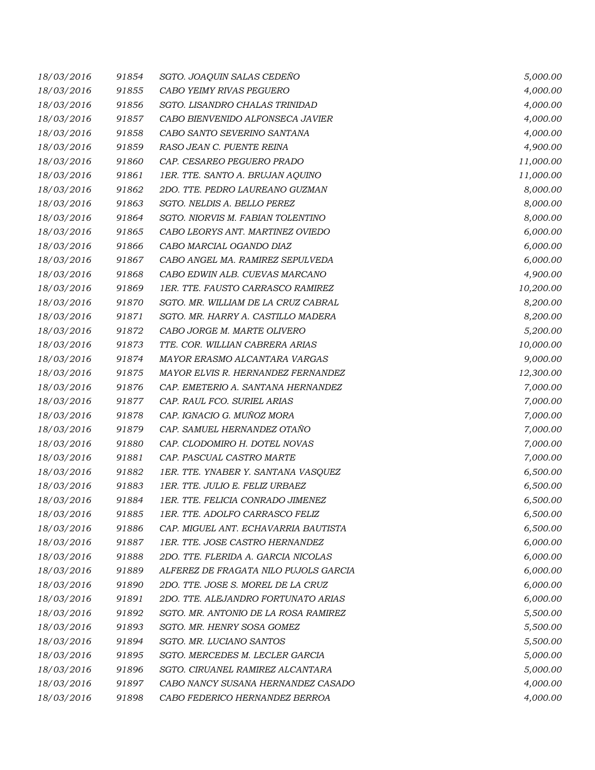| | | | |
|---|---|---|---|
| *18/03/2016* | *91854* | *SGTO. JOAQUIN SALAS CEDEÑO* | *5,000.00* |
| *18/03/2016* | *91855* | *CABO YEIMY RIVAS PEGUERO* | *4,000.00* |
| *18/03/2016* | *91856* | *SGTO. LISANDRO CHALAS TRINIDAD* | *4,000.00* |
| *18/03/2016* | *91857* | *CABO BIENVENIDO ALFONSECA JAVIER* | *4,000.00* |
| *18/03/2016* | *91858* | *CABO SANTO SEVERINO SANTANA* | *4,000.00* |
| *18/03/2016* | *91859* | *RASO JEAN C. PUENTE REINA* | *4,900.00* |
| *18/03/2016* | *91860* | *CAP. CESAREO PEGUERO PRADO* | *11,000.00* |
| *18/03/2016* | *91861* | *1ER. TTE. SANTO A. BRUJAN AQUINO* | *11,000.00* |
| *18/03/2016* | *91862* | *2DO. TTE. PEDRO LAUREANO GUZMAN* | *8,000.00* |
| *18/03/2016* | *91863* | *SGTO. NELDIS A. BELLO PEREZ* | *8,000.00* |
| *18/03/2016* | *91864* | *SGTO. NIORVIS M. FABIAN TOLENTINO* | *8,000.00* |
| *18/03/2016* | *91865* | *CABO LEORYS ANT. MARTINEZ OVIEDO* | *6,000.00* |
| *18/03/2016* | *91866* | *CABO MARCIAL OGANDO DIAZ* | *6,000.00* |
| *18/03/2016* | *91867* | *CABO ANGEL MA. RAMIREZ SEPULVEDA* | *6,000.00* |
| *18/03/2016* | *91868* | *CABO EDWIN ALB. CUEVAS MARCANO* | *4,900.00* |
| *18/03/2016* | *91869* | *1ER. TTE. FAUSTO CARRASCO RAMIREZ* | *10,200.00* |
| *18/03/2016* | *91870* | *SGTO. MR. WILLIAM DE LA CRUZ CABRAL* | *8,200.00* |
| *18/03/2016* | *91871* | *SGTO. MR. HARRY A. CASTILLO MADERA* | *8,200.00* |
| *18/03/2016* | *91872* | *CABO JORGE M. MARTE OLIVERO* | *5,200.00* |
| *18/03/2016* | *91873* | *TTE. COR. WILLIAN CABRERA ARIAS* | *10,000.00* |
| *18/03/2016* | *91874* | *MAYOR ERASMO ALCANTARA VARGAS* | *9,000.00* |
| *18/03/2016* | *91875* | *MAYOR ELVIS R. HERNANDEZ FERNANDEZ* | *12,300.00* |
| *18/03/2016* | *91876* | *CAP. EMETERIO A. SANTANA HERNANDEZ* | *7,000.00* |
| *18/03/2016* | *91877* | *CAP. RAUL FCO. SURIEL ARIAS* | *7,000.00* |
| *18/03/2016* | *91878* | *CAP. IGNACIO G. MUÑOZ MORA* | *7,000.00* |
| *18/03/2016* | *91879* | *CAP. SAMUEL HERNANDEZ OTAÑO* | *7,000.00* |
| *18/03/2016* | *91880* | *CAP. CLODOMIRO H. DOTEL NOVAS* | *7,000.00* |
| *18/03/2016* | *91881* | *CAP. PASCUAL CASTRO MARTE* | *7,000.00* |
| *18/03/2016* | *91882* | *1ER. TTE. YNABER Y. SANTANA VASQUEZ* | *6,500.00* |
| *18/03/2016* | *91883* | *1ER. TTE. JULIO E. FELIZ URBAEZ* | *6,500.00* |
| *18/03/2016* | *91884* | *1ER. TTE. FELICIA CONRADO JIMENEZ* | *6,500.00* |
| *18/03/2016* | *91885* | *1ER. TTE. ADOLFO CARRASCO FELIZ* | *6,500.00* |
| *18/03/2016* | *91886* | *CAP. MIGUEL ANT. ECHAVARRIA BAUTISTA* | *6,500.00* |
| *18/03/2016* | *91887* | *1ER. TTE. JOSE CASTRO HERNANDEZ* | *6,000.00* |
| *18/03/2016* | *91888* | *2DO. TTE. FLERIDA A. GARCIA NICOLAS* | *6,000.00* |
| *18/03/2016* | *91889* | *ALFEREZ DE FRAGATA NILO PUJOLS GARCIA* | *6,000.00* |
| *18/03/2016* | *91890* | *2DO. TTE. JOSE S. MOREL DE LA CRUZ* | *6,000.00* |
| *18/03/2016* | *91891* | *2DO. TTE. ALEJANDRO FORTUNATO ARIAS* | *6,000.00* |
| *18/03/2016* | *91892* | *SGTO. MR. ANTONIO DE LA ROSA RAMIREZ* | *5,500.00* |
| *18/03/2016* | *91893* | *SGTO. MR. HENRY SOSA GOMEZ* | *5,500.00* |
| *18/03/2016* | *91894* | *SGTO. MR. LUCIANO SANTOS* | *5,500.00* |
| *18/03/2016* | *91895* | *SGTO. MERCEDES M. LECLER GARCIA* | *5,000.00* |
| *18/03/2016* | *91896* | *SGTO. CIRUANEL RAMIREZ ALCANTARA* | *5,000.00* |
| *18/03/2016* | *91897* | *CABO NANCY SUSANA HERNANDEZ CASADO* | *4,000.00* |
| *18/03/2016* | *91898* | *CABO FEDERICO HERNANDEZ BERROA* | *4,000.00* |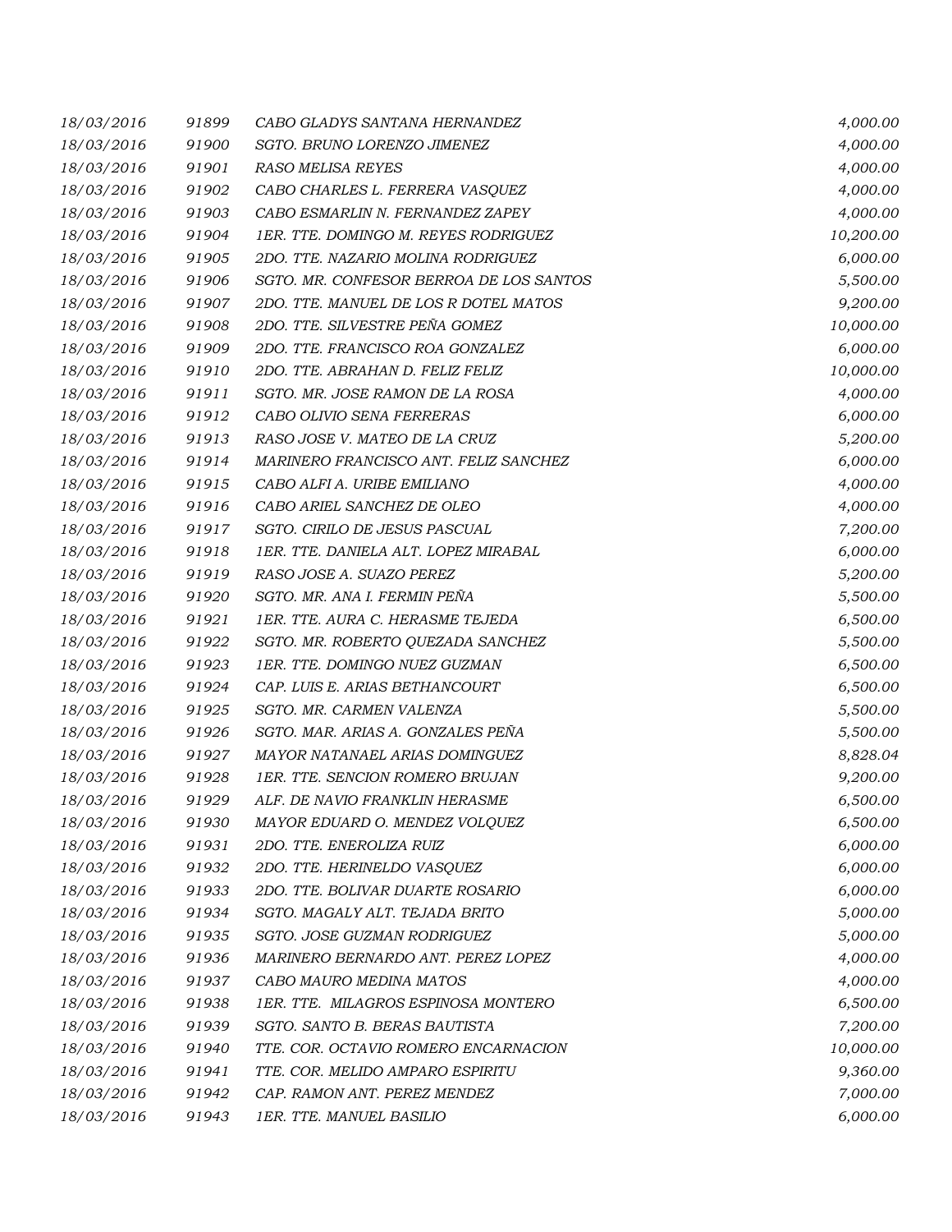| | | | |
|---|---|---|---|
| 18/03/2016 | 91899 | CABO GLADYS SANTANA HERNANDEZ | 4,000.00 |
| 18/03/2016 | 91900 | SGTO. BRUNO LORENZO JIMENEZ | 4,000.00 |
| 18/03/2016 | 91901 | RASO MELISA REYES | 4,000.00 |
| 18/03/2016 | 91902 | CABO CHARLES L. FERRERA VASQUEZ | 4,000.00 |
| 18/03/2016 | 91903 | CABO ESMARLIN N. FERNANDEZ ZAPEY | 4,000.00 |
| 18/03/2016 | 91904 | 1ER. TTE. DOMINGO M. REYES RODRIGUEZ | 10,200.00 |
| 18/03/2016 | 91905 | 2DO. TTE. NAZARIO MOLINA RODRIGUEZ | 6,000.00 |
| 18/03/2016 | 91906 | SGTO. MR. CONFESOR BERROA DE LOS SANTOS | 5,500.00 |
| 18/03/2016 | 91907 | 2DO. TTE. MANUEL DE LOS R DOTEL MATOS | 9,200.00 |
| 18/03/2016 | 91908 | 2DO. TTE. SILVESTRE PEÑA GOMEZ | 10,000.00 |
| 18/03/2016 | 91909 | 2DO. TTE. FRANCISCO ROA GONZALEZ | 6,000.00 |
| 18/03/2016 | 91910 | 2DO. TTE. ABRAHAN D. FELIZ FELIZ | 10,000.00 |
| 18/03/2016 | 91911 | SGTO. MR. JOSE RAMON DE LA ROSA | 4,000.00 |
| 18/03/2016 | 91912 | CABO OLIVIO SENA FERRERAS | 6,000.00 |
| 18/03/2016 | 91913 | RASO JOSE V. MATEO DE LA CRUZ | 5,200.00 |
| 18/03/2016 | 91914 | MARINERO FRANCISCO ANT. FELIZ SANCHEZ | 6,000.00 |
| 18/03/2016 | 91915 | CABO ALFI A. URIBE EMILIANO | 4,000.00 |
| 18/03/2016 | 91916 | CABO ARIEL SANCHEZ DE OLEO | 4,000.00 |
| 18/03/2016 | 91917 | SGTO. CIRILO DE JESUS PASCUAL | 7,200.00 |
| 18/03/2016 | 91918 | 1ER. TTE. DANIELA ALT. LOPEZ MIRABAL | 6,000.00 |
| 18/03/2016 | 91919 | RASO JOSE A. SUAZO PEREZ | 5,200.00 |
| 18/03/2016 | 91920 | SGTO. MR. ANA I. FERMIN PEÑA | 5,500.00 |
| 18/03/2016 | 91921 | 1ER. TTE. AURA C. HERASME TEJEDA | 6,500.00 |
| 18/03/2016 | 91922 | SGTO. MR. ROBERTO QUEZADA SANCHEZ | 5,500.00 |
| 18/03/2016 | 91923 | 1ER. TTE. DOMINGO NUEZ GUZMAN | 6,500.00 |
| 18/03/2016 | 91924 | CAP. LUIS E. ARIAS BETHANCOURT | 6,500.00 |
| 18/03/2016 | 91925 | SGTO. MR. CARMEN VALENZA | 5,500.00 |
| 18/03/2016 | 91926 | SGTO. MAR. ARIAS A. GONZALES PEÑA | 5,500.00 |
| 18/03/2016 | 91927 | MAYOR NATANAEL ARIAS DOMINGUEZ | 8,828.04 |
| 18/03/2016 | 91928 | 1ER. TTE. SENCION ROMERO BRUJAN | 9,200.00 |
| 18/03/2016 | 91929 | ALF. DE NAVIO FRANKLIN HERASME | 6,500.00 |
| 18/03/2016 | 91930 | MAYOR EDUARD O. MENDEZ VOLQUEZ | 6,500.00 |
| 18/03/2016 | 91931 | 2DO. TTE. ENEROLIZA RUIZ | 6,000.00 |
| 18/03/2016 | 91932 | 2DO. TTE. HERINELDO VASQUEZ | 6,000.00 |
| 18/03/2016 | 91933 | 2DO. TTE. BOLIVAR DUARTE ROSARIO | 6,000.00 |
| 18/03/2016 | 91934 | SGTO. MAGALY ALT. TEJADA BRITO | 5,000.00 |
| 18/03/2016 | 91935 | SGTO. JOSE GUZMAN RODRIGUEZ | 5,000.00 |
| 18/03/2016 | 91936 | MARINERO BERNARDO ANT. PEREZ LOPEZ | 4,000.00 |
| 18/03/2016 | 91937 | CABO MAURO MEDINA MATOS | 4,000.00 |
| 18/03/2016 | 91938 | 1ER. TTE. MILAGROS ESPINOSA MONTERO | 6,500.00 |
| 18/03/2016 | 91939 | SGTO. SANTO B. BERAS BAUTISTA | 7,200.00 |
| 18/03/2016 | 91940 | TTE. COR. OCTAVIO ROMERO ENCARNACION | 10,000.00 |
| 18/03/2016 | 91941 | TTE. COR. MELIDO AMPARO ESPIRITU | 9,360.00 |
| 18/03/2016 | 91942 | CAP. RAMON ANT. PEREZ MENDEZ | 7,000.00 |
| 18/03/2016 | 91943 | 1ER. TTE. MANUEL BASILIO | 6,000.00 |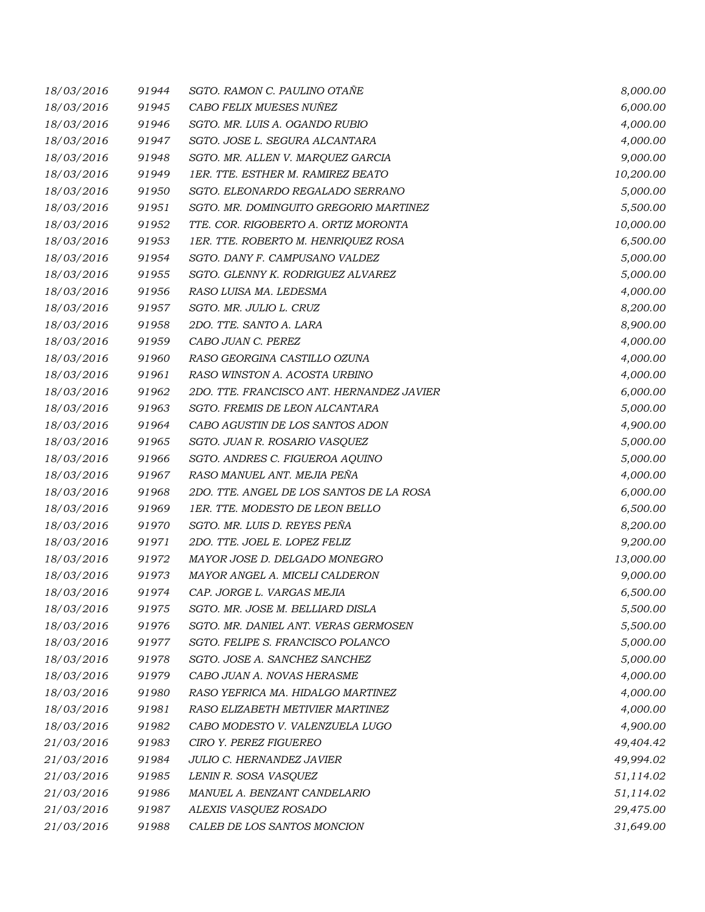| | | | |
|---|---|---|---|
| 18/03/2016 | 91944 | SGTO. RAMON C. PAULINO OTAÑE | 8,000.00 |
| 18/03/2016 | 91945 | CABO FELIX MUESES NUÑEZ | 6,000.00 |
| 18/03/2016 | 91946 | SGTO. MR. LUIS A. OGANDO RUBIO | 4,000.00 |
| 18/03/2016 | 91947 | SGTO. JOSE L. SEGURA ALCANTARA | 4,000.00 |
| 18/03/2016 | 91948 | SGTO. MR. ALLEN V. MARQUEZ GARCIA | 9,000.00 |
| 18/03/2016 | 91949 | 1ER. TTE. ESTHER M. RAMIREZ BEATO | 10,200.00 |
| 18/03/2016 | 91950 | SGTO. ELEONARDO REGALADO SERRANO | 5,000.00 |
| 18/03/2016 | 91951 | SGTO. MR. DOMINGUITO GREGORIO MARTINEZ | 5,500.00 |
| 18/03/2016 | 91952 | TTE. COR. RIGOBERTO A. ORTIZ MORONTA | 10,000.00 |
| 18/03/2016 | 91953 | 1ER. TTE. ROBERTO M. HENRIQUEZ ROSA | 6,500.00 |
| 18/03/2016 | 91954 | SGTO. DANY F. CAMPUSANO VALDEZ | 5,000.00 |
| 18/03/2016 | 91955 | SGTO. GLENNY K. RODRIGUEZ ALVAREZ | 5,000.00 |
| 18/03/2016 | 91956 | RASO LUISA MA. LEDESMA | 4,000.00 |
| 18/03/2016 | 91957 | SGTO. MR. JULIO L. CRUZ | 8,200.00 |
| 18/03/2016 | 91958 | 2DO. TTE. SANTO A. LARA | 8,900.00 |
| 18/03/2016 | 91959 | CABO JUAN C. PEREZ | 4,000.00 |
| 18/03/2016 | 91960 | RASO GEORGINA CASTILLO OZUNA | 4,000.00 |
| 18/03/2016 | 91961 | RASO WINSTON A. ACOSTA URBINO | 4,000.00 |
| 18/03/2016 | 91962 | 2DO. TTE. FRANCISCO ANT. HERNANDEZ JAVIER | 6,000.00 |
| 18/03/2016 | 91963 | SGTO. FREMIS DE LEON ALCANTARA | 5,000.00 |
| 18/03/2016 | 91964 | CABO AGUSTIN DE LOS SANTOS ADON | 4,900.00 |
| 18/03/2016 | 91965 | SGTO. JUAN R. ROSARIO VASQUEZ | 5,000.00 |
| 18/03/2016 | 91966 | SGTO. ANDRES C. FIGUEROA AQUINO | 5,000.00 |
| 18/03/2016 | 91967 | RASO MANUEL ANT. MEJIA PEÑA | 4,000.00 |
| 18/03/2016 | 91968 | 2DO. TTE. ANGEL DE LOS SANTOS DE LA ROSA | 6,000.00 |
| 18/03/2016 | 91969 | 1ER. TTE. MODESTO DE LEON BELLO | 6,500.00 |
| 18/03/2016 | 91970 | SGTO. MR. LUIS D. REYES PEÑA | 8,200.00 |
| 18/03/2016 | 91971 | 2DO. TTE. JOEL E. LOPEZ FELIZ | 9,200.00 |
| 18/03/2016 | 91972 | MAYOR JOSE D. DELGADO MONEGRO | 13,000.00 |
| 18/03/2016 | 91973 | MAYOR ANGEL A. MICELI CALDERON | 9,000.00 |
| 18/03/2016 | 91974 | CAP. JORGE L. VARGAS MEJIA | 6,500.00 |
| 18/03/2016 | 91975 | SGTO. MR. JOSE M. BELLIARD DISLA | 5,500.00 |
| 18/03/2016 | 91976 | SGTO. MR. DANIEL ANT. VERAS GERMOSEN | 5,500.00 |
| 18/03/2016 | 91977 | SGTO. FELIPE S. FRANCISCO POLANCO | 5,000.00 |
| 18/03/2016 | 91978 | SGTO. JOSE A. SANCHEZ SANCHEZ | 5,000.00 |
| 18/03/2016 | 91979 | CABO JUAN A. NOVAS HERASME | 4,000.00 |
| 18/03/2016 | 91980 | RASO YEFRICA MA. HIDALGO MARTINEZ | 4,000.00 |
| 18/03/2016 | 91981 | RASO ELIZABETH METIVIER MARTINEZ | 4,000.00 |
| 18/03/2016 | 91982 | CABO MODESTO V. VALENZUELA LUGO | 4,900.00 |
| 21/03/2016 | 91983 | CIRO Y. PEREZ FIGUEREO | 49,404.42 |
| 21/03/2016 | 91984 | JULIO C. HERNANDEZ JAVIER | 49,994.02 |
| 21/03/2016 | 91985 | LENIN R. SOSA VASQUEZ | 51,114.02 |
| 21/03/2016 | 91986 | MANUEL A. BENZANT CANDELARIO | 51,114.02 |
| 21/03/2016 | 91987 | ALEXIS VASQUEZ ROSADO | 29,475.00 |
| 21/03/2016 | 91988 | CALEB DE LOS SANTOS MONCION | 31,649.00 |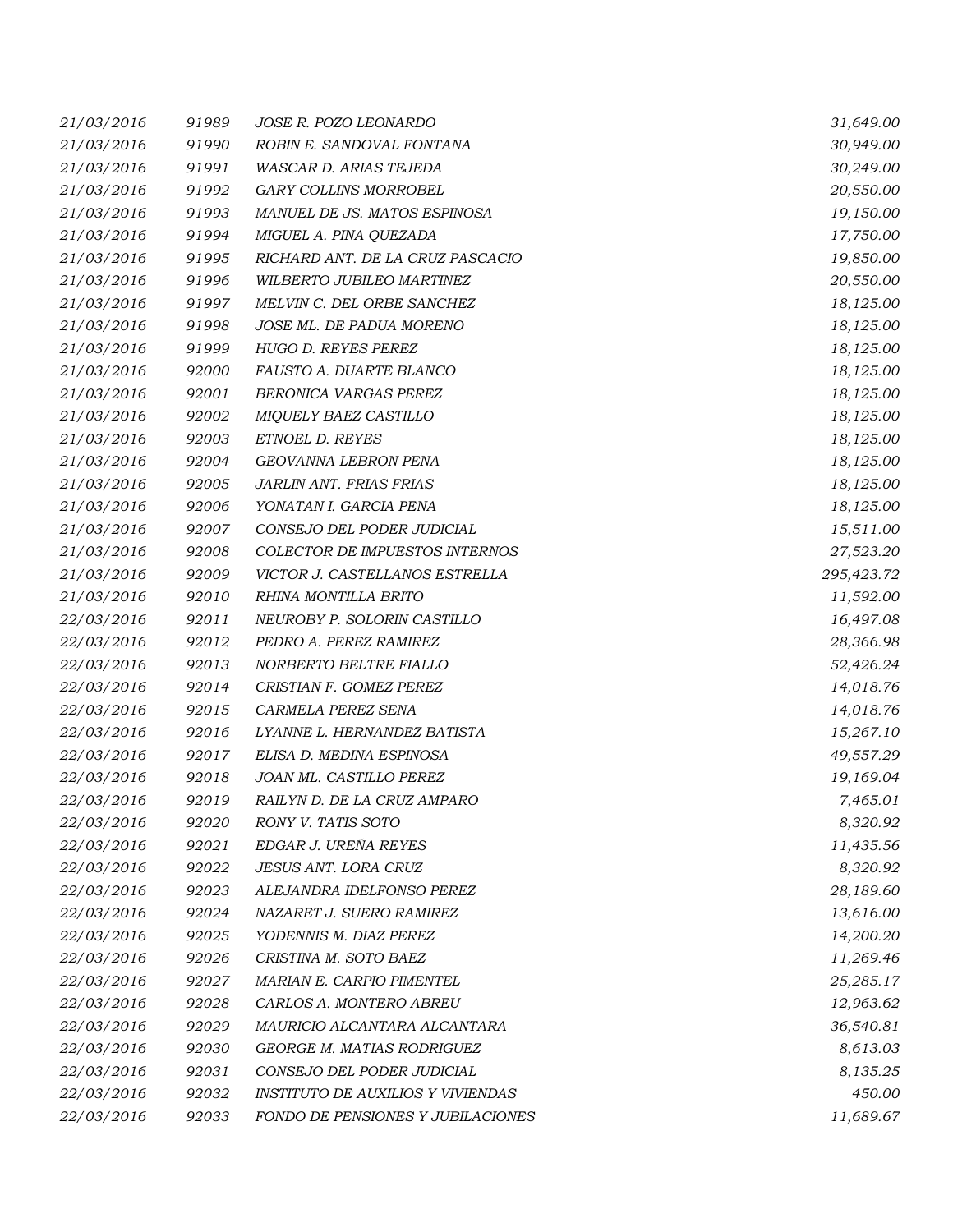| | | | |
|---|---|---|---|
| *21/03/2016* | *91989* | *JOSE R. POZO LEONARDO* | *31,649.00* |
| *21/03/2016* | *91990* | *ROBIN E. SANDOVAL FONTANA* | *30,949.00* |
| *21/03/2016* | *91991* | *WASCAR D. ARIAS TEJEDA* | *30,249.00* |
| *21/03/2016* | *91992* | *GARY COLLINS MORROBEL* | *20,550.00* |
| *21/03/2016* | *91993* | *MANUEL DE JS. MATOS ESPINOSA* | *19,150.00* |
| *21/03/2016* | *91994* | *MIGUEL A. PINA QUEZADA* | *17,750.00* |
| *21/03/2016* | *91995* | *RICHARD ANT. DE LA CRUZ PASCACIO* | *19,850.00* |
| *21/03/2016* | *91996* | *WILBERTO JUBILEO MARTINEZ* | *20,550.00* |
| *21/03/2016* | *91997* | *MELVIN C. DEL ORBE SANCHEZ* | *18,125.00* |
| *21/03/2016* | *91998* | *JOSE ML. DE PADUA MORENO* | *18,125.00* |
| *21/03/2016* | *91999* | *HUGO D. REYES PEREZ* | *18,125.00* |
| *21/03/2016* | *92000* | *FAUSTO A. DUARTE BLANCO* | *18,125.00* |
| *21/03/2016* | *92001* | *BERONICA VARGAS PEREZ* | *18,125.00* |
| *21/03/2016* | *92002* | *MIQUELY BAEZ CASTILLO* | *18,125.00* |
| *21/03/2016* | *92003* | *ETNOEL D. REYES* | *18,125.00* |
| *21/03/2016* | *92004* | *GEOVANNA LEBRON PENA* | *18,125.00* |
| *21/03/2016* | *92005* | *JARLIN ANT. FRIAS FRIAS* | *18,125.00* |
| *21/03/2016* | *92006* | *YONATAN I. GARCIA PENA* | *18,125.00* |
| *21/03/2016* | *92007* | *CONSEJO DEL PODER JUDICIAL* | *15,511.00* |
| *21/03/2016* | *92008* | *COLECTOR DE IMPUESTOS INTERNOS* | *27,523.20* |
| *21/03/2016* | *92009* | *VICTOR J. CASTELLANOS ESTRELLA* | *295,423.72* |
| *21/03/2016* | *92010* | *RHINA MONTILLA BRITO* | *11,592.00* |
| *22/03/2016* | *92011* | *NEUROBY P. SOLORIN CASTILLO* | *16,497.08* |
| *22/03/2016* | *92012* | *PEDRO A. PEREZ RAMIREZ* | *28,366.98* |
| *22/03/2016* | *92013* | *NORBERTO BELTRE FIALLO* | *52,426.24* |
| *22/03/2016* | *92014* | *CRISTIAN F. GOMEZ PEREZ* | *14,018.76* |
| *22/03/2016* | *92015* | *CARMELA PEREZ SENA* | *14,018.76* |
| *22/03/2016* | *92016* | *LYANNE L. HERNANDEZ BATISTA* | *15,267.10* |
| *22/03/2016* | *92017* | *ELISA D. MEDINA ESPINOSA* | *49,557.29* |
| *22/03/2016* | *92018* | *JOAN ML. CASTILLO PEREZ* | *19,169.04* |
| *22/03/2016* | *92019* | *RAILYN D. DE LA CRUZ AMPARO* | *7,465.01* |
| *22/03/2016* | *92020* | *RONY V. TATIS SOTO* | *8,320.92* |
| *22/03/2016* | *92021* | *EDGAR J. UREÑA REYES* | *11,435.56* |
| *22/03/2016* | *92022* | *JESUS ANT. LORA CRUZ* | *8,320.92* |
| *22/03/2016* | *92023* | *ALEJANDRA IDELFONSO PEREZ* | *28,189.60* |
| *22/03/2016* | *92024* | *NAZARET J. SUERO RAMIREZ* | *13,616.00* |
| *22/03/2016* | *92025* | *YODENNIS M. DIAZ PEREZ* | *14,200.20* |
| *22/03/2016* | *92026* | *CRISTINA M. SOTO BAEZ* | *11,269.46* |
| *22/03/2016* | *92027* | *MARIAN E. CARPIO PIMENTEL* | *25,285.17* |
| *22/03/2016* | *92028* | *CARLOS A. MONTERO ABREU* | *12,963.62* |
| *22/03/2016* | *92029* | *MAURICIO ALCANTARA ALCANTARA* | *36,540.81* |
| *22/03/2016* | *92030* | *GEORGE M. MATIAS RODRIGUEZ* | *8,613.03* |
| *22/03/2016* | *92031* | *CONSEJO DEL PODER JUDICIAL* | *8,135.25* |
| *22/03/2016* | *92032* | *INSTITUTO DE AUXILIOS Y VIVIENDAS* | *450.00* |
| *22/03/2016* | *92033* | *FONDO DE PENSIONES Y JUBILACIONES* | *11,689.67* |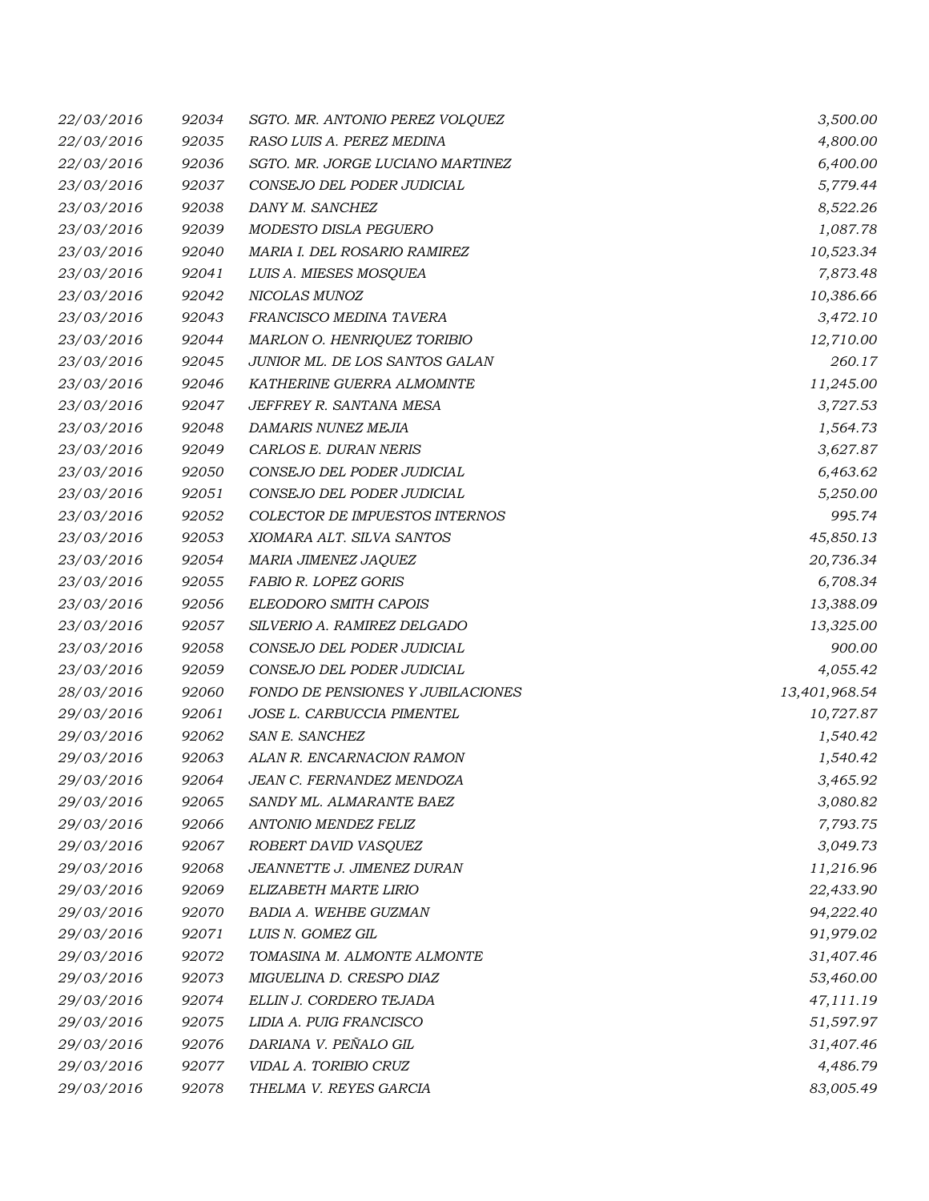| | | | |
|---|---|---|---|
| 22/03/2016 | 92034 | SGTO. MR. ANTONIO PEREZ VOLQUEZ | 3,500.00 |
| 22/03/2016 | 92035 | RASO LUIS A. PEREZ MEDINA | 4,800.00 |
| 22/03/2016 | 92036 | SGTO. MR. JORGE LUCIANO MARTINEZ | 6,400.00 |
| 23/03/2016 | 92037 | CONSEJO DEL PODER JUDICIAL | 5,779.44 |
| 23/03/2016 | 92038 | DANY M. SANCHEZ | 8,522.26 |
| 23/03/2016 | 92039 | MODESTO DISLA PEGUERO | 1,087.78 |
| 23/03/2016 | 92040 | MARIA I. DEL ROSARIO RAMIREZ | 10,523.34 |
| 23/03/2016 | 92041 | LUIS A. MIESES MOSQUEA | 7,873.48 |
| 23/03/2016 | 92042 | NICOLAS MUNOZ | 10,386.66 |
| 23/03/2016 | 92043 | FRANCISCO MEDINA TAVERA | 3,472.10 |
| 23/03/2016 | 92044 | MARLON O. HENRIQUEZ TORIBIO | 12,710.00 |
| 23/03/2016 | 92045 | JUNIOR ML. DE LOS SANTOS GALAN | 260.17 |
| 23/03/2016 | 92046 | KATHERINE GUERRA ALMOMNTE | 11,245.00 |
| 23/03/2016 | 92047 | JEFFREY R. SANTANA MESA | 3,727.53 |
| 23/03/2016 | 92048 | DAMARIS NUNEZ MEJIA | 1,564.73 |
| 23/03/2016 | 92049 | CARLOS E. DURAN NERIS | 3,627.87 |
| 23/03/2016 | 92050 | CONSEJO DEL PODER JUDICIAL | 6,463.62 |
| 23/03/2016 | 92051 | CONSEJO DEL PODER JUDICIAL | 5,250.00 |
| 23/03/2016 | 92052 | COLECTOR DE IMPUESTOS INTERNOS | 995.74 |
| 23/03/2016 | 92053 | XIOMARA ALT. SILVA SANTOS | 45,850.13 |
| 23/03/2016 | 92054 | MARIA JIMENEZ JAQUEZ | 20,736.34 |
| 23/03/2016 | 92055 | FABIO R. LOPEZ GORIS | 6,708.34 |
| 23/03/2016 | 92056 | ELEODORO SMITH CAPOIS | 13,388.09 |
| 23/03/2016 | 92057 | SILVERIO A. RAMIREZ DELGADO | 13,325.00 |
| 23/03/2016 | 92058 | CONSEJO DEL PODER JUDICIAL | 900.00 |
| 23/03/2016 | 92059 | CONSEJO DEL PODER JUDICIAL | 4,055.42 |
| 28/03/2016 | 92060 | FONDO DE PENSIONES Y JUBILACIONES | 13,401,968.54 |
| 29/03/2016 | 92061 | JOSE L. CARBUCCIA PIMENTEL | 10,727.87 |
| 29/03/2016 | 92062 | SAN E. SANCHEZ | 1,540.42 |
| 29/03/2016 | 92063 | ALAN R. ENCARNACION RAMON | 1,540.42 |
| 29/03/2016 | 92064 | JEAN C. FERNANDEZ MENDOZA | 3,465.92 |
| 29/03/2016 | 92065 | SANDY ML. ALMARANTE BAEZ | 3,080.82 |
| 29/03/2016 | 92066 | ANTONIO MENDEZ FELIZ | 7,793.75 |
| 29/03/2016 | 92067 | ROBERT DAVID VASQUEZ | 3,049.73 |
| 29/03/2016 | 92068 | JEANNETTE J. JIMENEZ DURAN | 11,216.96 |
| 29/03/2016 | 92069 | ELIZABETH MARTE LIRIO | 22,433.90 |
| 29/03/2016 | 92070 | BADIA A. WEHBE GUZMAN | 94,222.40 |
| 29/03/2016 | 92071 | LUIS N. GOMEZ GIL | 91,979.02 |
| 29/03/2016 | 92072 | TOMASINA M. ALMONTE ALMONTE | 31,407.46 |
| 29/03/2016 | 92073 | MIGUELINA D. CRESPO DIAZ | 53,460.00 |
| 29/03/2016 | 92074 | ELLIN J. CORDERO TEJADA | 47,111.19 |
| 29/03/2016 | 92075 | LIDIA A. PUIG FRANCISCO | 51,597.97 |
| 29/03/2016 | 92076 | DARIANA V. PEÑALO GIL | 31,407.46 |
| 29/03/2016 | 92077 | VIDAL A. TORIBIO CRUZ | 4,486.79 |
| 29/03/2016 | 92078 | THELMA V. REYES GARCIA | 83,005.49 |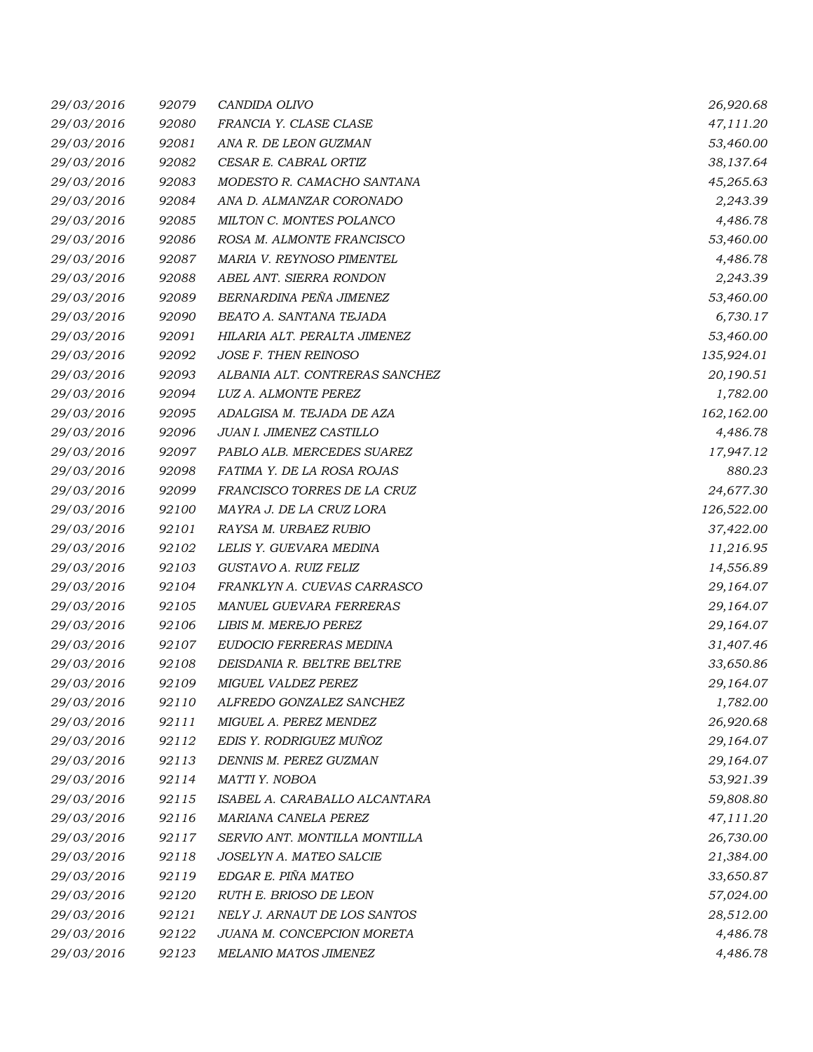| | | | |
|---|---|---|---|
| 29/03/2016 | 92079 | CANDIDA OLIVO | 26,920.68 |
| 29/03/2016 | 92080 | FRANCIA Y. CLASE CLASE | 47,111.20 |
| 29/03/2016 | 92081 | ANA R. DE LEON GUZMAN | 53,460.00 |
| 29/03/2016 | 92082 | CESAR E. CABRAL ORTIZ | 38,137.64 |
| 29/03/2016 | 92083 | MODESTO R. CAMACHO SANTANA | 45,265.63 |
| 29/03/2016 | 92084 | ANA D. ALMANZAR CORONADO | 2,243.39 |
| 29/03/2016 | 92085 | MILTON C. MONTES POLANCO | 4,486.78 |
| 29/03/2016 | 92086 | ROSA M. ALMONTE FRANCISCO | 53,460.00 |
| 29/03/2016 | 92087 | MARIA V. REYNOSO PIMENTEL | 4,486.78 |
| 29/03/2016 | 92088 | ABEL ANT. SIERRA RONDON | 2,243.39 |
| 29/03/2016 | 92089 | BERNARDINA PEÑA JIMENEZ | 53,460.00 |
| 29/03/2016 | 92090 | BEATO A. SANTANA TEJADA | 6,730.17 |
| 29/03/2016 | 92091 | HILARIA ALT. PERALTA JIMENEZ | 53,460.00 |
| 29/03/2016 | 92092 | JOSE F. THEN REINOSO | 135,924.01 |
| 29/03/2016 | 92093 | ALBANIA ALT. CONTRERAS SANCHEZ | 20,190.51 |
| 29/03/2016 | 92094 | LUZ A. ALMONTE PEREZ | 1,782.00 |
| 29/03/2016 | 92095 | ADALGISA M. TEJADA DE AZA | 162,162.00 |
| 29/03/2016 | 92096 | JUAN I. JIMENEZ CASTILLO | 4,486.78 |
| 29/03/2016 | 92097 | PABLO ALB. MERCEDES SUAREZ | 17,947.12 |
| 29/03/2016 | 92098 | FATIMA Y. DE LA ROSA ROJAS | 880.23 |
| 29/03/2016 | 92099 | FRANCISCO TORRES DE LA CRUZ | 24,677.30 |
| 29/03/2016 | 92100 | MAYRA J. DE LA CRUZ LORA | 126,522.00 |
| 29/03/2016 | 92101 | RAYSA M. URBAEZ RUBIO | 37,422.00 |
| 29/03/2016 | 92102 | LELIS Y. GUEVARA MEDINA | 11,216.95 |
| 29/03/2016 | 92103 | GUSTAVO A. RUIZ FELIZ | 14,556.89 |
| 29/03/2016 | 92104 | FRANKLYN A. CUEVAS CARRASCO | 29,164.07 |
| 29/03/2016 | 92105 | MANUEL GUEVARA FERRERAS | 29,164.07 |
| 29/03/2016 | 92106 | LIBIS M. MEREJO PEREZ | 29,164.07 |
| 29/03/2016 | 92107 | EUDOCIO FERRERAS MEDINA | 31,407.46 |
| 29/03/2016 | 92108 | DEISDANIA R. BELTRE BELTRE | 33,650.86 |
| 29/03/2016 | 92109 | MIGUEL VALDEZ PEREZ | 29,164.07 |
| 29/03/2016 | 92110 | ALFREDO GONZALEZ SANCHEZ | 1,782.00 |
| 29/03/2016 | 92111 | MIGUEL A. PEREZ MENDEZ | 26,920.68 |
| 29/03/2016 | 92112 | EDIS Y. RODRIGUEZ MUÑOZ | 29,164.07 |
| 29/03/2016 | 92113 | DENNIS M. PEREZ GUZMAN | 29,164.07 |
| 29/03/2016 | 92114 | MATTI Y. NOBOA | 53,921.39 |
| 29/03/2016 | 92115 | ISABEL A. CARABALLO ALCANTARA | 59,808.80 |
| 29/03/2016 | 92116 | MARIANA CANELA PEREZ | 47,111.20 |
| 29/03/2016 | 92117 | SERVIO ANT. MONTILLA MONTILLA | 26,730.00 |
| 29/03/2016 | 92118 | JOSELYN A. MATEO SALCIE | 21,384.00 |
| 29/03/2016 | 92119 | EDGAR E. PIÑA MATEO | 33,650.87 |
| 29/03/2016 | 92120 | RUTH E. BRIOSO DE LEON | 57,024.00 |
| 29/03/2016 | 92121 | NELY J. ARNAUT DE LOS SANTOS | 28,512.00 |
| 29/03/2016 | 92122 | JUANA M. CONCEPCION MORETA | 4,486.78 |
| 29/03/2016 | 92123 | MELANIO MATOS JIMENEZ | 4,486.78 |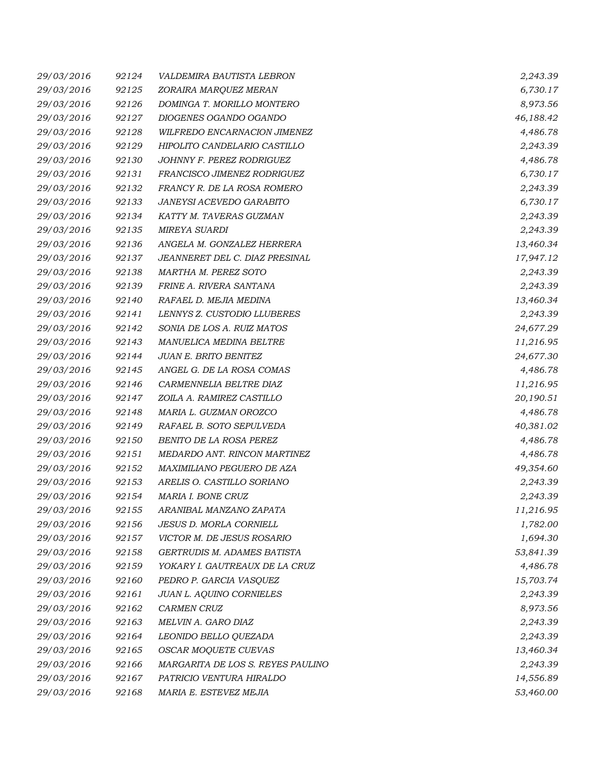| | | | |
|---|---|---|---|
| 29/03/2016 | 92124 | VALDEMIRA BAUTISTA LEBRON | 2,243.39 |
| 29/03/2016 | 92125 | ZORAIRA MARQUEZ MERAN | 6,730.17 |
| 29/03/2016 | 92126 | DOMINGA T. MORILLO MONTERO | 8,973.56 |
| 29/03/2016 | 92127 | DIOGENES OGANDO OGANDO | 46,188.42 |
| 29/03/2016 | 92128 | WILFREDO ENCARNACION JIMENEZ | 4,486.78 |
| 29/03/2016 | 92129 | HIPOLITO CANDELARIO CASTILLO | 2,243.39 |
| 29/03/2016 | 92130 | JOHNNY F. PEREZ RODRIGUEZ | 4,486.78 |
| 29/03/2016 | 92131 | FRANCISCO JIMENEZ RODRIGUEZ | 6,730.17 |
| 29/03/2016 | 92132 | FRANCY R. DE LA ROSA ROMERO | 2,243.39 |
| 29/03/2016 | 92133 | JANEYSI ACEVEDO GARABITO | 6,730.17 |
| 29/03/2016 | 92134 | KATTY M. TAVERAS GUZMAN | 2,243.39 |
| 29/03/2016 | 92135 | MIREYA SUARDI | 2,243.39 |
| 29/03/2016 | 92136 | ANGELA M. GONZALEZ HERRERA | 13,460.34 |
| 29/03/2016 | 92137 | JEANNERET DEL C. DIAZ PRESINAL | 17,947.12 |
| 29/03/2016 | 92138 | MARTHA M. PEREZ SOTO | 2,243.39 |
| 29/03/2016 | 92139 | FRINE A. RIVERA SANTANA | 2,243.39 |
| 29/03/2016 | 92140 | RAFAEL D. MEJIA MEDINA | 13,460.34 |
| 29/03/2016 | 92141 | LENNYS Z. CUSTODIO LLUBERES | 2,243.39 |
| 29/03/2016 | 92142 | SONIA DE LOS A. RUIZ MATOS | 24,677.29 |
| 29/03/2016 | 92143 | MANUELICA MEDINA BELTRE | 11,216.95 |
| 29/03/2016 | 92144 | JUAN E. BRITO BENITEZ | 24,677.30 |
| 29/03/2016 | 92145 | ANGEL G. DE LA ROSA COMAS | 4,486.78 |
| 29/03/2016 | 92146 | CARMENNELIA BELTRE DIAZ | 11,216.95 |
| 29/03/2016 | 92147 | ZOILA A. RAMIREZ CASTILLO | 20,190.51 |
| 29/03/2016 | 92148 | MARIA L. GUZMAN OROZCO | 4,486.78 |
| 29/03/2016 | 92149 | RAFAEL B. SOTO SEPULVEDA | 40,381.02 |
| 29/03/2016 | 92150 | BENITO DE LA ROSA PEREZ | 4,486.78 |
| 29/03/2016 | 92151 | MEDARDO ANT. RINCON MARTINEZ | 4,486.78 |
| 29/03/2016 | 92152 | MAXIMILIANO PEGUERO DE AZA | 49,354.60 |
| 29/03/2016 | 92153 | ARELIS O. CASTILLO SORIANO | 2,243.39 |
| 29/03/2016 | 92154 | MARIA I. BONE CRUZ | 2,243.39 |
| 29/03/2016 | 92155 | ARANIBAL MANZANO ZAPATA | 11,216.95 |
| 29/03/2016 | 92156 | JESUS D. MORLA CORNIELL | 1,782.00 |
| 29/03/2016 | 92157 | VICTOR M. DE JESUS ROSARIO | 1,694.30 |
| 29/03/2016 | 92158 | GERTRUDIS M. ADAMES BATISTA | 53,841.39 |
| 29/03/2016 | 92159 | YOKARY I. GAUTREAUX DE LA CRUZ | 4,486.78 |
| 29/03/2016 | 92160 | PEDRO P. GARCIA VASQUEZ | 15,703.74 |
| 29/03/2016 | 92161 | JUAN L. AQUINO CORNIELES | 2,243.39 |
| 29/03/2016 | 92162 | CARMEN CRUZ | 8,973.56 |
| 29/03/2016 | 92163 | MELVIN A. GARO DIAZ | 2,243.39 |
| 29/03/2016 | 92164 | LEONIDO BELLO QUEZADA | 2,243.39 |
| 29/03/2016 | 92165 | OSCAR MOQUETE CUEVAS | 13,460.34 |
| 29/03/2016 | 92166 | MARGARITA DE LOS S. REYES PAULINO | 2,243.39 |
| 29/03/2016 | 92167 | PATRICIO VENTURA HIRALDO | 14,556.89 |
| 29/03/2016 | 92168 | MARIA E. ESTEVEZ MEJIA | 53,460.00 |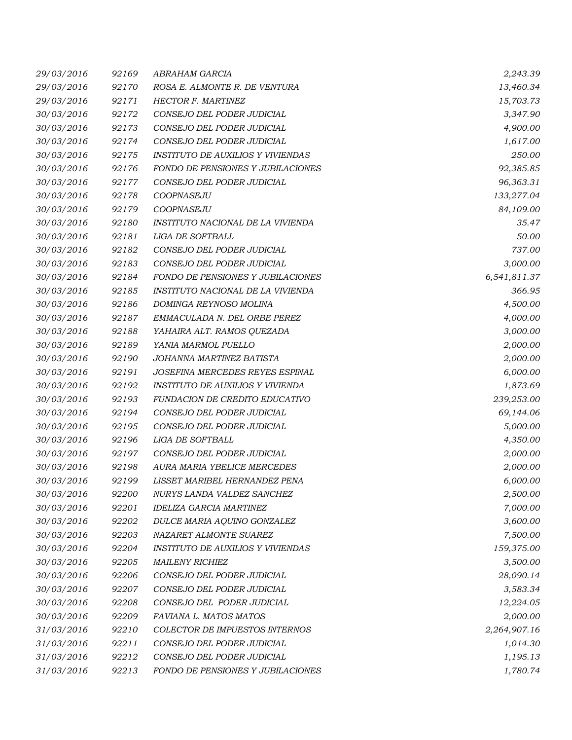| | | | |
|---|---|---|---|
| 29/03/2016 | 92169 | ABRAHAM GARCIA | 2,243.39 |
| 29/03/2016 | 92170 | ROSA E. ALMONTE R. DE VENTURA | 13,460.34 |
| 29/03/2016 | 92171 | HECTOR F. MARTINEZ | 15,703.73 |
| 30/03/2016 | 92172 | CONSEJO DEL PODER JUDICIAL | 3,347.90 |
| 30/03/2016 | 92173 | CONSEJO DEL PODER JUDICIAL | 4,900.00 |
| 30/03/2016 | 92174 | CONSEJO DEL PODER JUDICIAL | 1,617.00 |
| 30/03/2016 | 92175 | INSTITUTO DE AUXILIOS Y VIVIENDAS | 250.00 |
| 30/03/2016 | 92176 | FONDO DE PENSIONES Y JUBILACIONES | 92,385.85 |
| 30/03/2016 | 92177 | CONSEJO DEL PODER JUDICIAL | 96,363.31 |
| 30/03/2016 | 92178 | COOPNASEJU | 133,277.04 |
| 30/03/2016 | 92179 | COOPNASEJU | 84,109.00 |
| 30/03/2016 | 92180 | INSTITUTO NACIONAL DE LA VIVIENDA | 35.47 |
| 30/03/2016 | 92181 | LIGA DE SOFTBALL | 50.00 |
| 30/03/2016 | 92182 | CONSEJO DEL PODER JUDICIAL | 737.00 |
| 30/03/2016 | 92183 | CONSEJO DEL PODER JUDICIAL | 3,000.00 |
| 30/03/2016 | 92184 | FONDO DE PENSIONES Y JUBILACIONES | 6,541,811.37 |
| 30/03/2016 | 92185 | INSTITUTO NACIONAL DE LA VIVIENDA | 366.95 |
| 30/03/2016 | 92186 | DOMINGA REYNOSO MOLINA | 4,500.00 |
| 30/03/2016 | 92187 | EMMACULADA N. DEL ORBE PEREZ | 4,000.00 |
| 30/03/2016 | 92188 | YAHAIRA ALT. RAMOS QUEZADA | 3,000.00 |
| 30/03/2016 | 92189 | YANIA MARMOL PUELLO | 2,000.00 |
| 30/03/2016 | 92190 | JOHANNA MARTINEZ BATISTA | 2,000.00 |
| 30/03/2016 | 92191 | JOSEFINA MERCEDES REYES ESPINAL | 6,000.00 |
| 30/03/2016 | 92192 | INSTITUTO DE AUXILIOS Y VIVIENDA | 1,873.69 |
| 30/03/2016 | 92193 | FUNDACION DE CREDITO EDUCATIVO | 239,253.00 |
| 30/03/2016 | 92194 | CONSEJO DEL PODER JUDICIAL | 69,144.06 |
| 30/03/2016 | 92195 | CONSEJO DEL PODER JUDICIAL | 5,000.00 |
| 30/03/2016 | 92196 | LIGA DE SOFTBALL | 4,350.00 |
| 30/03/2016 | 92197 | CONSEJO DEL PODER JUDICIAL | 2,000.00 |
| 30/03/2016 | 92198 | AURA MARIA YBELICE MERCEDES | 2,000.00 |
| 30/03/2016 | 92199 | LISSET MARIBEL HERNANDEZ PENA | 6,000.00 |
| 30/03/2016 | 92200 | NURYS LANDA VALDEZ SANCHEZ | 2,500.00 |
| 30/03/2016 | 92201 | IDELIZA GARCIA MARTINEZ | 7,000.00 |
| 30/03/2016 | 92202 | DULCE MARIA AQUINO GONZALEZ | 3,600.00 |
| 30/03/2016 | 92203 | NAZARET ALMONTE SUAREZ | 7,500.00 |
| 30/03/2016 | 92204 | INSTITUTO DE AUXILIOS Y VIVIENDAS | 159,375.00 |
| 30/03/2016 | 92205 | MAILENY RICHIEZ | 3,500.00 |
| 30/03/2016 | 92206 | CONSEJO DEL PODER JUDICIAL | 28,090.14 |
| 30/03/2016 | 92207 | CONSEJO DEL PODER JUDICIAL | 3,583.34 |
| 30/03/2016 | 92208 | CONSEJO DEL PODER JUDICIAL | 12,224.05 |
| 30/03/2016 | 92209 | FAVIANA L. MATOS MATOS | 2,000.00 |
| 31/03/2016 | 92210 | COLECTOR DE IMPUESTOS INTERNOS | 2,264,907.16 |
| 31/03/2016 | 92211 | CONSEJO DEL PODER JUDICIAL | 1,014.30 |
| 31/03/2016 | 92212 | CONSEJO DEL PODER JUDICIAL | 1,195.13 |
| 31/03/2016 | 92213 | FONDO DE PENSIONES Y JUBILACIONES | 1,780.74 |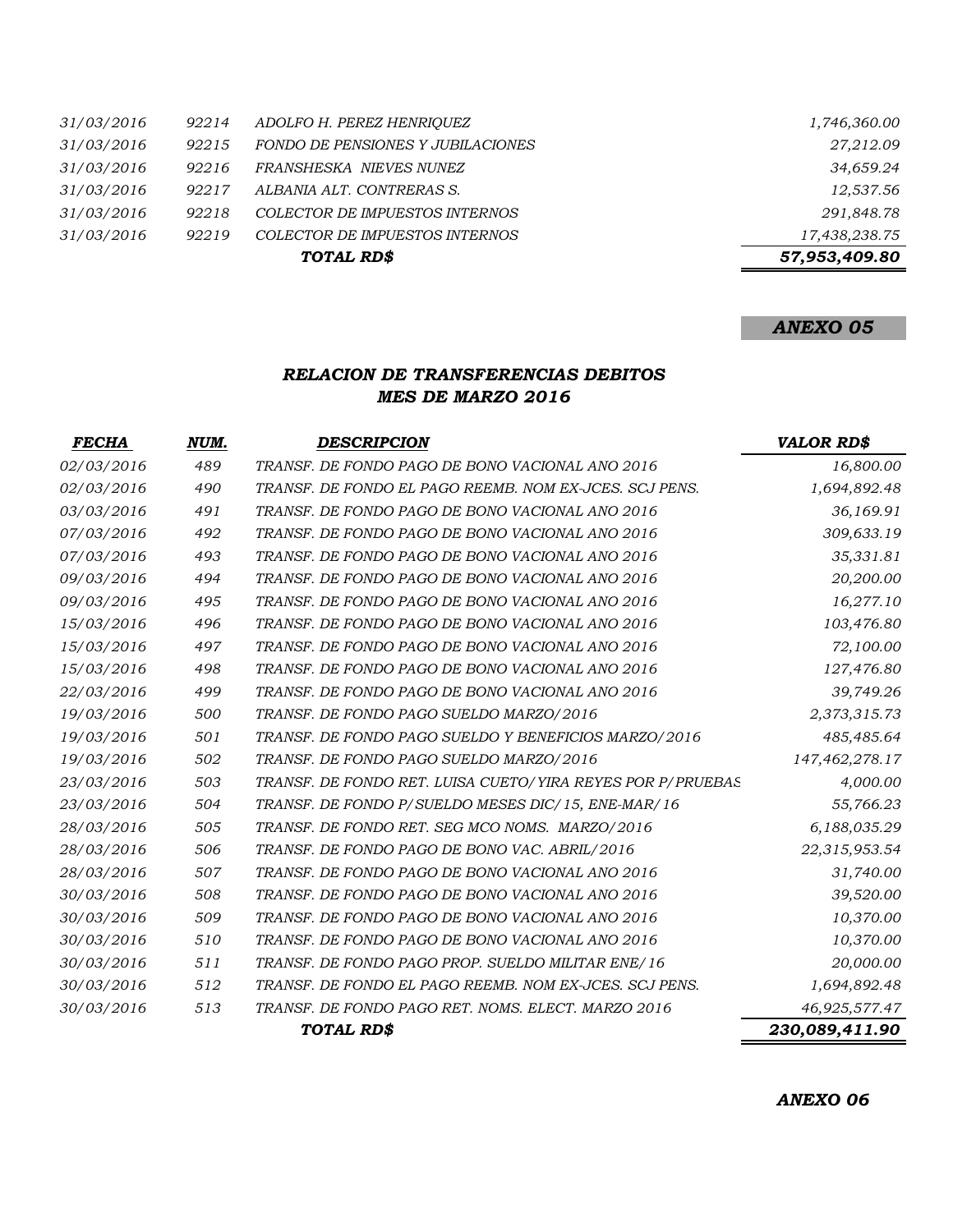| | | | |
|---|---|---|---|
| *31/03/2016* | *92214* | *ADOLFO H. PEREZ HENRIQUEZ* | *1,746,360.00* |
| *31/03/2016* | *92215* | *FONDO DE PENSIONES Y JUBILACIONES* | *27,212.09* |
| *31/03/2016* | *92216* | *FRANSHESKA NIEVES NUNEZ* | *34,659.24* |
| *31/03/2016* | *92217* | *ALBANIA ALT. CONTRERAS S.* | *12,537.56* |
| *31/03/2016* | *92218* | *COLECTOR DE IMPUESTOS INTERNOS* | *291,848.78* |
| *31/03/2016* | *92219* | *COLECTOR DE IMPUESTOS INTERNOS* | *17,438,238.75* |
| | | ***TOTAL RD$*** | ***57,953,409.80*** |

***ANEXO 05***

## *RELACION DE TRANSFERENCIAS DEBITOS*
## *MES DE MARZO 2016*

| ***FECHA*** | ***NUM.*** | ***DESCRIPCION*** | ***VALOR RD$*** |
|---|---|---|---|
| *02/03/2016* | *489* | *TRANSF. DE FONDO PAGO DE BONO VACIONAL ANO 2016* | *16,800.00* |
| *02/03/2016* | *490* | *TRANSF. DE FONDO EL PAGO REEMB. NOM EX-JCES. SCJ PENS.* | *1,694,892.48* |
| *03/03/2016* | *491* | *TRANSF. DE FONDO PAGO DE BONO VACIONAL ANO 2016* | *36,169.91* |
| *07/03/2016* | *492* | *TRANSF. DE FONDO PAGO DE BONO VACIONAL ANO 2016* | *309,633.19* |
| *07/03/2016* | *493* | *TRANSF. DE FONDO PAGO DE BONO VACIONAL ANO 2016* | *35,331.81* |
| *09/03/2016* | *494* | *TRANSF. DE FONDO PAGO DE BONO VACIONAL ANO 2016* | *20,200.00* |
| *09/03/2016* | *495* | *TRANSF. DE FONDO PAGO DE BONO VACIONAL ANO 2016* | *16,277.10* |
| *15/03/2016* | *496* | *TRANSF. DE FONDO PAGO DE BONO VACIONAL ANO 2016* | *103,476.80* |
| *15/03/2016* | *497* | *TRANSF. DE FONDO PAGO DE BONO VACIONAL ANO 2016* | *72,100.00* |
| *15/03/2016* | *498* | *TRANSF. DE FONDO PAGO DE BONO VACIONAL ANO 2016* | *127,476.80* |
| *22/03/2016* | *499* | *TRANSF. DE FONDO PAGO DE BONO VACIONAL ANO 2016* | *39,749.26* |
| *19/03/2016* | *500* | *TRANSF. DE FONDO PAGO SUELDO MARZO/2016* | *2,373,315.73* |
| *19/03/2016* | *501* | *TRANSF. DE FONDO PAGO SUELDO Y BENEFICIOS MARZO/2016* | *485,485.64* |
| *19/03/2016* | *502* | *TRANSF. DE FONDO PAGO SUELDO MARZO/2016* | *147,462,278.17* |
| *23/03/2016* | *503* | *TRANSF. DE FONDO RET. LUISA CUETO/YIRA REYES POR P/PRUEBAS* | *4,000.00* |
| *23/03/2016* | *504* | *TRANSF. DE FONDO P/SUELDO MESES DIC/15, ENE-MAR/16* | *55,766.23* |
| *28/03/2016* | *505* | *TRANSF. DE FONDO RET. SEG MCO NOMS. MARZO/2016* | *6,188,035.29* |
| *28/03/2016* | *506* | *TRANSF. DE FONDO PAGO DE BONO VAC. ABRIL/2016* | *22,315,953.54* |
| *28/03/2016* | *507* | *TRANSF. DE FONDO PAGO DE BONO VACIONAL ANO 2016* | *31,740.00* |
| *30/03/2016* | *508* | *TRANSF. DE FONDO PAGO DE BONO VACIONAL ANO 2016* | *39,520.00* |
| *30/03/2016* | *509* | *TRANSF. DE FONDO PAGO DE BONO VACIONAL ANO 2016* | *10,370.00* |
| *30/03/2016* | *510* | *TRANSF. DE FONDO PAGO DE BONO VACIONAL ANO 2016* | *10,370.00* |
| *30/03/2016* | *511* | *TRANSF. DE FONDO PAGO PROP. SUELDO MILITAR ENE/16* | *20,000.00* |
| *30/03/2016* | *512* | *TRANSF. DE FONDO EL PAGO REEMB. NOM EX-JCES. SCJ PENS.* | *1,694,892.48* |
| *30/03/2016* | *513* | *TRANSF. DE FONDO PAGO RET. NOMS. ELECT. MARZO 2016* | *46,925,577.47* |
| | | ***TOTAL RD$*** | ***230,089,411.90*** |

***ANEXO 06***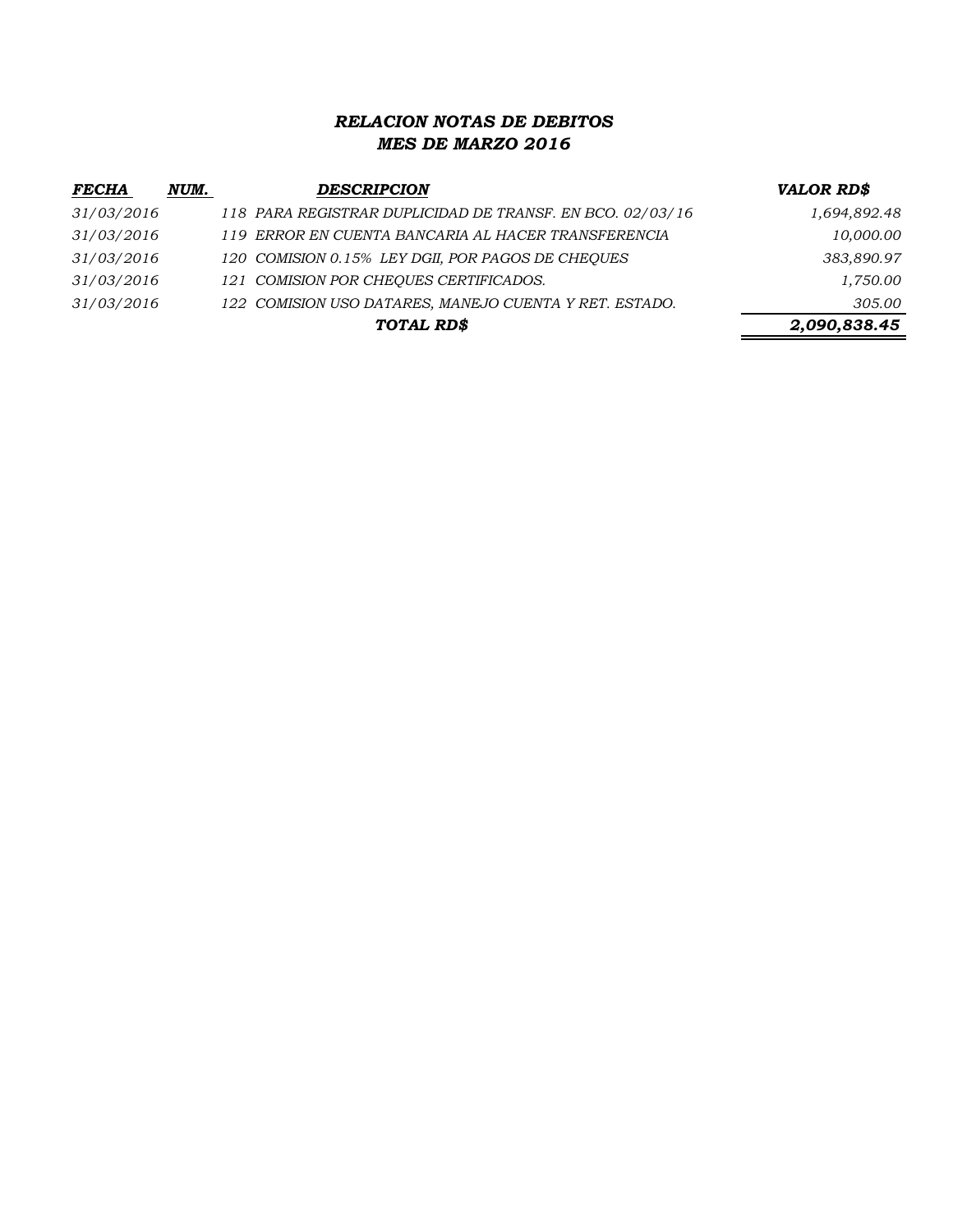***RELACION NOTAS DE DEBITOS***
***MES DE MARZO 2016***

| *FECHA* | *NUM.* | *DESCRIPCION* | *VALOR RD$* |
|---|---|---|---|
| *31/03/2016* | *118* | *PARA REGISTRAR DUPLICIDAD DE TRANSF. EN BCO. 02/03/16* | *1,694,892.48* |
| *31/03/2016* | *119* | *ERROR EN CUENTA BANCARIA AL HACER TRANSFERENCIA* | *10,000.00* |
| *31/03/2016* | *120* | *COMISION 0.15% LEY DGII, POR PAGOS DE CHEQUES* | *383,890.97* |
| *31/03/2016* | *121* | *COMISION POR CHEQUES CERTIFICADOS.* | *1,750.00* |
| *31/03/2016* | *122* | *COMISION USO DATARES, MANEJO CUENTA Y RET. ESTADO.* | *305.00* |
| | | ***TOTAL RD$*** | ***2,090,838.45*** |